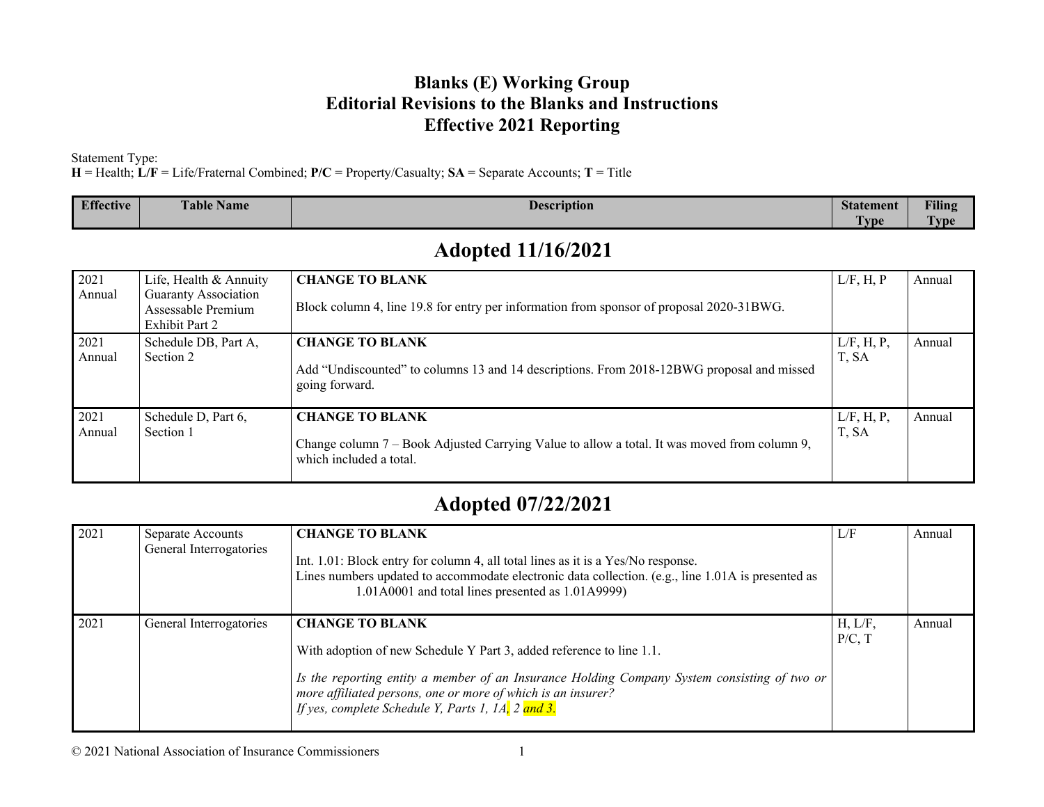# Blanks (E) Working Group
# Editorial Revisions to the Blanks and Instructions
# Effective 2021 Reporting

Statement Type:
**H** = Health; **L/F** = Life/Fraternal Combined; **P/C** = Property/Casualty; **SA** = Separate Accounts; **T** = Title

| Effective | Table Name | Description | Statement Type | Filing Type |
|---|---|---|---|---|

## Adopted 11/16/2021

| Effective | Table Name | Description | Statement Type | Filing Type |
|---|---|---|---|---|
| 2021 Annual | Life, Health & Annuity Guaranty Association Assessable Premium Exhibit Part 2 | **CHANGE TO BLANK**<br><br>Block column 4, line 19.8 for entry per information from sponsor of proposal 2020-31BWG. | L/F, H, P | Annual |
| 2021 Annual | Schedule DB, Part A, Section 2 | **CHANGE TO BLANK**<br><br>Add "Undiscounted" to columns 13 and 14 descriptions. From 2018-12BWG proposal and missed going forward. | L/F, H, P, T, SA | Annual |
| 2021 Annual | Schedule D, Part 6, Section 1 | **CHANGE TO BLANK**<br><br>Change column 7 – Book Adjusted Carrying Value to allow a total. It was moved from column 9, which included a total. | L/F, H, P, T, SA | Annual |

## Adopted 07/22/2021

| Effective | Table Name | Description | Statement Type | Filing Type |
|---|---|---|---|---|
| 2021 | Separate Accounts General Interrogatories | **CHANGE TO BLANK**<br><br>Int. 1.01: Block entry for column 4, all total lines as it is a Yes/No response.<br>Lines numbers updated to accommodate electronic data collection. (e.g., line 1.01A is presented as 1.01A0001 and total lines presented as 1.01A9999) | L/F | Annual |
| 2021 | General Interrogatories | **CHANGE TO BLANK**<br><br>With adoption of new Schedule Y Part 3, added reference to line 1.1.<br><br>*Is the reporting entity a member of an Insurance Holding Company System consisting of two or more affiliated persons, one or more of which is an insurer?*<br>*If yes, complete Schedule Y, Parts 1, 1A, 2 and 3.* | H, L/F, P/C, T | Annual |

© 2021 National Association of Insurance Commissioners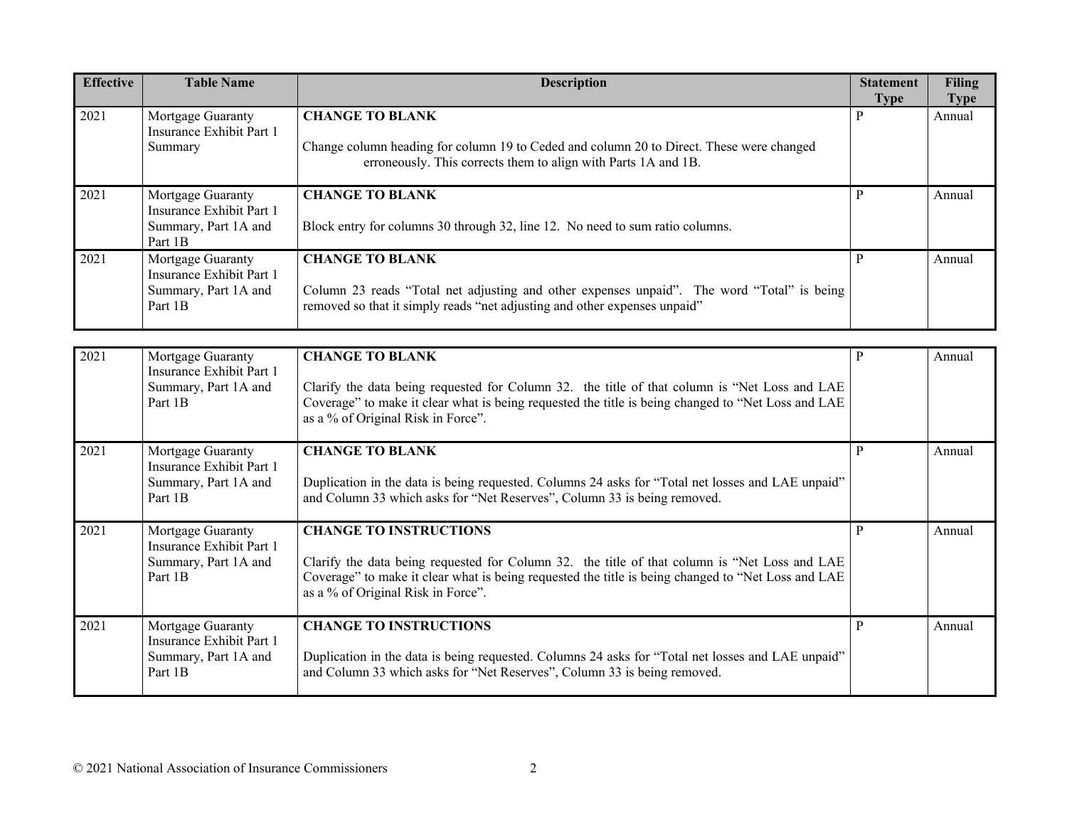| Effective | Table Name | Description | Statement Type | Filing Type |
|---|---|---|---|---|
| 2021 | Mortgage Guaranty Insurance Exhibit Part 1 Summary | **CHANGE TO BLANK**<br><br>Change column heading for column 19 to Ceded and column 20 to Direct. These were changed erroneously. This corrects them to align with Parts 1A and 1B. | P | Annual |
| 2021 | Mortgage Guaranty Insurance Exhibit Part 1 Summary, Part 1A and Part 1B | **CHANGE TO BLANK**<br><br>Block entry for columns 30 through 32, line 12. No need to sum ratio columns. | P | Annual |
| 2021 | Mortgage Guaranty Insurance Exhibit Part 1 Summary, Part 1A and Part 1B | **CHANGE TO BLANK**<br><br>Column 23 reads "Total net adjusting and other expenses unpaid". The word "Total" is being removed so that it simply reads "net adjusting and other expenses unpaid" | P | Annual |
| 2021 | Mortgage Guaranty Insurance Exhibit Part 1 Summary, Part 1A and Part 1B | **CHANGE TO BLANK**<br><br>Clarify the data being requested for Column 32. the title of that column is "Net Loss and LAE Coverage" to make it clear what is being requested the title is being changed to "Net Loss and LAE as a % of Original Risk in Force". | P | Annual |
| 2021 | Mortgage Guaranty Insurance Exhibit Part 1 Summary, Part 1A and Part 1B | **CHANGE TO BLANK**<br><br>Duplication in the data is being requested. Columns 24 asks for "Total net losses and LAE unpaid" and Column 33 which asks for "Net Reserves", Column 33 is being removed. | P | Annual |
| 2021 | Mortgage Guaranty Insurance Exhibit Part 1 Summary, Part 1A and Part 1B | **CHANGE TO INSTRUCTIONS**<br><br>Clarify the data being requested for Column 32. the title of that column is "Net Loss and LAE Coverage" to make it clear what is being requested the title is being changed to "Net Loss and LAE as a % of Original Risk in Force". | P | Annual |
| 2021 | Mortgage Guaranty Insurance Exhibit Part 1 Summary, Part 1A and Part 1B | **CHANGE TO INSTRUCTIONS**<br><br>Duplication in the data is being requested. Columns 24 asks for "Total net losses and LAE unpaid" and Column 33 which asks for "Net Reserves", Column 33 is being removed. | P | Annual |

© 2021 National Association of Insurance Commissioners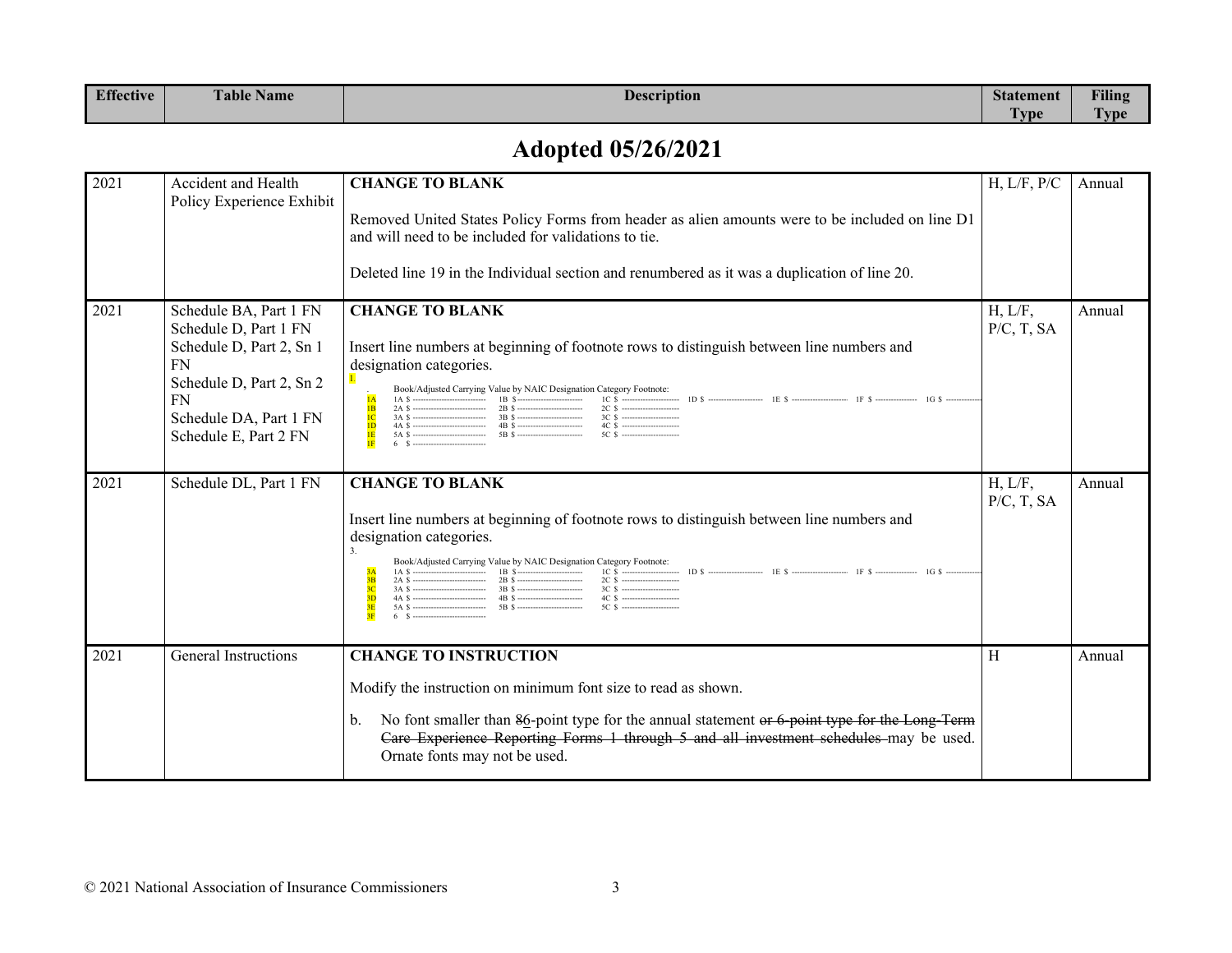| Effective | Table Name | Description | Statement Type | Filing Type |
|---|---|---|---|---|

## Adopted 05/26/2021

| Effective | Table Name | Description | Statement Type | Filing Type |
|---|---|---|---|---|
| 2021 | Accident and Health Policy Experience Exhibit | **CHANGE TO BLANK**<br><br>Removed United States Policy Forms from header as alien amounts were to be included on line D1 and will need to be included for validations to tie.<br><br>Deleted line 19 in the Individual section and renumbered as it was a duplication of line 20. | H, L/F, P/C | Annual |
| 2021 | Schedule BA, Part 1 FN<br>Schedule D, Part 1 FN<br>Schedule D, Part 2, Sn 1 FN<br>Schedule D, Part 2, Sn 2 FN<br>Schedule DA, Part 1 FN<br>Schedule E, Part 2 FN | **CHANGE TO BLANK**<br><br>Insert line numbers at beginning of footnote rows to distinguish between line numbers and designation categories.<br><br>1.<br>Book/Adjusted Carrying Value by NAIC Designation Category Footnote:<br>1A 1A $ ---- 1B $ ---- 1C $ ---- 1D $ ---- 1E $ ---- 1F $ ---- 1G $ ----<br>1B 2A $ ---- 2B $ ---- 2C $ ----<br>1C 3A $ ---- 3B $ ---- 3C $ ----<br>1D 4A $ ---- 4B $ ---- 4C $ ----<br>1E 5A $ ---- 5B $ ---- 5C $ ----<br>1F 6 $ ---- | H, L/F, P/C, T, SA | Annual |
| 2021 | Schedule DL, Part 1 FN | **CHANGE TO BLANK**<br><br>Insert line numbers at beginning of footnote rows to distinguish between line numbers and designation categories.<br><br>3.<br>Book/Adjusted Carrying Value by NAIC Designation Category Footnote:<br>3A 1A $ ---- 1B $ ---- 1C $ ---- 1D $ ---- 1E $ ---- 1F $ ---- 1G $ ----<br>3B 2A $ ---- 2B $ ---- 2C $ ----<br>3C 3A $ ---- 3B $ ---- 3C $ ----<br>3D 4A $ ---- 4B $ ---- 4C $ ----<br>3E 5A $ ---- 5B $ ---- 5C $ ----<br>3F 6 $ ---- | H, L/F, P/C, T, SA | Annual |
| 2021 | General Instructions | **CHANGE TO INSTRUCTION**<br><br>Modify the instruction on minimum font size to read as shown.<br><br>b. No font smaller than ~~8~~6-point type for the annual statement ~~or 6-point type for the Long-Term Care Experience Reporting Forms 1 through 5 and all investment schedules~~ may be used. Ornate fonts may not be used. | H | Annual |

© 2021 National Association of Insurance Commissioners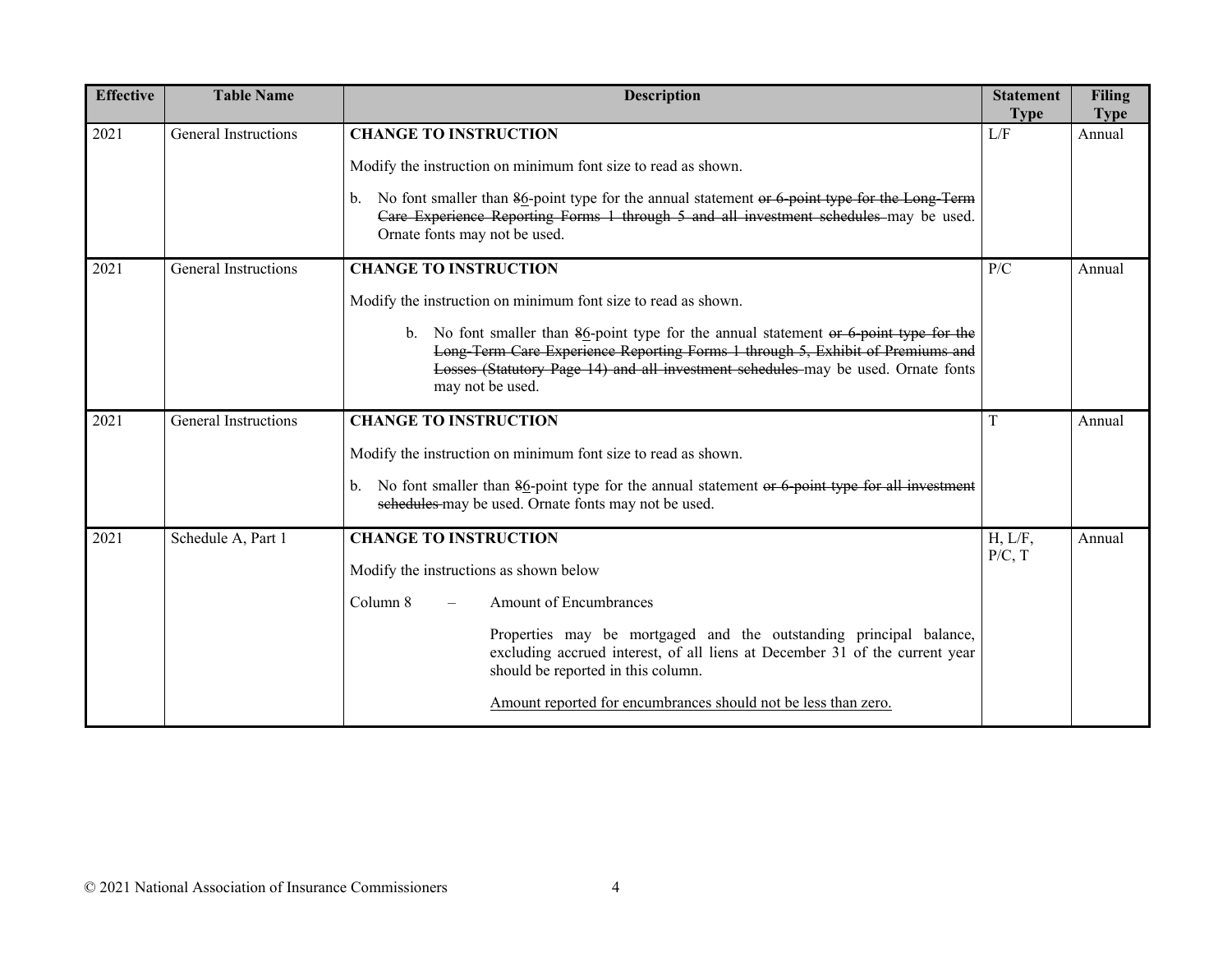| Effective | Table Name | Description | Statement Type | Filing Type |
|---|---|---|---|---|
| 2021 | General Instructions | **CHANGE TO INSTRUCTION**<br><br>Modify the instruction on minimum font size to read as shown.<br><br>b. No font smaller than ~~8~~<u>6</u>-point type for the annual statement ~~or 6-point type for the Long-Term Care Experience Reporting Forms 1 through 5 and all investment schedules~~ may be used. Ornate fonts may not be used. | L/F | Annual |
| 2021 | General Instructions | **CHANGE TO INSTRUCTION**<br><br>Modify the instruction on minimum font size to read as shown.<br><br>b. No font smaller than ~~8~~<u>6</u>-point type for the annual statement ~~or 6-point type for the Long-Term Care Experience Reporting Forms 1 through 5, Exhibit of Premiums and Losses (Statutory Page 14) and all investment schedules~~ may be used. Ornate fonts may not be used. | P/C | Annual |
| 2021 | General Instructions | **CHANGE TO INSTRUCTION**<br><br>Modify the instruction on minimum font size to read as shown.<br><br>b. No font smaller than ~~8~~<u>6</u>-point type for the annual statement ~~or 6-point type for all investment schedules~~ may be used. Ornate fonts may not be used. | T | Annual |
| 2021 | Schedule A, Part 1 | **CHANGE TO INSTRUCTION**<br><br>Modify the instructions as shown below<br><br>Column 8 – Amount of Encumbrances<br><br>Properties may be mortgaged and the outstanding principal balance, excluding accrued interest, of all liens at December 31 of the current year should be reported in this column.<br><br><u>Amount reported for encumbrances should not be less than zero.</u> | H, L/F, P/C, T | Annual |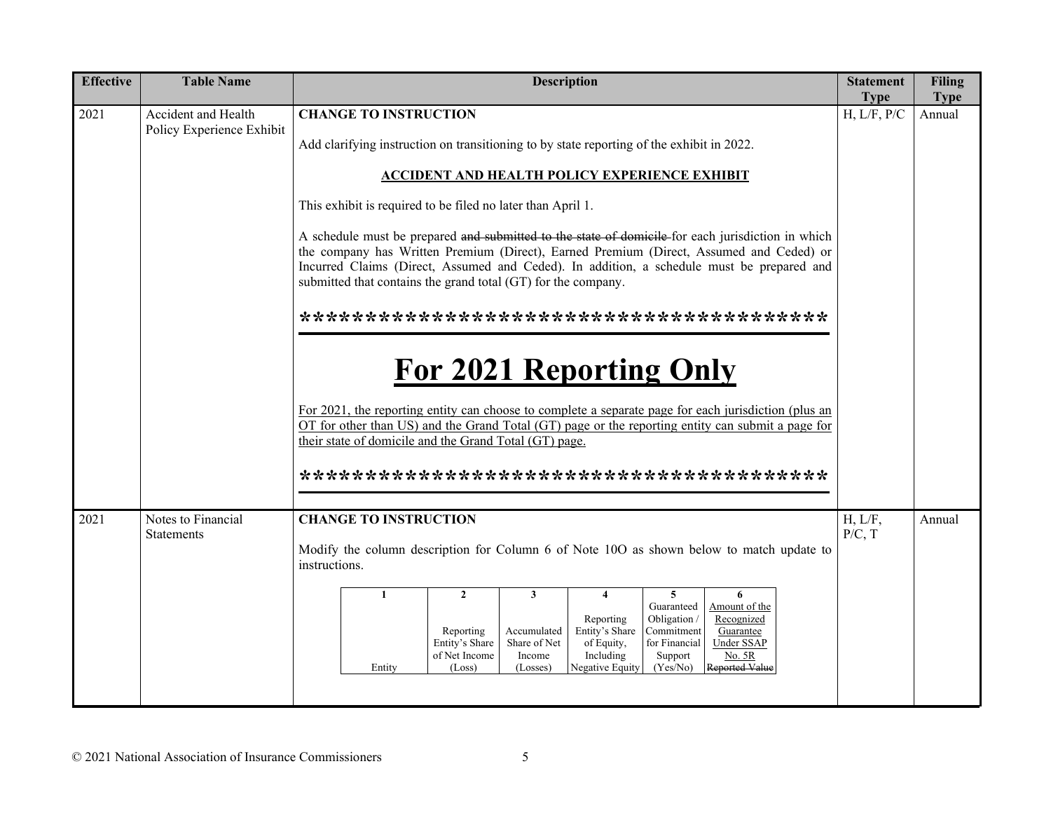| Effective | Table Name | Description | Statement Type | Filing Type |
|---|---|---|---|---|
| 2021 | Accident and Health Policy Experience Exhibit | **CHANGE TO INSTRUCTION**<br><br>Add clarifying instruction on transitioning to by state reporting of the exhibit in 2022.<br><br>**ACCIDENT AND HEALTH POLICY EXPERIENCE EXHIBIT**<br><br>This exhibit is required to be filed no later than April 1.<br><br>A schedule must be prepared ~~and submitted to the state of domicile~~ for each jurisdiction in which the company has Written Premium (Direct), Earned Premium (Direct, Assumed and Ceded) or Incurred Claims (Direct, Assumed and Ceded). In addition, a schedule must be prepared and submitted that contains the grand total (GT) for the company.<br><br>****************************************<br><br>**For 2021 Reporting Only**<br><br>For 2021, the reporting entity can choose to complete a separate page for each jurisdiction (plus an OT for other than US) and the Grand Total (GT) page or the reporting entity can submit a page for their state of domicile and the Grand Total (GT) page.<br><br>**************************************** | H, L/F, P/C | Annual |
| 2021 | Notes to Financial Statements | **CHANGE TO INSTRUCTION**<br><br>Modify the column description for Column 6 of Note 10O as shown below to match update to instructions.<br><br>1: Entity<br>2: Reporting Entity's Share of Net Income (Loss)<br>3: Accumulated Share of Net Income (Losses)<br>4: Reporting Entity's Share of Equity, Including Negative Equity<br>5: Guaranteed Obligation / Commitment for Financial Support (Yes/No)<br>6: Amount of the Recognized Guarantee Under SSAP No. 5R ~~Reported Value~~ | H, L/F, P/C, T | Annual |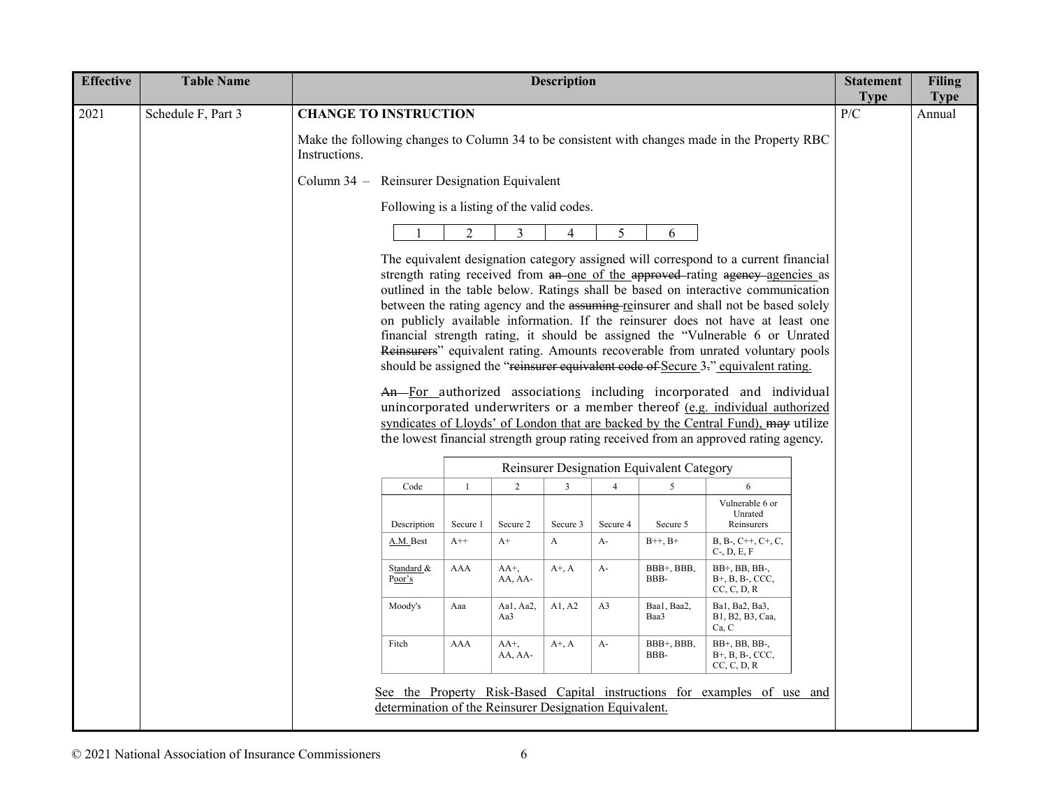| Effective | Table Name | Description | Statement Type | Filing Type |
|---|---|---|---|---|
| 2021 | Schedule F, Part 3 | **CHANGE TO INSTRUCTION** | P/C | Annual |

**CHANGE TO INSTRUCTION**

Make the following changes to Column 34 to be consistent with changes made in the Property RBC Instructions.

Column 34 – Reinsurer Designation Equivalent

Following is a listing of the valid codes.

| 1 | 2 | 3 | 4 | 5 | 6 |
|---|---|---|---|---|---|

The equivalent designation category assigned will correspond to a current financial strength rating received from ~~an~~ one of the ~~approved~~ rating ~~agency~~ agencies as outlined in the table below. Ratings shall be based on interactive communication between the rating agency and the ~~assuming~~ reinsurer and shall not be based solely on publicly available information. If the reinsurer does not have at least one financial strength rating, it should be assigned the "Vulnerable 6 or Unrated ~~Reinsurers~~" equivalent rating. Amounts recoverable from unrated voluntary pools should be assigned the "~~reinsurer equivalent code of~~ Secure 3~~.~~" equivalent rating.

~~An~~ For authorized associations including incorporated and individual unincorporated underwriters or a member thereof (e.g. individual authorized syndicates of Lloyds' of London that are backed by the Central Fund), ~~may~~ utilize the lowest financial strength group rating received from an approved rating agency.

| | Reinsurer Designation Equivalent Category | | | | | |
|---|---|---|---|---|---|---|
| Code | 1 | 2 | 3 | 4 | 5 | 6 |
| Description | Secure 1 | Secure 2 | Secure 3 | Secure 4 | Secure 5 | Vulnerable 6 or Unrated Reinsurers |
| A.M. Best | A++ | A+ | A | A- | B++, B+ | B, B-, C++, C+, C, C-, D, E, F |
| Standard & Poor's | AAA | AA+, AA, AA- | A+, A | A- | BBB+, BBB, BBB- | BB+, BB, BB-, B+, B, B-, CCC, CC, C, D, R |
| Moody's | Aaa | Aa1, Aa2, Aa3 | A1, A2 | A3 | Baa1, Baa2, Baa3 | Ba1, Ba2, Ba3, B1, B2, B3, Caa, Ca, C |
| Fitch | AAA | AA+, AA, AA- | A+, A | A- | BBB+, BBB, BBB- | BB+, BB, BB-, B+, B, B-, CCC, CC, C, D, R |

See the Property Risk-Based Capital instructions for examples of use and determination of the Reinsurer Designation Equivalent.

© 2021 National Association of Insurance Commissioners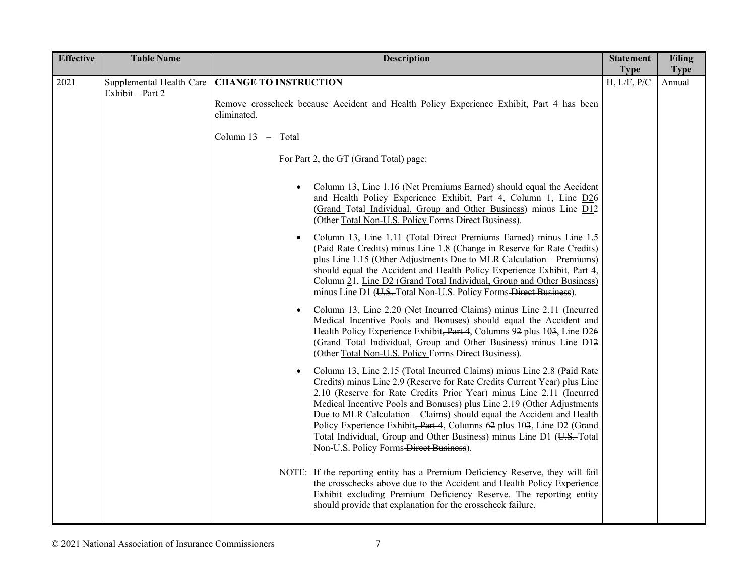| Effective | Table Name | Description | Statement Type | Filing Type |
|---|---|---|---|---|
| 2021 | Supplemental Health Care Exhibit – Part 2 | **CHANGE TO INSTRUCTION**<br><br>Remove crosscheck because Accident and Health Policy Experience Exhibit, Part 4 has been eliminated.<br><br>Column 13 – Total<br><br>For Part 2, the GT (Grand Total) page:<br><br>• Column 13, Line 1.16 (Net Premiums Earned) should equal the Accident and Health Policy Experience Exhibit~~, Part 4~~, Column 1, Line D2~~6~~ (Grand Total Individual, Group and Other Business) minus Line D1~~2~~ (~~Other~~ Total Non-U.S. Policy Forms ~~Direct Business~~).<br><br>• Column 13, Line 1.11 (Total Direct Premiums Earned) minus Line 1.5 (Paid Rate Credits) minus Line 1.8 (Change in Reserve for Rate Credits) plus Line 1.15 (Other Adjustments Due to MLR Calculation – Premiums) should equal the Accident and Health Policy Experience Exhibit~~, Part 4~~, Column 2~~1~~, Line D2 (Grand Total Individual, Group and Other Business) minus Line D1 (~~U.S.~~ Total Non-U.S. Policy Forms ~~Direct Business~~).<br><br>• Column 13, Line 2.20 (Net Incurred Claims) minus Line 2.11 (Incurred Medical Incentive Pools and Bonuses) should equal the Accident and Health Policy Experience Exhibit~~, Part 4~~, Columns 9~~2~~ plus 10~~3~~, Line D2~~6~~ (Grand Total Individual, Group and Other Business) minus Line D1~~2~~ (~~Other~~ Total Non-U.S. Policy Forms ~~Direct Business~~).<br><br>• Column 13, Line 2.15 (Total Incurred Claims) minus Line 2.8 (Paid Rate Credits) minus Line 2.9 (Reserve for Rate Credits Current Year) plus Line 2.10 (Reserve for Rate Credits Prior Year) minus Line 2.11 (Incurred Medical Incentive Pools and Bonuses) plus Line 2.19 (Other Adjustments Due to MLR Calculation – Claims) should equal the Accident and Health Policy Experience Exhibit~~, Part 4~~, Columns 6~~2~~ plus 10~~3~~, Line D2 (Grand Total Individual, Group and Other Business) minus Line D1 (~~U.S.~~ Total Non-U.S. Policy Forms ~~Direct Business~~).<br><br>NOTE: If the reporting entity has a Premium Deficiency Reserve, they will fail the crosschecks above due to the Accident and Health Policy Experience Exhibit excluding Premium Deficiency Reserve. The reporting entity should provide that explanation for the crosscheck failure. | H, L/F, P/C | Annual |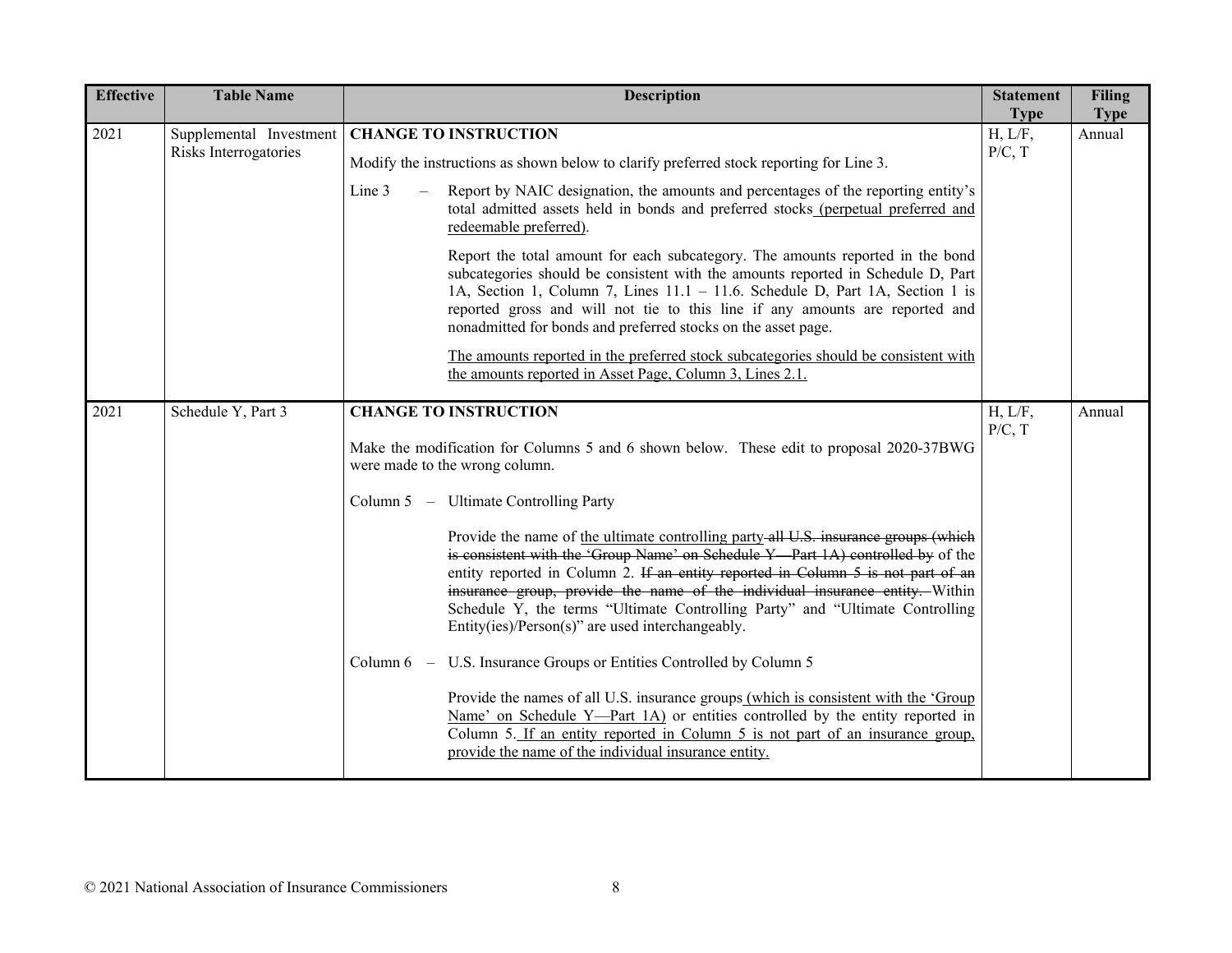| Effective | Table Name | Description | Statement Type | Filing Type |
|---|---|---|---|---|
| 2021 | Supplemental Investment Risks Interrogatories | **CHANGE TO INSTRUCTION**<br><br>Modify the instructions as shown below to clarify preferred stock reporting for Line 3.<br><br>Line 3 – Report by NAIC designation, the amounts and percentages of the reporting entity's total admitted assets held in bonds and preferred stocks (perpetual preferred and redeemable preferred).<br><br>Report the total amount for each subcategory. The amounts reported in the bond subcategories should be consistent with the amounts reported in Schedule D, Part 1A, Section 1, Column 7, Lines 11.1 – 11.6. Schedule D, Part 1A, Section 1 is reported gross and will not tie to this line if any amounts are reported and nonadmitted for bonds and preferred stocks on the asset page.<br><br>The amounts reported in the preferred stock subcategories should be consistent with the amounts reported in Asset Page, Column 3, Lines 2.1. | H, L/F, P/C, T | Annual |
| 2021 | Schedule Y, Part 3 | **CHANGE TO INSTRUCTION**<br><br>Make the modification for Columns 5 and 6 shown below. These edit to proposal 2020-37BWG were made to the wrong column.<br><br>Column 5 – Ultimate Controlling Party<br><br>Provide the name of the ultimate controlling party ~~all U.S. insurance groups (which is consistent with the 'Group Name' on Schedule Y—Part 1A) controlled by~~ of the entity reported in Column 2. ~~If an entity reported in Column 5 is not part of an insurance group, provide the name of the individual insurance entity.~~ Within Schedule Y, the terms "Ultimate Controlling Party" and "Ultimate Controlling Entity(ies)/Person(s)" are used interchangeably.<br><br>Column 6 – U.S. Insurance Groups or Entities Controlled by Column 5<br><br>Provide the names of all U.S. insurance groups (which is consistent with the 'Group Name' on Schedule Y—Part 1A) or entities controlled by the entity reported in Column 5. If an entity reported in Column 5 is not part of an insurance group, provide the name of the individual insurance entity. | H, L/F, P/C, T | Annual |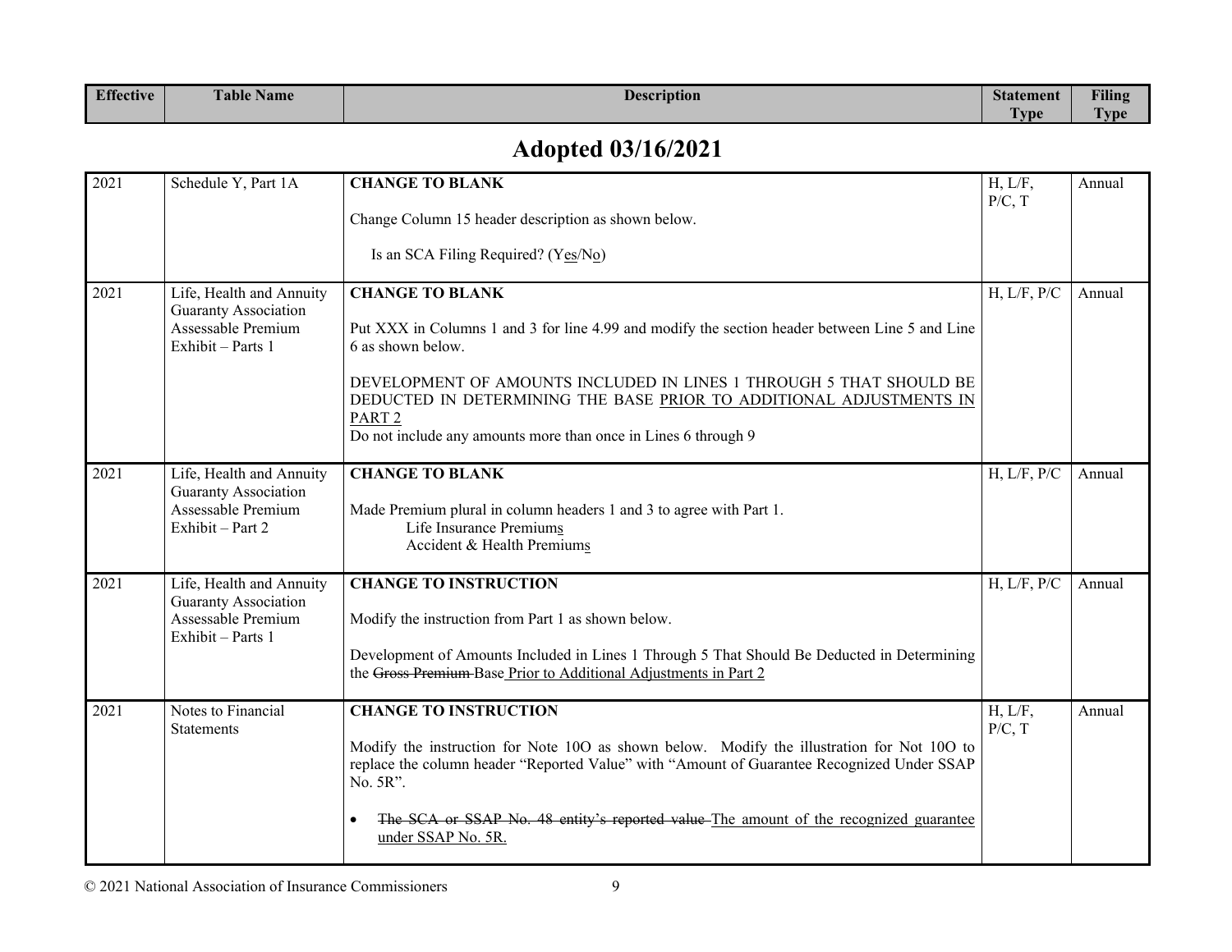| Effective | Table Name | Description | Statement Type | Filing Type |
|---|---|---|---|---|

## Adopted 03/16/2021

| Effective | Table Name | Description | Statement Type | Filing Type |
|---|---|---|---|---|
| 2021 | Schedule Y, Part 1A | **CHANGE TO BLANK**<br><br>Change Column 15 header description as shown below.<br><br>Is an SCA Filing Required? (Y<u>es</u>/N<u>o</u>) | H, L/F, P/C, T | Annual |
| 2021 | Life, Health and Annuity Guaranty Association Assessable Premium Exhibit – Parts 1 | **CHANGE TO BLANK**<br><br>Put XXX in Columns 1 and 3 for line 4.99 and modify the section header between Line 5 and Line 6 as shown below.<br><br>DEVELOPMENT OF AMOUNTS INCLUDED IN LINES 1 THROUGH 5 THAT SHOULD BE DEDUCTED IN DETERMINING THE BASE <u>PRIOR TO ADDITIONAL ADJUSTMENTS IN PART 2</u><br>Do not include any amounts more than once in Lines 6 through 9 | H, L/F, P/C | Annual |
| 2021 | Life, Health and Annuity Guaranty Association Assessable Premium Exhibit – Part 2 | **CHANGE TO BLANK**<br><br>Made Premium plural in column headers 1 and 3 to agree with Part 1.<br>Life Insurance Premium<u>s</u><br>Accident & Health Premium<u>s</u> | H, L/F, P/C | Annual |
| 2021 | Life, Health and Annuity Guaranty Association Assessable Premium Exhibit – Parts 1 | **CHANGE TO INSTRUCTION**<br><br>Modify the instruction from Part 1 as shown below.<br><br>Development of Amounts Included in Lines 1 Through 5 That Should Be Deducted in Determining the ~~Gross Premium~~ Base <u>Prior to Additional Adjustments in Part 2</u> | H, L/F, P/C | Annual |
| 2021 | Notes to Financial Statements | **CHANGE TO INSTRUCTION**<br><br>Modify the instruction for Note 10O as shown below. Modify the illustration for Not 10O to replace the column header "Reported Value" with "Amount of Guarantee Recognized Under SSAP No. 5R".<br><br>• ~~The SCA or SSAP No. 48 entity's reported value~~ <u>The amount of the recognized guarantee under SSAP No. 5R.</u> | H, L/F, P/C, T | Annual |

© 2021 National Association of Insurance Commissioners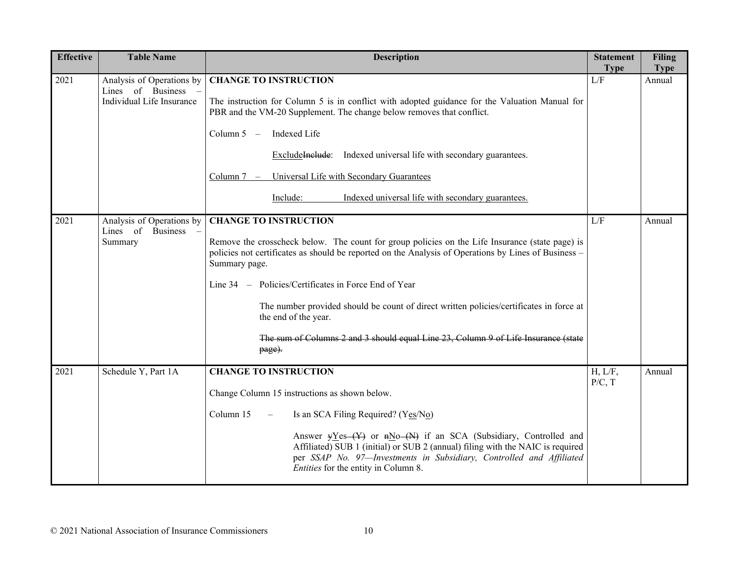| Effective | Table Name | Description | Statement Type | Filing Type |
|---|---|---|---|---|
| 2021 | Analysis of Operations by Lines of Business – Individual Life Insurance | **CHANGE TO INSTRUCTION**<br><br>The instruction for Column 5 is in conflict with adopted guidance for the Valuation Manual for PBR and the VM-20 Supplement. The change below removes that conflict.<br><br>Column 5 – Indexed Life<br><br>~~Include~~Exclude: Indexed universal life with secondary guarantees.<br><br>Column 7 – Universal Life with Secondary Guarantees<br><br>Include: Indexed universal life with secondary guarantees. | L/F | Annual |
| 2021 | Analysis of Operations by Lines of Business – Summary | **CHANGE TO INSTRUCTION**<br><br>Remove the crosscheck below. The count for group policies on the Life Insurance (state page) is policies not certificates as should be reported on the Analysis of Operations by Lines of Business – Summary page.<br><br>Line 34 – Policies/Certificates in Force End of Year<br><br>The number provided should be count of direct written policies/certificates in force at the end of the year.<br><br>~~The sum of Columns 2 and 3 should equal Line 23, Column 9 of Life Insurance (state page).~~ | L/F | Annual |
| 2021 | Schedule Y, Part 1A | **CHANGE TO INSTRUCTION**<br><br>Change Column 15 instructions as shown below.<br><br>Column 15 – Is an SCA Filing Required? (Yes/No)<br><br>Answer ~~y~~Yes ~~(Y)~~ or ~~n~~No ~~(N)~~ if an SCA (Subsidiary, Controlled and Affiliated) SUB 1 (initial) or SUB 2 (annual) filing with the NAIC is required per *SSAP No. 97—Investments in Subsidiary, Controlled and Affiliated Entities* for the entity in Column 8. | H, L/F, P/C, T | Annual |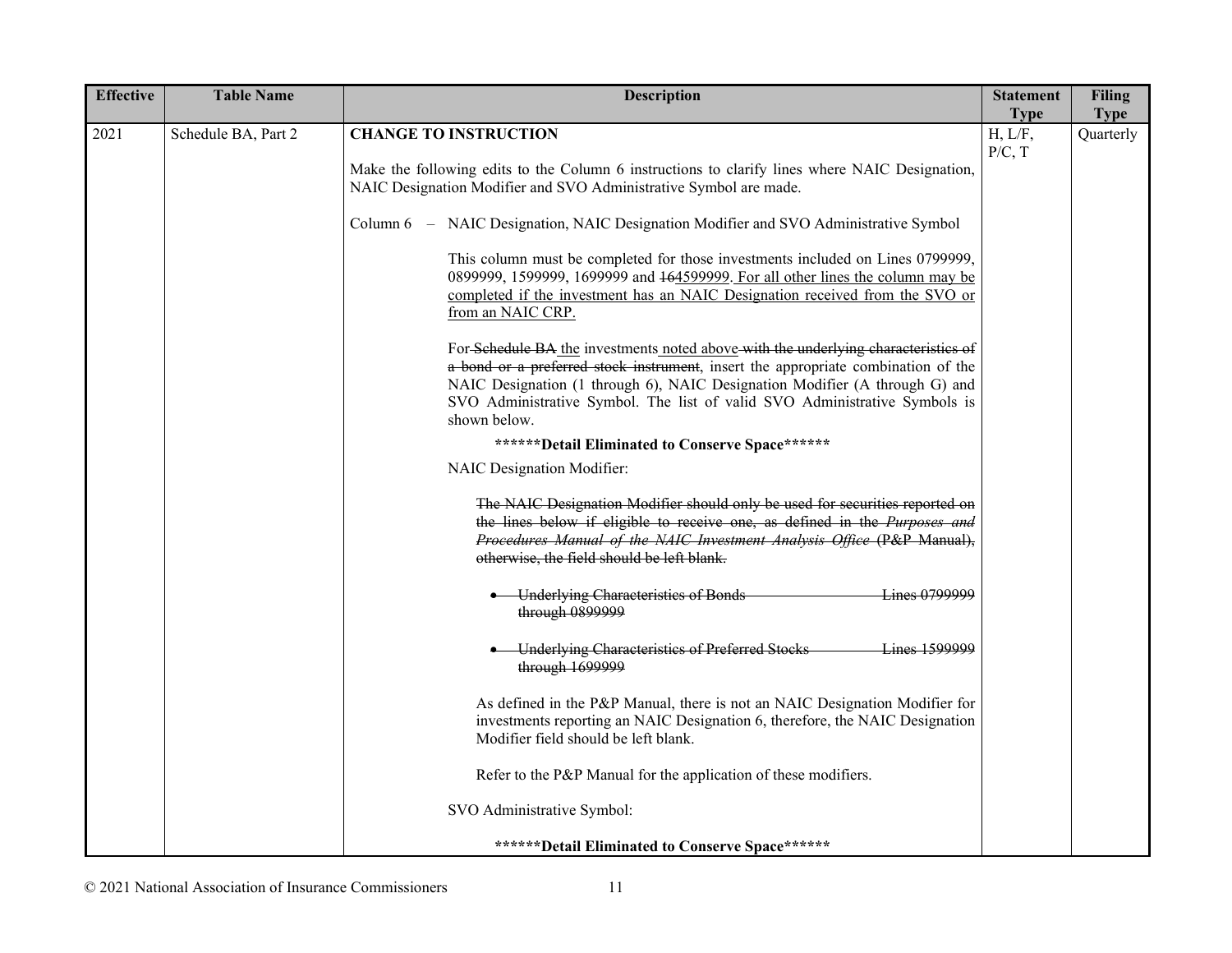| Effective | Table Name | Description | Statement Type | Filing Type |
|---|---|---|---|---|
| 2021 | Schedule BA, Part 2 | **CHANGE TO INSTRUCTION**<br><br>Make the following edits to the Column 6 instructions to clarify lines where NAIC Designation, NAIC Designation Modifier and SVO Administrative Symbol are made.<br><br>Column 6 – NAIC Designation, NAIC Designation Modifier and SVO Administrative Symbol<br><br>This column must be completed for those investments included on Lines 0799999, 0899999, 1599999, 1699999 and ~~16~~4599999. For all other lines the column may be completed if the investment has an NAIC Designation received from the SVO or from an NAIC CRP.<br><br>For ~~Schedule BA~~ the investments noted above ~~with the underlying characteristics of a bond or a preferred stock instrument~~, insert the appropriate combination of the NAIC Designation (1 through 6), NAIC Designation Modifier (A through G) and SVO Administrative Symbol. The list of valid SVO Administrative Symbols is shown below.<br><br>**\*\*\*\*\*\*Detail Eliminated to Conserve Space\*\*\*\*\*\***<br><br>NAIC Designation Modifier:<br><br>~~The NAIC Designation Modifier should only be used for securities reported on the lines below if eligible to receive one, as defined in the *Purposes and Procedures Manual of the NAIC Investment Analysis Office* (P&P Manual), otherwise, the field should be left blank.~~<br><br>• ~~Underlying Characteristics of Bonds Lines 0799999 through 0899999~~<br><br>• ~~Underlying Characteristics of Preferred Stocks Lines 1599999 through 1699999~~<br><br>As defined in the P&P Manual, there is not an NAIC Designation Modifier for investments reporting an NAIC Designation 6, therefore, the NAIC Designation Modifier field should be left blank.<br><br>Refer to the P&P Manual for the application of these modifiers.<br><br>SVO Administrative Symbol:<br><br>**\*\*\*\*\*\*Detail Eliminated to Conserve Space\*\*\*\*\*\*** | H, L/F, P/C, T | Quarterly |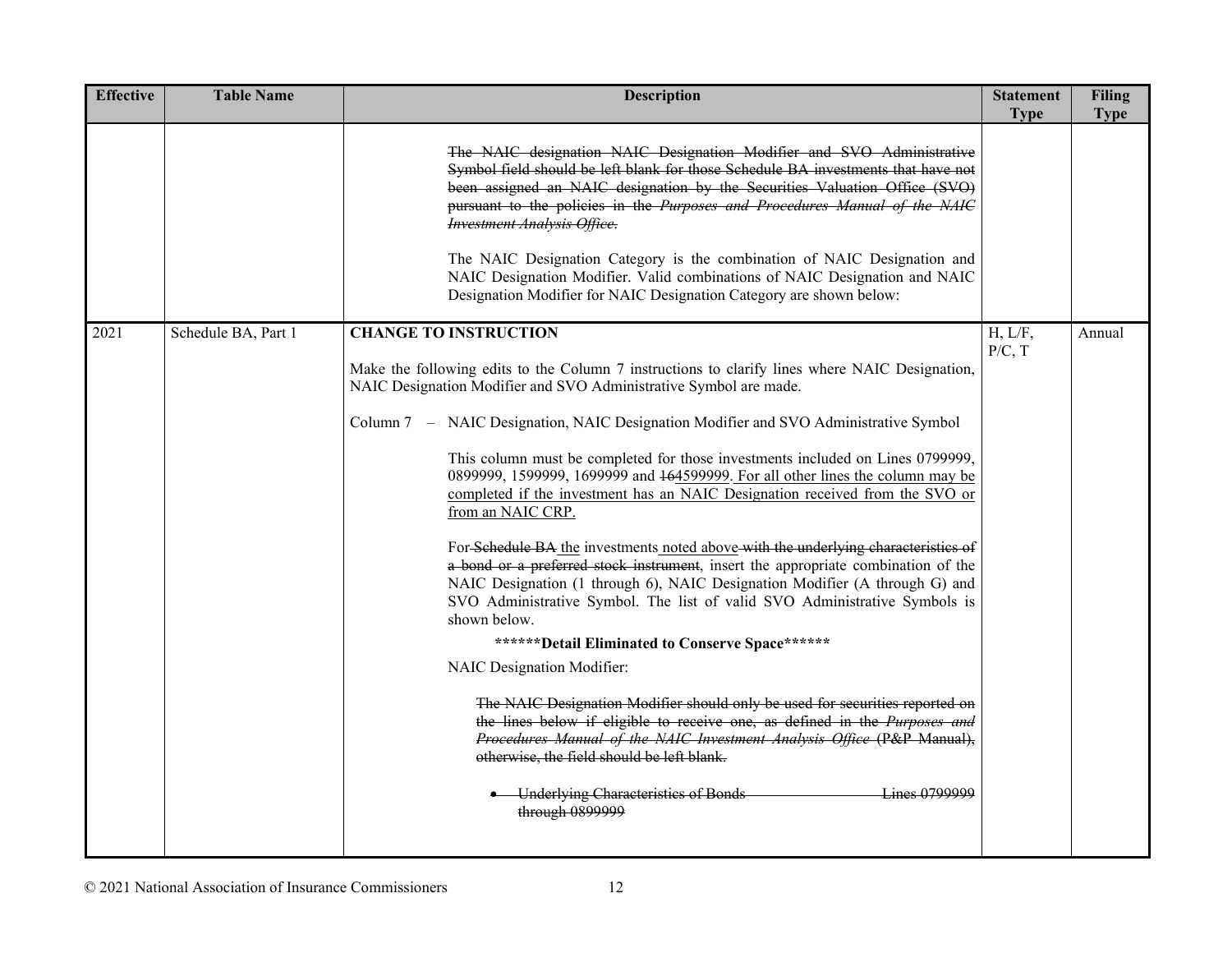| Effective | Table Name | Description | Statement Type | Filing Type |
|---|---|---|---|---|
| | | ~~The NAIC designation NAIC Designation Modifier and SVO Administrative Symbol field should be left blank for those Schedule BA investments that have not been assigned an NAIC designation by the Securities Valuation Office (SVO) pursuant to the policies in the *Purposes and Procedures Manual of the NAIC Investment Analysis Office*.~~<br><br>The NAIC Designation Category is the combination of NAIC Designation and NAIC Designation Modifier. Valid combinations of NAIC Designation and NAIC Designation Modifier for NAIC Designation Category are shown below: | | |
| 2021 | Schedule BA, Part 1 | **CHANGE TO INSTRUCTION**<br><br>Make the following edits to the Column 7 instructions to clarify lines where NAIC Designation, NAIC Designation Modifier and SVO Administrative Symbol are made.<br><br>Column 7 – NAIC Designation, NAIC Designation Modifier and SVO Administrative Symbol<br><br>This column must be completed for those investments included on Lines 0799999, 0899999, 1599999, 1699999 and ~~16~~4599999. <u>For all other lines the column may be completed if the investment has an NAIC Designation received from the SVO or from an NAIC CRP.</u><br><br>For ~~Schedule BA~~ <u>the</u> investments <u>noted above</u> ~~with the underlying characteristics of a bond or a preferred stock instrument~~, insert the appropriate combination of the NAIC Designation (1 through 6), NAIC Designation Modifier (A through G) and SVO Administrative Symbol. The list of valid SVO Administrative Symbols is shown below.<br><br>**\*\*\*\*\*\*Detail Eliminated to Conserve Space\*\*\*\*\*\***<br><br>NAIC Designation Modifier:<br><br>~~The NAIC Designation Modifier should only be used for securities reported on the lines below if eligible to receive one, as defined in the *Purposes and Procedures Manual of the NAIC Investment Analysis Office* (P&P Manual), otherwise, the field should be left blank.~~<br><br>• ~~Underlying Characteristics of Bonds Lines 0799999 through 0899999~~ | H, L/F, P/C, T | Annual |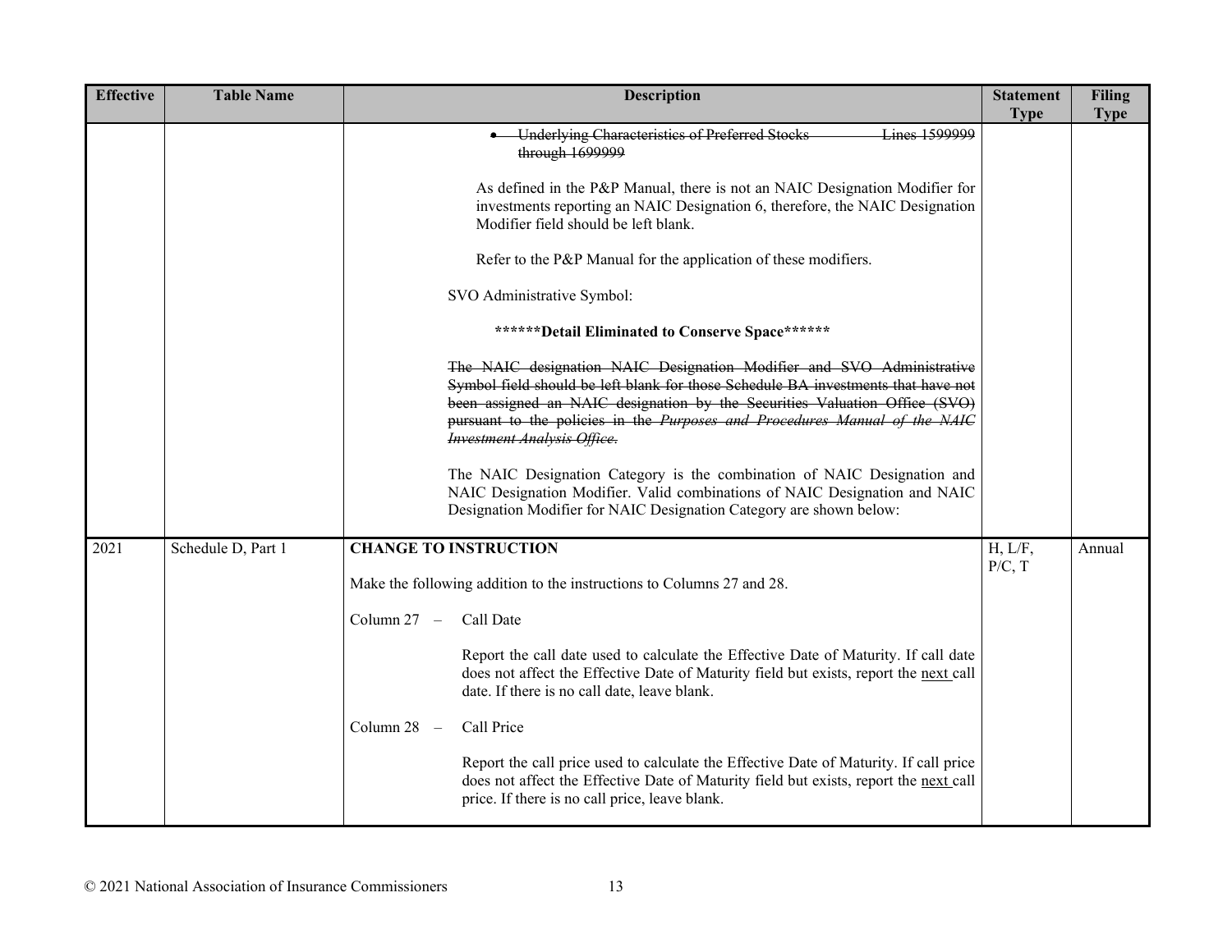| Effective | Table Name | Description | Statement Type | Filing Type |
|---|---|---|---|---|
| | | • ~~Underlying Characteristics of Preferred Stocks Lines 1599999 through 1699999~~<br><br>As defined in the P&P Manual, there is not an NAIC Designation Modifier for investments reporting an NAIC Designation 6, therefore, the NAIC Designation Modifier field should be left blank.<br><br>Refer to the P&P Manual for the application of these modifiers.<br><br>SVO Administrative Symbol:<br><br>**\*\*\*\*\*\*Detail Eliminated to Conserve Space\*\*\*\*\*\***<br><br>~~The NAIC designation NAIC Designation Modifier and SVO Administrative Symbol field should be left blank for those Schedule BA investments that have not been assigned an NAIC designation by the Securities Valuation Office (SVO) pursuant to the policies in the *Purposes and Procedures Manual of the NAIC Investment Analysis Office*.~~<br><br>The NAIC Designation Category is the combination of NAIC Designation and NAIC Designation Modifier. Valid combinations of NAIC Designation and NAIC Designation Modifier for NAIC Designation Category are shown below: | | |
| 2021 | Schedule D, Part 1 | **CHANGE TO INSTRUCTION**<br><br>Make the following addition to the instructions to Columns 27 and 28.<br><br>Column 27 – Call Date<br><br>Report the call date used to calculate the Effective Date of Maturity. If call date does not affect the Effective Date of Maturity field but exists, report the <u>next</u> call date. If there is no call date, leave blank.<br><br>Column 28 – Call Price<br><br>Report the call price used to calculate the Effective Date of Maturity. If call price does not affect the Effective Date of Maturity field but exists, report the <u>next</u> call price. If there is no call price, leave blank. | H, L/F, P/C, T | Annual |

© 2021 National Association of Insurance Commissioners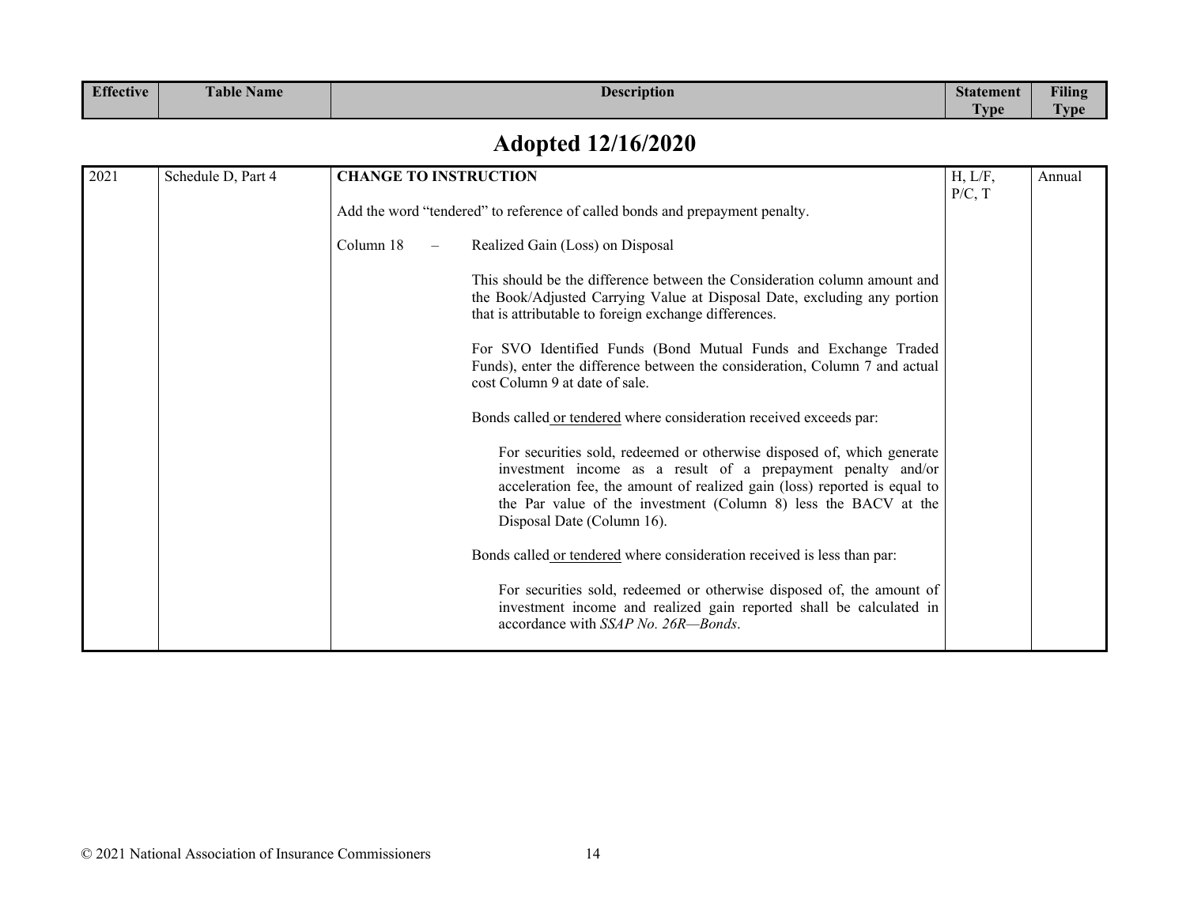| Effective | Table Name | Description | Statement Type | Filing Type |
|---|---|---|---|---|

## Adopted 12/16/2020

| Effective | Table Name | Description | Statement Type | Filing Type |
|---|---|---|---|---|
| 2021 | Schedule D, Part 4 | **CHANGE TO INSTRUCTION**<br><br>Add the word “tendered” to reference of called bonds and prepayment penalty.<br><br>Column 18 – Realized Gain (Loss) on Disposal<br><br>This should be the difference between the Consideration column amount and the Book/Adjusted Carrying Value at Disposal Date, excluding any portion that is attributable to foreign exchange differences.<br><br>For SVO Identified Funds (Bond Mutual Funds and Exchange Traded Funds), enter the difference between the consideration, Column 7 and actual cost Column 9 at date of sale.<br><br>Bonds called <u>or tendered</u> where consideration received exceeds par:<br><br>For securities sold, redeemed or otherwise disposed of, which generate investment income as a result of a prepayment penalty and/or acceleration fee, the amount of realized gain (loss) reported is equal to the Par value of the investment (Column 8) less the BACV at the Disposal Date (Column 16).<br><br>Bonds called <u>or tendered</u> where consideration received is less than par:<br><br>For securities sold, redeemed or otherwise disposed of, the amount of investment income and realized gain reported shall be calculated in accordance with *SSAP No. 26R—Bonds*. | H, L/F, P/C, T | Annual |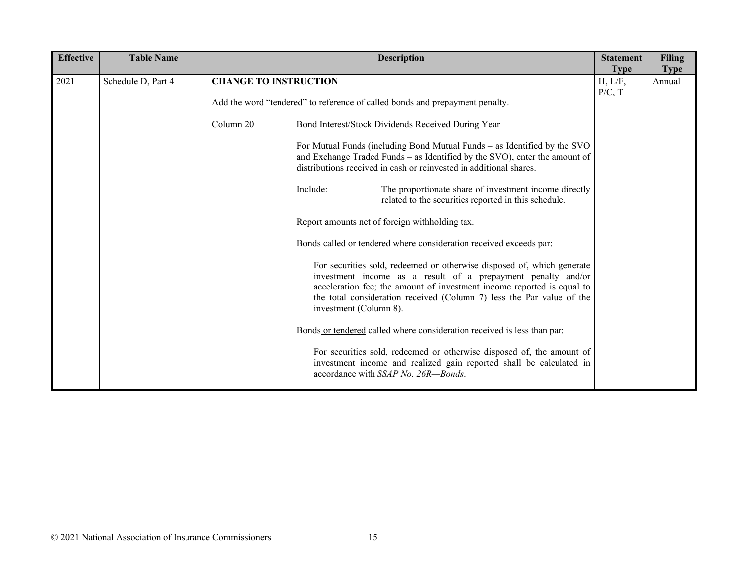| Effective | Table Name | Description | Statement Type | Filing Type |
|---|---|---|---|---|
| 2021 | Schedule D, Part 4 | **CHANGE TO INSTRUCTION**<br><br>Add the word "tendered" to reference of called bonds and prepayment penalty.<br><br>Column 20 – Bond Interest/Stock Dividends Received During Year<br><br>For Mutual Funds (including Bond Mutual Funds – as Identified by the SVO and Exchange Traded Funds – as Identified by the SVO), enter the amount of distributions received in cash or reinvested in additional shares.<br><br>Include: The proportionate share of investment income directly related to the securities reported in this schedule.<br><br>Report amounts net of foreign withholding tax.<br><br>Bonds called <u>or tendered</u> where consideration received exceeds par:<br><br>For securities sold, redeemed or otherwise disposed of, which generate investment income as a result of a prepayment penalty and/or acceleration fee; the amount of investment income reported is equal to the total consideration received (Column 7) less the Par value of the investment (Column 8).<br><br>Bonds <u>or tendered</u> called where consideration received is less than par:<br><br>For securities sold, redeemed or otherwise disposed of, the amount of investment income and realized gain reported shall be calculated in accordance with *SSAP No. 26R—Bonds*. | H, L/F, P/C, T | Annual |

© 2021 National Association of Insurance Commissioners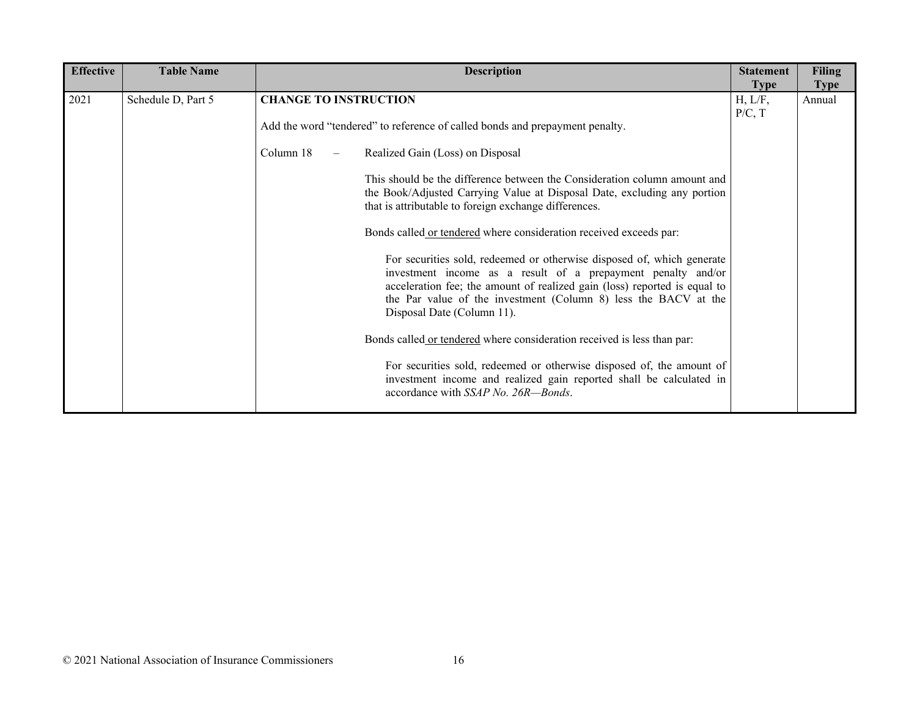| Effective | Table Name | Description | Statement Type | Filing Type |
|---|---|---|---|---|
| 2021 | Schedule D, Part 5 | **CHANGE TO INSTRUCTION**<br><br>Add the word "tendered" to reference of called bonds and prepayment penalty.<br><br>Column 18 – Realized Gain (Loss) on Disposal<br><br>This should be the difference between the Consideration column amount and the Book/Adjusted Carrying Value at Disposal Date, excluding any portion that is attributable to foreign exchange differences.<br><br>Bonds called <u>or tendered</u> where consideration received exceeds par:<br><br>For securities sold, redeemed or otherwise disposed of, which generate investment income as a result of a prepayment penalty and/or acceleration fee; the amount of realized gain (loss) reported is equal to the Par value of the investment (Column 8) less the BACV at the Disposal Date (Column 11).<br><br>Bonds called <u>or tendered</u> where consideration received is less than par:<br><br>For securities sold, redeemed or otherwise disposed of, the amount of investment income and realized gain reported shall be calculated in accordance with *SSAP No. 26R—Bonds*. | H, L/F, P/C, T | Annual |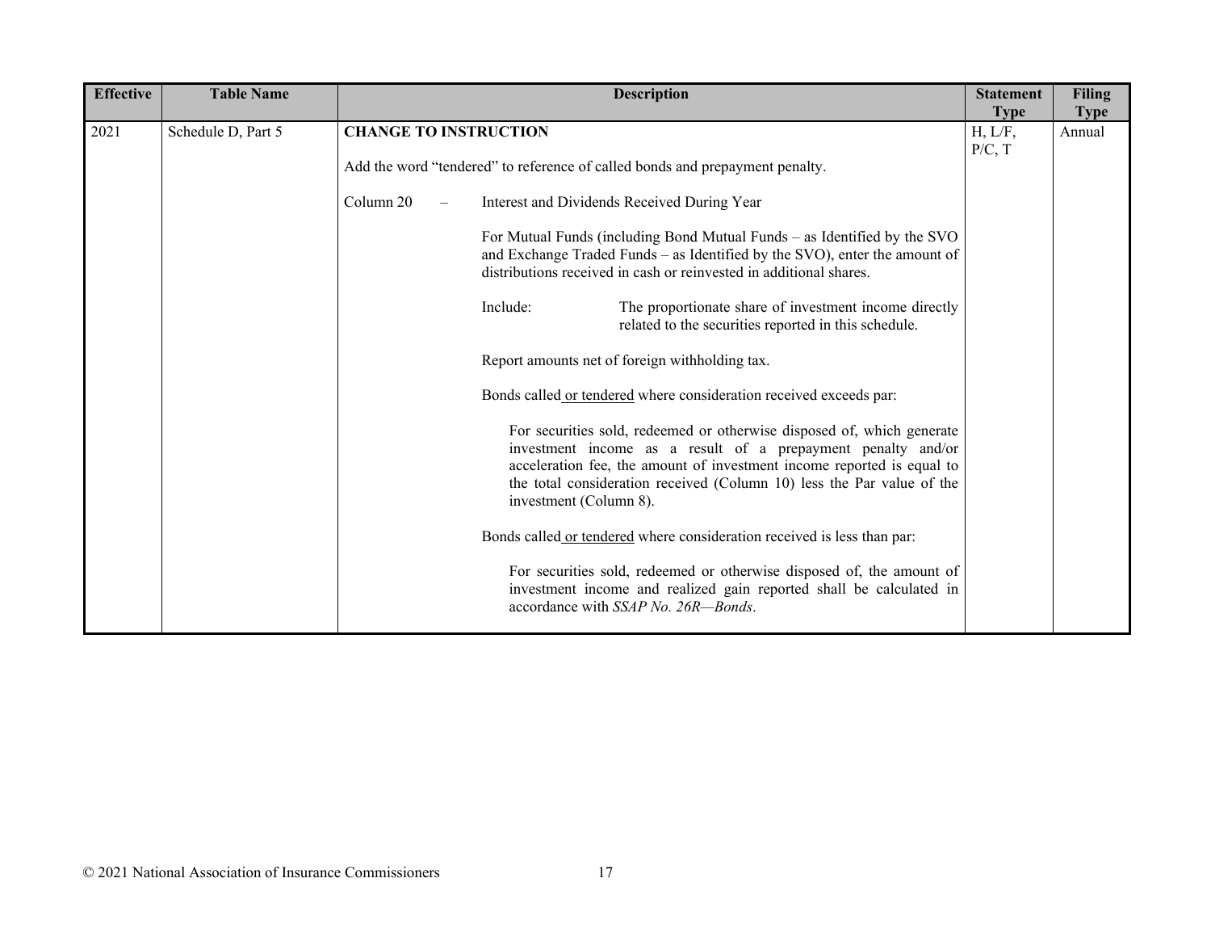| Effective | Table Name | Description | Statement Type | Filing Type |
|---|---|---|---|---|
| 2021 | Schedule D, Part 5 | **CHANGE TO INSTRUCTION**<br><br>Add the word "tendered" to reference of called bonds and prepayment penalty.<br><br>Column 20 – Interest and Dividends Received During Year<br><br>For Mutual Funds (including Bond Mutual Funds – as Identified by the SVO and Exchange Traded Funds – as Identified by the SVO), enter the amount of distributions received in cash or reinvested in additional shares.<br><br>Include: The proportionate share of investment income directly related to the securities reported in this schedule.<br><br>Report amounts net of foreign withholding tax.<br><br>Bonds called <u>or tendered</u> where consideration received exceeds par:<br><br>For securities sold, redeemed or otherwise disposed of, which generate investment income as a result of a prepayment penalty and/or acceleration fee, the amount of investment income reported is equal to the total consideration received (Column 10) less the Par value of the investment (Column 8).<br><br>Bonds called <u>or tendered</u> where consideration received is less than par:<br><br>For securities sold, redeemed or otherwise disposed of, the amount of investment income and realized gain reported shall be calculated in accordance with *SSAP No. 26R—Bonds*. | H, L/F, P/C, T | Annual |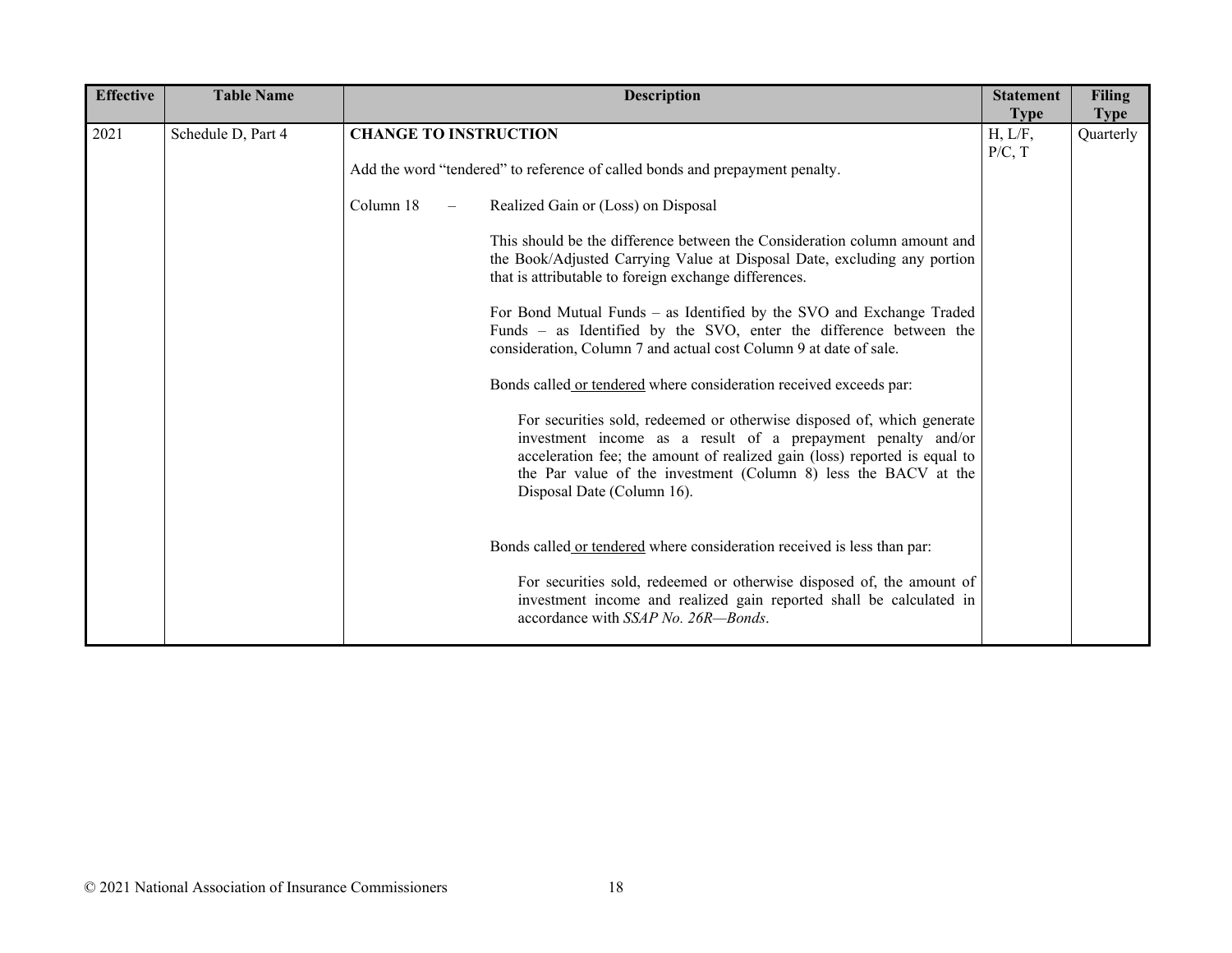| Effective | Table Name | Description | Statement Type | Filing Type |
|---|---|---|---|---|
| 2021 | Schedule D, Part 4 | **CHANGE TO INSTRUCTION**<br><br>Add the word "tendered" to reference of called bonds and prepayment penalty.<br><br>Column 18 – Realized Gain or (Loss) on Disposal<br><br>This should be the difference between the Consideration column amount and the Book/Adjusted Carrying Value at Disposal Date, excluding any portion that is attributable to foreign exchange differences.<br><br>For Bond Mutual Funds – as Identified by the SVO and Exchange Traded Funds – as Identified by the SVO, enter the difference between the consideration, Column 7 and actual cost Column 9 at date of sale.<br><br>Bonds called <u>or tendered</u> where consideration received exceeds par:<br><br>For securities sold, redeemed or otherwise disposed of, which generate investment income as a result of a prepayment penalty and/or acceleration fee; the amount of realized gain (loss) reported is equal to the Par value of the investment (Column 8) less the BACV at the Disposal Date (Column 16).<br><br>Bonds called <u>or tendered</u> where consideration received is less than par:<br><br>For securities sold, redeemed or otherwise disposed of, the amount of investment income and realized gain reported shall be calculated in accordance with *SSAP No. 26R—Bonds*. | H, L/F, P/C, T | Quarterly |

© 2021 National Association of Insurance Commissioners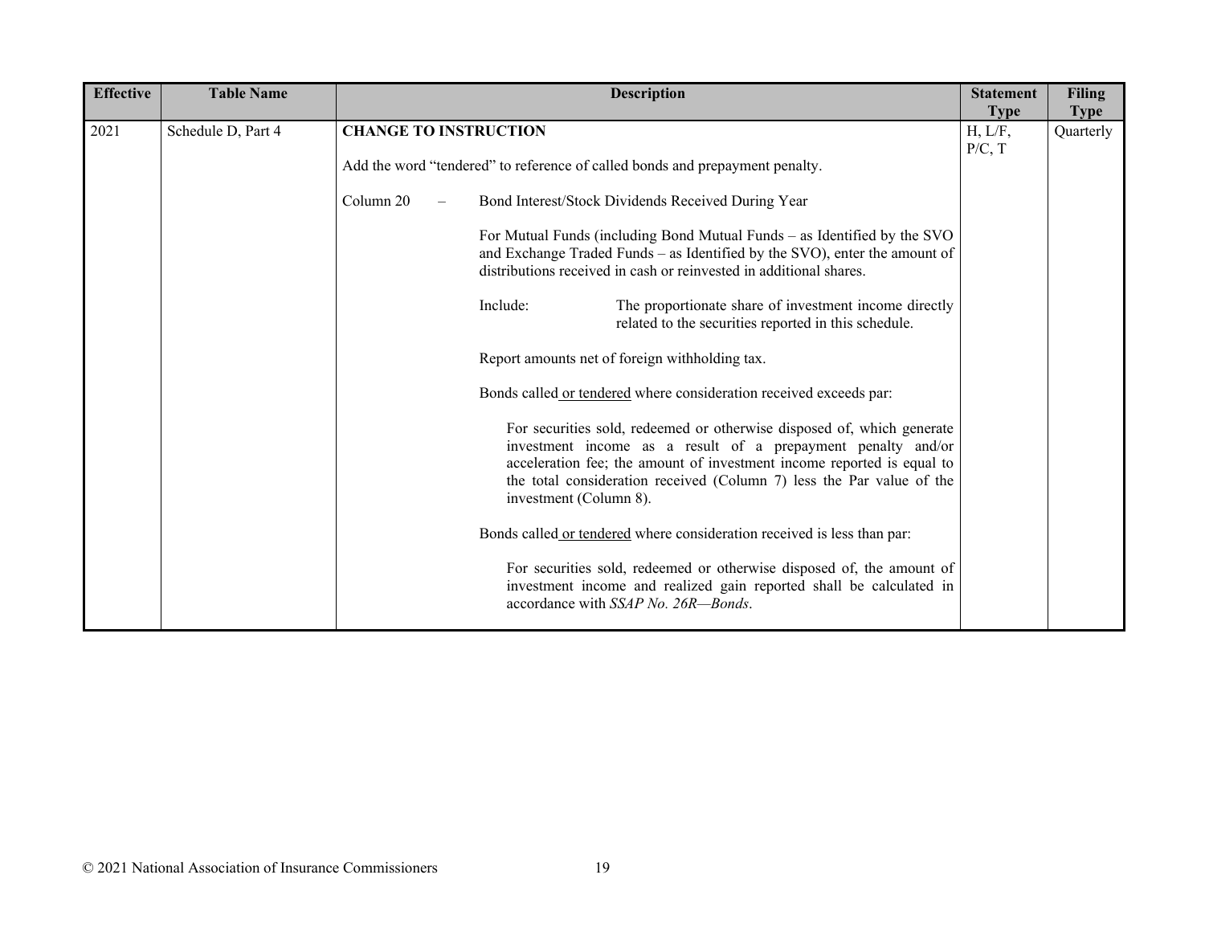| Effective | Table Name | Description | Statement Type | Filing Type |
|---|---|---|---|---|
| 2021 | Schedule D, Part 4 | **CHANGE TO INSTRUCTION**<br><br>Add the word "tendered" to reference of called bonds and prepayment penalty.<br><br>Column 20 – Bond Interest/Stock Dividends Received During Year<br><br>For Mutual Funds (including Bond Mutual Funds – as Identified by the SVO and Exchange Traded Funds – as Identified by the SVO), enter the amount of distributions received in cash or reinvested in additional shares.<br><br>Include: The proportionate share of investment income directly related to the securities reported in this schedule.<br><br>Report amounts net of foreign withholding tax.<br><br>Bonds called <u>or tendered</u> where consideration received exceeds par:<br><br>For securities sold, redeemed or otherwise disposed of, which generate investment income as a result of a prepayment penalty and/or acceleration fee; the amount of investment income reported is equal to the total consideration received (Column 7) less the Par value of the investment (Column 8).<br><br>Bonds called <u>or tendered</u> where consideration received is less than par:<br><br>For securities sold, redeemed or otherwise disposed of, the amount of investment income and realized gain reported shall be calculated in accordance with *SSAP No. 26R—Bonds*. | H, L/F, P/C, T | Quarterly |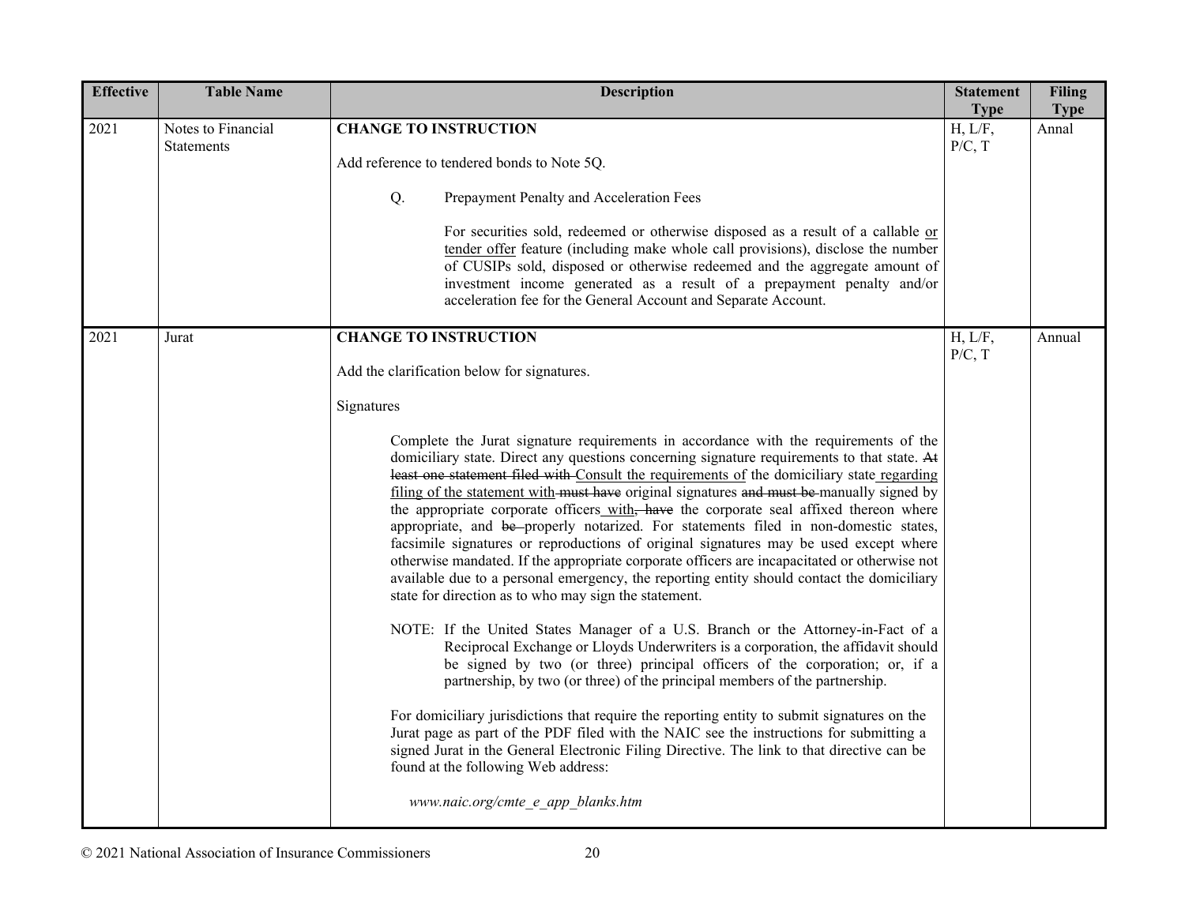| Effective | Table Name | Description | Statement Type | Filing Type |
|---|---|---|---|---|
| 2021 | Notes to Financial Statements | **CHANGE TO INSTRUCTION**<br><br>Add reference to tendered bonds to Note 5Q.<br><br>Q. Prepayment Penalty and Acceleration Fees<br><br>For securities sold, redeemed or otherwise disposed as a result of a callable <u>or tender offer</u> feature (including make whole call provisions), disclose the number of CUSIPs sold, disposed or otherwise redeemed and the aggregate amount of investment income generated as a result of a prepayment penalty and/or acceleration fee for the General Account and Separate Account. | H, L/F, P/C, T | Annal |
| 2021 | Jurat | **CHANGE TO INSTRUCTION**<br><br>Add the clarification below for signatures.<br><br>Signatures<br><br>Complete the Jurat signature requirements in accordance with the requirements of the domiciliary state. Direct any questions concerning signature requirements to that state. ~~At least one statement filed with~~ <u>Consult the requirements of</u> the domiciliary state <u>regarding filing of the statement with</u> ~~must have~~ original signatures ~~and must be~~ manually signed by the appropriate corporate officers <u>with</u>~~, have~~ the corporate seal affixed thereon where appropriate, and ~~be~~ properly notarized. For statements filed in non-domestic states, facsimile signatures or reproductions of original signatures may be used except where otherwise mandated. If the appropriate corporate officers are incapacitated or otherwise not available due to a personal emergency, the reporting entity should contact the domiciliary state for direction as to who may sign the statement.<br><br>NOTE: If the United States Manager of a U.S. Branch or the Attorney-in-Fact of a Reciprocal Exchange or Lloyds Underwriters is a corporation, the affidavit should be signed by two (or three) principal officers of the corporation; or, if a partnership, by two (or three) of the principal members of the partnership.<br><br>For domiciliary jurisdictions that require the reporting entity to submit signatures on the Jurat page as part of the PDF filed with the NAIC see the instructions for submitting a signed Jurat in the General Electronic Filing Directive. The link to that directive can be found at the following Web address:<br><br>*www.naic.org/cmte_e_app_blanks.htm* | H, L/F, P/C, T | Annual |

© 2021 National Association of Insurance Commissioners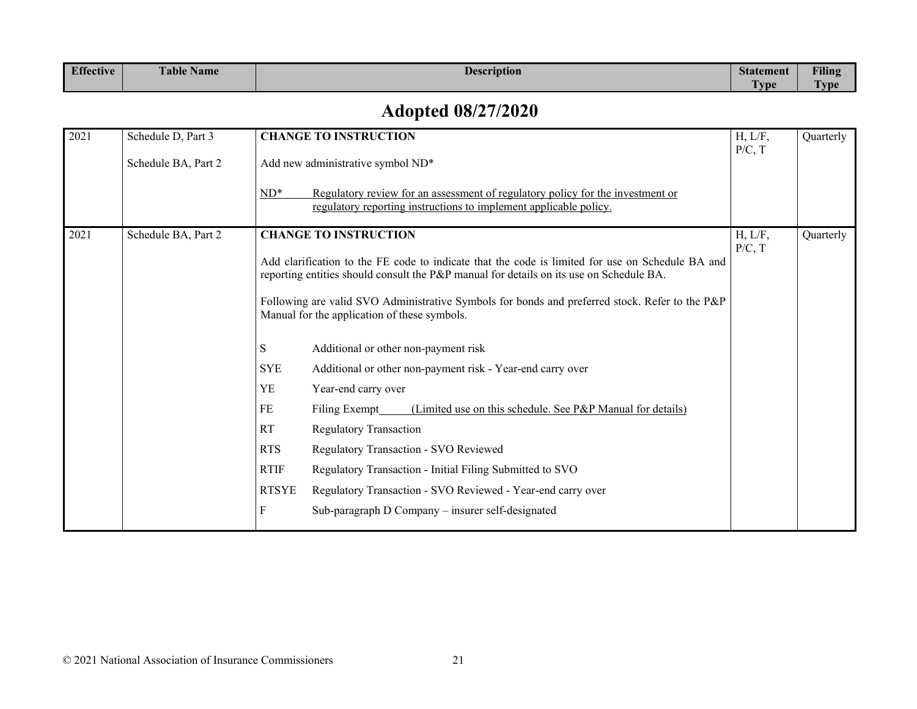| Effective | Table Name | Description | Statement Type | Filing Type |
|---|---|---|---|---|

## Adopted 08/27/2020

| Effective | Table Name | Description | Statement Type | Filing Type |
|---|---|---|---|---|
| 2021 | Schedule D, Part 3<br><br>Schedule BA, Part 2 | **CHANGE TO INSTRUCTION**<br><br>Add new administrative symbol ND*<br><br><u>ND*</u> <u>Regulatory review for an assessment of regulatory policy for the investment or regulatory reporting instructions to implement applicable policy.</u> | H, L/F, P/C, T | Quarterly |
| 2021 | Schedule BA, Part 2 | **CHANGE TO INSTRUCTION**<br><br>Add clarification to the FE code to indicate that the code is limited for use on Schedule BA and reporting entities should consult the P&P manual for details on its use on Schedule BA.<br><br>Following are valid SVO Administrative Symbols for bonds and preferred stock. Refer to the P&P Manual for the application of these symbols.<br><br>S Additional or other non-payment risk<br>SYE Additional or other non-payment risk - Year-end carry over<br>YE Year-end carry over<br>FE Filing Exempt <u>(Limited use on this schedule. See P&P Manual for details)</u><br>RT Regulatory Transaction<br>RTS Regulatory Transaction - SVO Reviewed<br>RTIF Regulatory Transaction - Initial Filing Submitted to SVO<br>RTSYE Regulatory Transaction - SVO Reviewed - Year-end carry over<br>F Sub-paragraph D Company – insurer self-designated | H, L/F, P/C, T | Quarterly |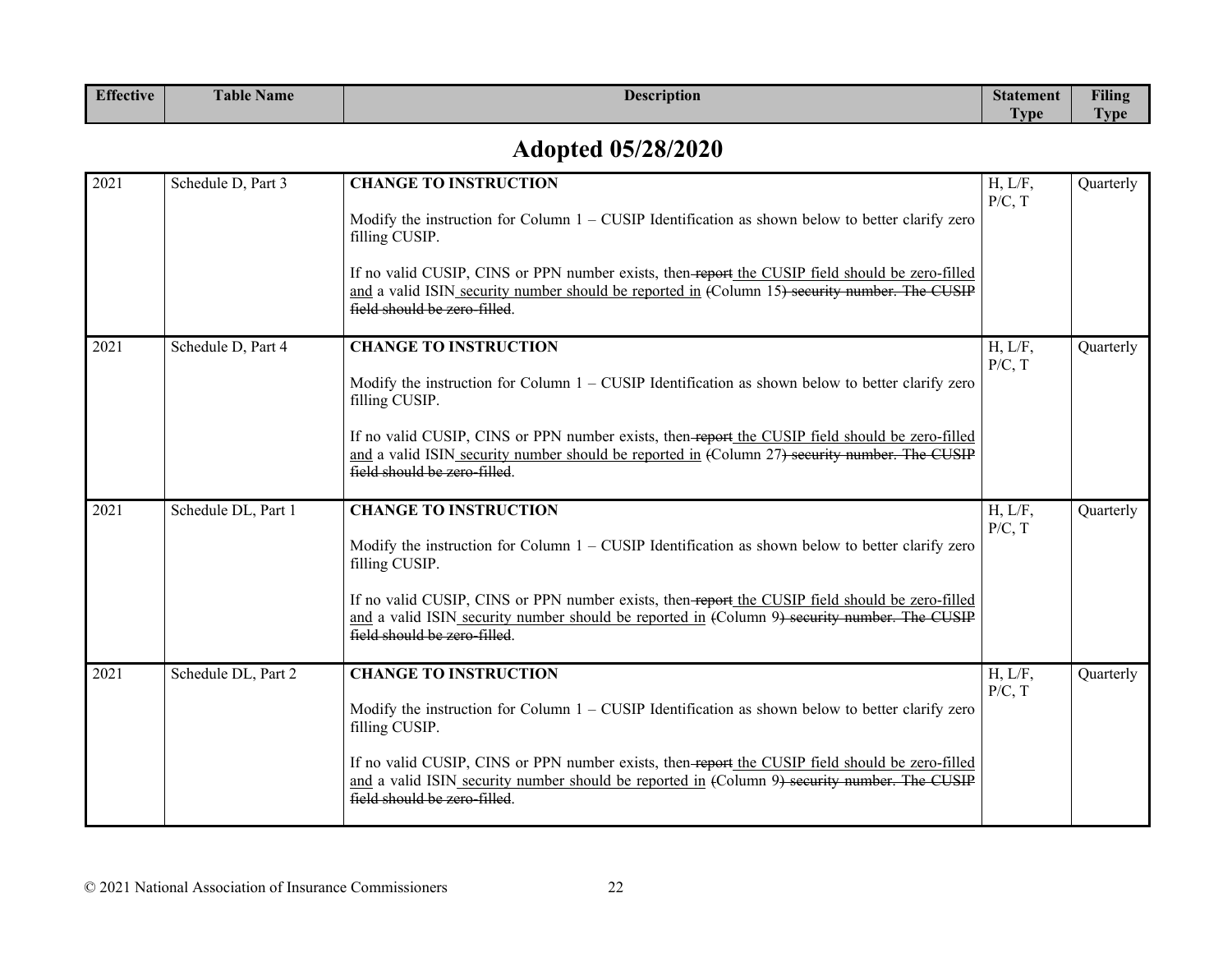| Effective | Table Name | Description | Statement Type | Filing Type |
|---|---|---|---|---|

## Adopted 05/28/2020

| Effective | Table Name | Description | Statement Type | Filing Type |
|---|---|---|---|---|
| 2021 | Schedule D, Part 3 | **CHANGE TO INSTRUCTION**<br><br>Modify the instruction for Column 1 – CUSIP Identification as shown below to better clarify zero filling CUSIP.<br><br>If no valid CUSIP, CINS or PPN number exists, then ~~report~~ the CUSIP field should be zero-filled and a valid ISIN security number should be reported in ~~(~~Column 15~~) security number. The CUSIP field should be zero-filled~~. | H, L/F, P/C, T | Quarterly |
| 2021 | Schedule D, Part 4 | **CHANGE TO INSTRUCTION**<br><br>Modify the instruction for Column 1 – CUSIP Identification as shown below to better clarify zero filling CUSIP.<br><br>If no valid CUSIP, CINS or PPN number exists, then ~~report~~ the CUSIP field should be zero-filled and a valid ISIN security number should be reported in ~~(~~Column 27~~) security number. The CUSIP field should be zero-filled~~. | H, L/F, P/C, T | Quarterly |
| 2021 | Schedule DL, Part 1 | **CHANGE TO INSTRUCTION**<br><br>Modify the instruction for Column 1 – CUSIP Identification as shown below to better clarify zero filling CUSIP.<br><br>If no valid CUSIP, CINS or PPN number exists, then ~~report~~ the CUSIP field should be zero-filled and a valid ISIN security number should be reported in ~~(~~Column 9~~) security number. The CUSIP field should be zero-filled~~. | H, L/F, P/C, T | Quarterly |
| 2021 | Schedule DL, Part 2 | **CHANGE TO INSTRUCTION**<br><br>Modify the instruction for Column 1 – CUSIP Identification as shown below to better clarify zero filling CUSIP.<br><br>If no valid CUSIP, CINS or PPN number exists, then ~~report~~ the CUSIP field should be zero-filled and a valid ISIN security number should be reported in ~~(~~Column 9~~) security number. The CUSIP field should be zero-filled~~. | H, L/F, P/C, T | Quarterly |

© 2021 National Association of Insurance Commissioners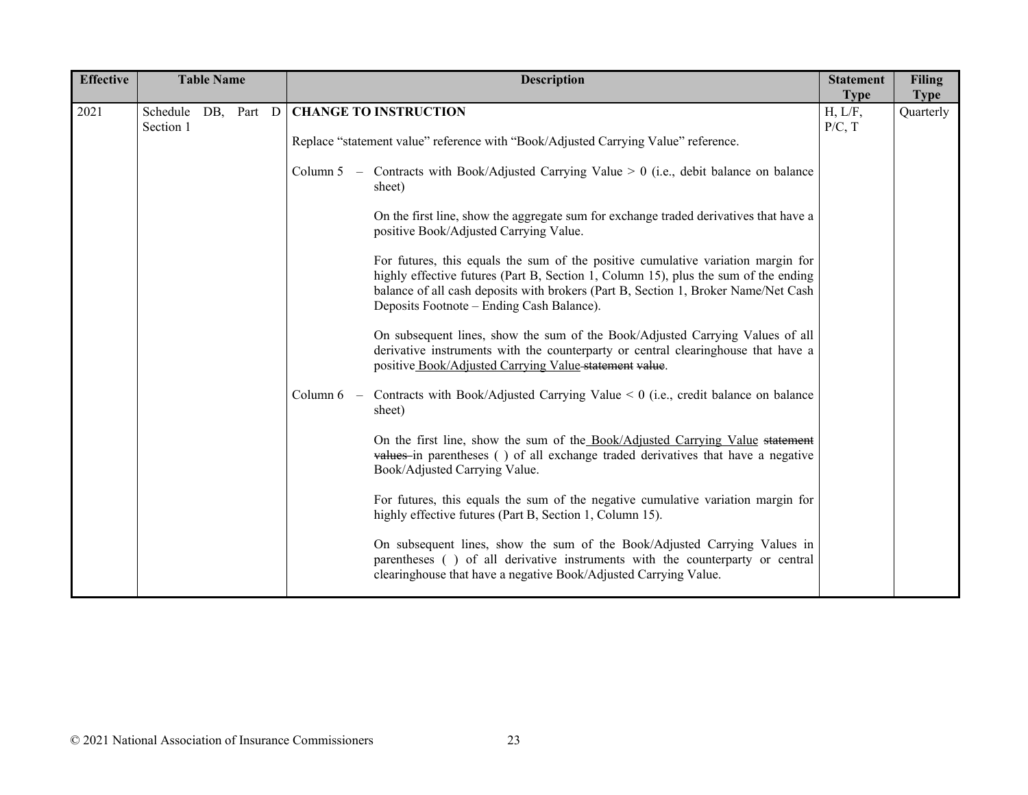| Effective | Table Name | Description | Statement Type | Filing Type |
|---|---|---|---|---|
| 2021 | Schedule DB, Part D Section 1 | **CHANGE TO INSTRUCTION**<br><br>Replace "statement value" reference with "Book/Adjusted Carrying Value" reference.<br><br>Column 5 – Contracts with Book/Adjusted Carrying Value > 0 (i.e., debit balance on balance sheet)<br><br>On the first line, show the aggregate sum for exchange traded derivatives that have a positive Book/Adjusted Carrying Value.<br><br>For futures, this equals the sum of the positive cumulative variation margin for highly effective futures (Part B, Section 1, Column 15), plus the sum of the ending balance of all cash deposits with brokers (Part B, Section 1, Broker Name/Net Cash Deposits Footnote – Ending Cash Balance).<br><br>On subsequent lines, show the sum of the Book/Adjusted Carrying Values of all derivative instruments with the counterparty or central clearinghouse that have a positive <u>Book/Adjusted Carrying Value</u> ~~statement value~~.<br><br>Column 6 – Contracts with Book/Adjusted Carrying Value < 0 (i.e., credit balance on balance sheet)<br><br>On the first line, show the sum of the <u>Book/Adjusted Carrying Value</u> ~~statement values~~ in parentheses ( ) of all exchange traded derivatives that have a negative Book/Adjusted Carrying Value.<br><br>For futures, this equals the sum of the negative cumulative variation margin for highly effective futures (Part B, Section 1, Column 15).<br><br>On subsequent lines, show the sum of the Book/Adjusted Carrying Values in parentheses ( ) of all derivative instruments with the counterparty or central clearinghouse that have a negative Book/Adjusted Carrying Value. | H, L/F, P/C, T | Quarterly |

© 2021 National Association of Insurance Commissioners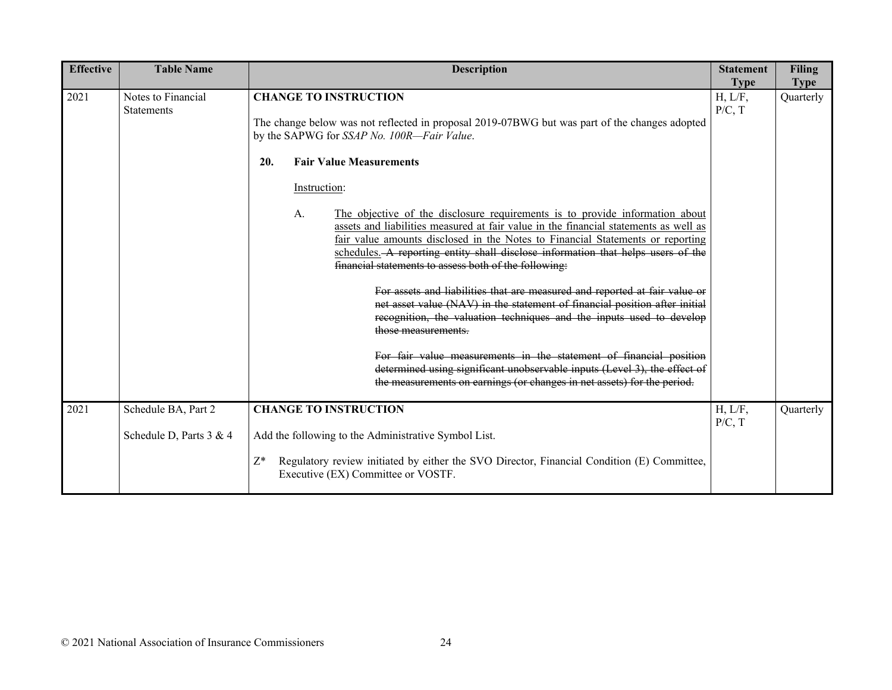| Effective | Table Name | Description | Statement Type | Filing Type |
|---|---|---|---|---|
| 2021 | Notes to Financial Statements | **CHANGE TO INSTRUCTION**<br><br>The change below was not reflected in proposal 2019-07BWG but was part of the changes adopted by the SAPWG for *SSAP No. 100R—Fair Value*.<br><br>**20. Fair Value Measurements**<br><br><u>Instruction</u>:<br><br>A. <u>The objective of the disclosure requirements is to provide information about assets and liabilities measured at fair value in the financial statements as well as fair value amounts disclosed in the Notes to Financial Statements or reporting schedules.</u> ~~A reporting entity shall disclose information that helps users of the financial statements to assess both of the following:~~<br><br>~~For assets and liabilities that are measured and reported at fair value or net asset value (NAV) in the statement of financial position after initial recognition, the valuation techniques and the inputs used to develop those measurements.~~<br><br>~~For fair value measurements in the statement of financial position determined using significant unobservable inputs (Level 3), the effect of the measurements on earnings (or changes in net assets) for the period.~~ | H, L/F, P/C, T | Quarterly |
| 2021 | Schedule BA, Part 2<br><br>Schedule D, Parts 3 & 4 | **CHANGE TO INSTRUCTION**<br><br>Add the following to the Administrative Symbol List.<br><br>Z* Regulatory review initiated by either the SVO Director, Financial Condition (E) Committee, Executive (EX) Committee or VOSTF. | H, L/F, P/C, T | Quarterly |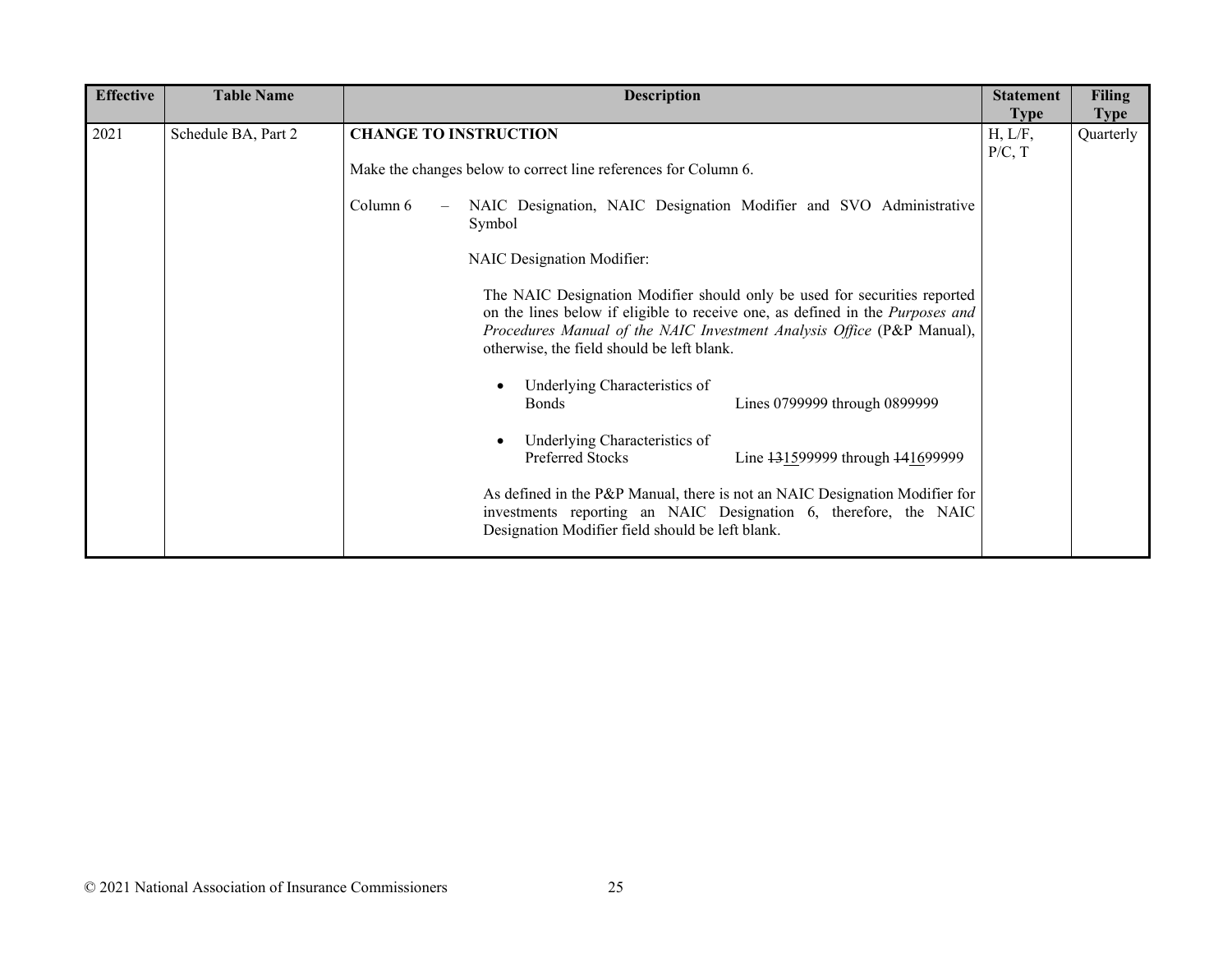| Effective | Table Name | Description | Statement Type | Filing Type |
|---|---|---|---|---|
| 2021 | Schedule BA, Part 2 | **CHANGE TO INSTRUCTION**<br><br>Make the changes below to correct line references for Column 6.<br><br>Column 6 – NAIC Designation, NAIC Designation Modifier and SVO Administrative Symbol<br><br>NAIC Designation Modifier:<br><br>The NAIC Designation Modifier should only be used for securities reported on the lines below if eligible to receive one, as defined in the *Purposes and Procedures Manual of the NAIC Investment Analysis Office* (P&P Manual), otherwise, the field should be left blank.<br><br>• Underlying Characteristics of Bonds — Lines 0799999 through 0899999<br><br>• Underlying Characteristics of Preferred Stocks — Line ~~13~~15<u>15</u>99999 through ~~14~~<u>16</u>99999<br><br>As defined in the P&P Manual, there is not an NAIC Designation Modifier for investments reporting an NAIC Designation 6, therefore, the NAIC Designation Modifier field should be left blank. | H, L/F, P/C, T | Quarterly |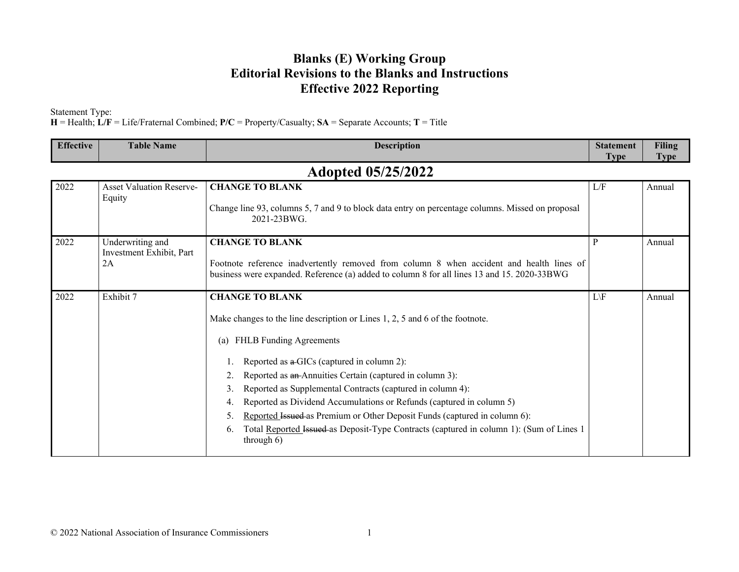# Blanks (E) Working Group
# Editorial Revisions to the Blanks and Instructions
# Effective 2022 Reporting

Statement Type:
**H** = Health; **L/F** = Life/Fraternal Combined; **P/C** = Property/Casualty; **SA** = Separate Accounts; **T** = Title

| Effective | Table Name | Description | Statement Type | Filing Type |
|---|---|---|---|---|
| **Adopted 05/25/2022** | | | | |
| 2022 | Asset Valuation Reserve-Equity | **CHANGE TO BLANK**<br><br>Change line 93, columns 5, 7 and 9 to block data entry on percentage columns. Missed on proposal 2021-23BWG. | L/F | Annual |
| 2022 | Underwriting and Investment Exhibit, Part 2A | **CHANGE TO BLANK**<br><br>Footnote reference inadvertently removed from column 8 when accident and health lines of business were expanded. Reference (a) added to column 8 for all lines 13 and 15. 2020-33BWG | P | Annual |
| 2022 | Exhibit 7 | **CHANGE TO BLANK**<br><br>Make changes to the line description or Lines 1, 2, 5 and 6 of the footnote.<br><br>(a) FHLB Funding Agreements<br><br>1. Reported as ~~a~~ GICs (captured in column 2):<br>2. Reported as ~~an~~ Annuities Certain (captured in column 3):<br>3. Reported as Supplemental Contracts (captured in column 4):<br>4. Reported as Dividend Accumulations or Refunds (captured in column 5)<br>5. Reported ~~Issued~~ as Premium or Other Deposit Funds (captured in column 6):<br>6. Total Reported ~~Issued~~ as Deposit-Type Contracts (captured in column 1): (Sum of Lines 1 through 6) | L\F | Annual |

© 2022 National Association of Insurance Commissioners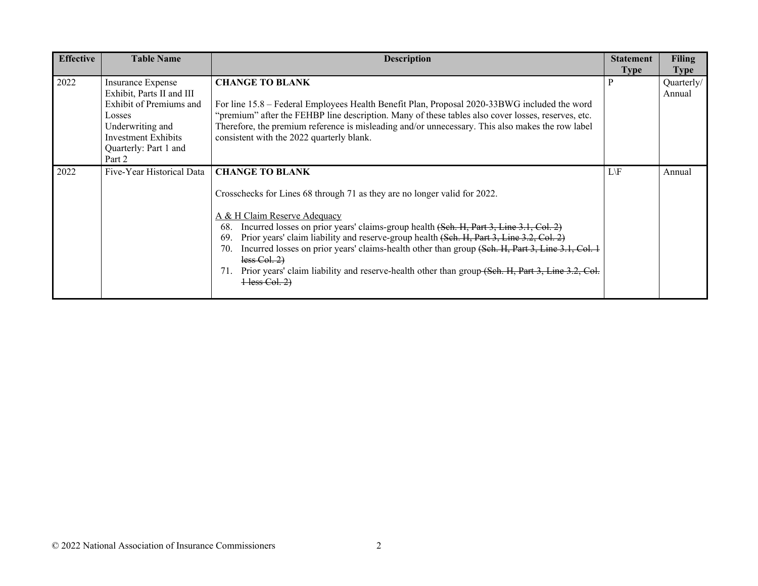| Effective | Table Name | Description | Statement Type | Filing Type |
|---|---|---|---|---|
| 2022 | Insurance Expense Exhibit, Parts II and III<br>Exhibit of Premiums and Losses<br>Underwriting and Investment Exhibits Quarterly: Part 1 and Part 2 | **CHANGE TO BLANK**<br><br>For line 15.8 – Federal Employees Health Benefit Plan, Proposal 2020-33BWG included the word "premium" after the FEHBP line description. Many of these tables also cover losses, reserves, etc. Therefore, the premium reference is misleading and/or unnecessary. This also makes the row label consistent with the 2022 quarterly blank. | P | Quarterly/ Annual |
| 2022 | Five-Year Historical Data | **CHANGE TO BLANK**<br><br>Crosschecks for Lines 68 through 71 as they are no longer valid for 2022.<br><br><u>A & H Claim Reserve Adequacy</u><br>68. Incurred losses on prior years' claims-group health ~~(Sch. H, Part 3, Line 3.1, Col. 2)~~<br>69. Prior years' claim liability and reserve-group health ~~(Sch. H, Part 3, Line 3.2, Col. 2)~~<br>70. Incurred losses on prior years' claims-health other than group ~~(Sch. H, Part 3, Line 3.1, Col. 1 less Col. 2)~~<br>71. Prior years' claim liability and reserve-health other than group ~~(Sch. H, Part 3, Line 3.2, Col. 1 less Col. 2)~~ | L\F | Annual |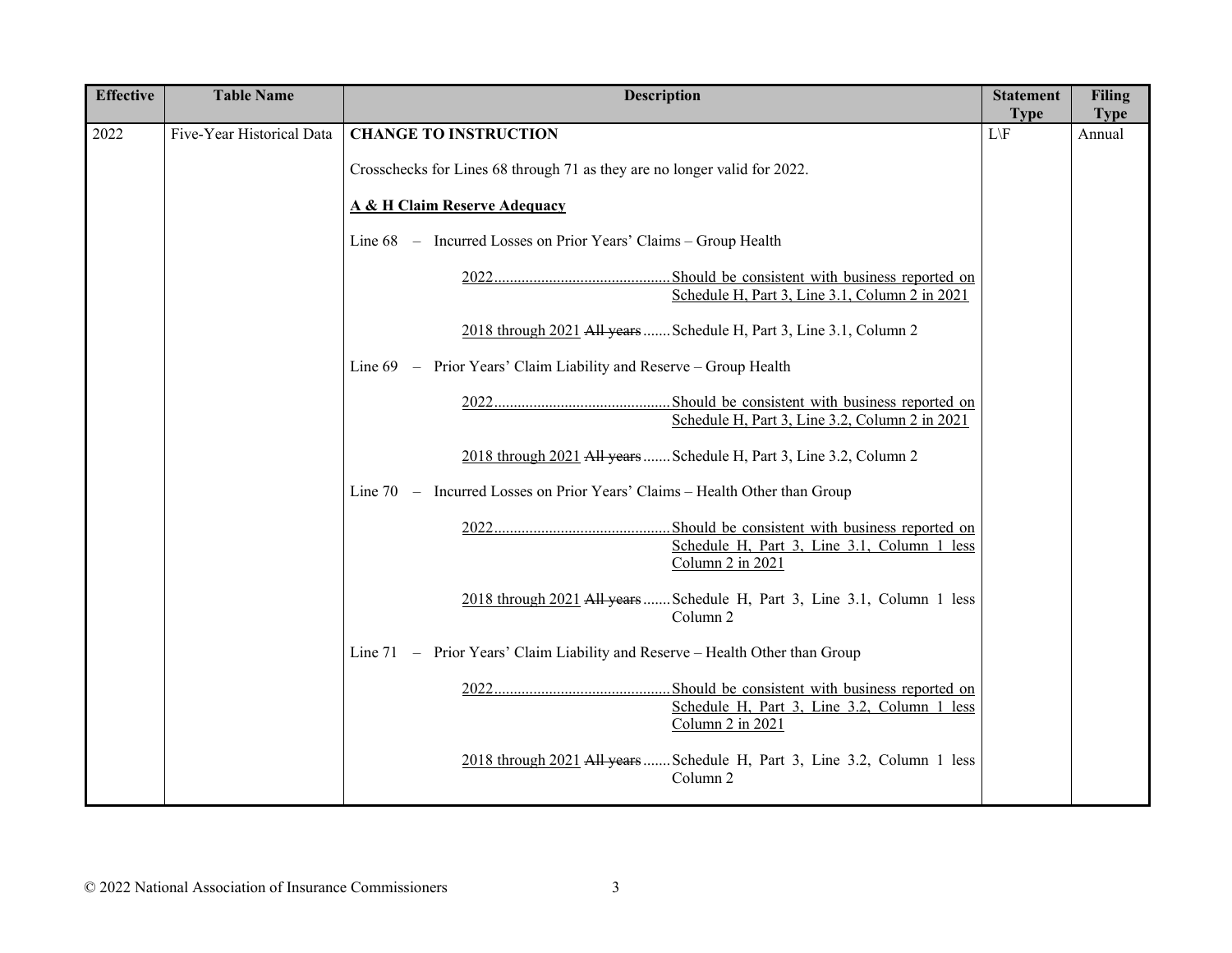| Effective | Table Name | Description | Statement Type | Filing Type |
|---|---|---|---|---|
| 2022 | Five-Year Historical Data | **CHANGE TO INSTRUCTION**<br><br>Crosschecks for Lines 68 through 71 as they are no longer valid for 2022.<br><br>**A & H Claim Reserve Adequacy**<br><br>Line 68 – Incurred Losses on Prior Years' Claims – Group Health<br><br>2022 ........ Should be consistent with business reported on Schedule H, Part 3, Line 3.1, Column 2 in 2021<br><br>2018 through 2021 ~~All years~~ ....... Schedule H, Part 3, Line 3.1, Column 2<br><br>Line 69 – Prior Years' Claim Liability and Reserve – Group Health<br><br>2022 ........ Should be consistent with business reported on Schedule H, Part 3, Line 3.2, Column 2 in 2021<br><br>2018 through 2021 ~~All years~~ ....... Schedule H, Part 3, Line 3.2, Column 2<br><br>Line 70 – Incurred Losses on Prior Years' Claims – Health Other than Group<br><br>2022 ........ Should be consistent with business reported on Schedule H, Part 3, Line 3.1, Column 1 less Column 2 in 2021<br><br>2018 through 2021 ~~All years~~ ....... Schedule H, Part 3, Line 3.1, Column 1 less Column 2<br><br>Line 71 – Prior Years' Claim Liability and Reserve – Health Other than Group<br><br>2022 ........ Should be consistent with business reported on Schedule H, Part 3, Line 3.2, Column 1 less Column 2 in 2021<br><br>2018 through 2021 ~~All years~~ ....... Schedule H, Part 3, Line 3.2, Column 1 less Column 2 | L\F | Annual |

© 2022 National Association of Insurance Commissioners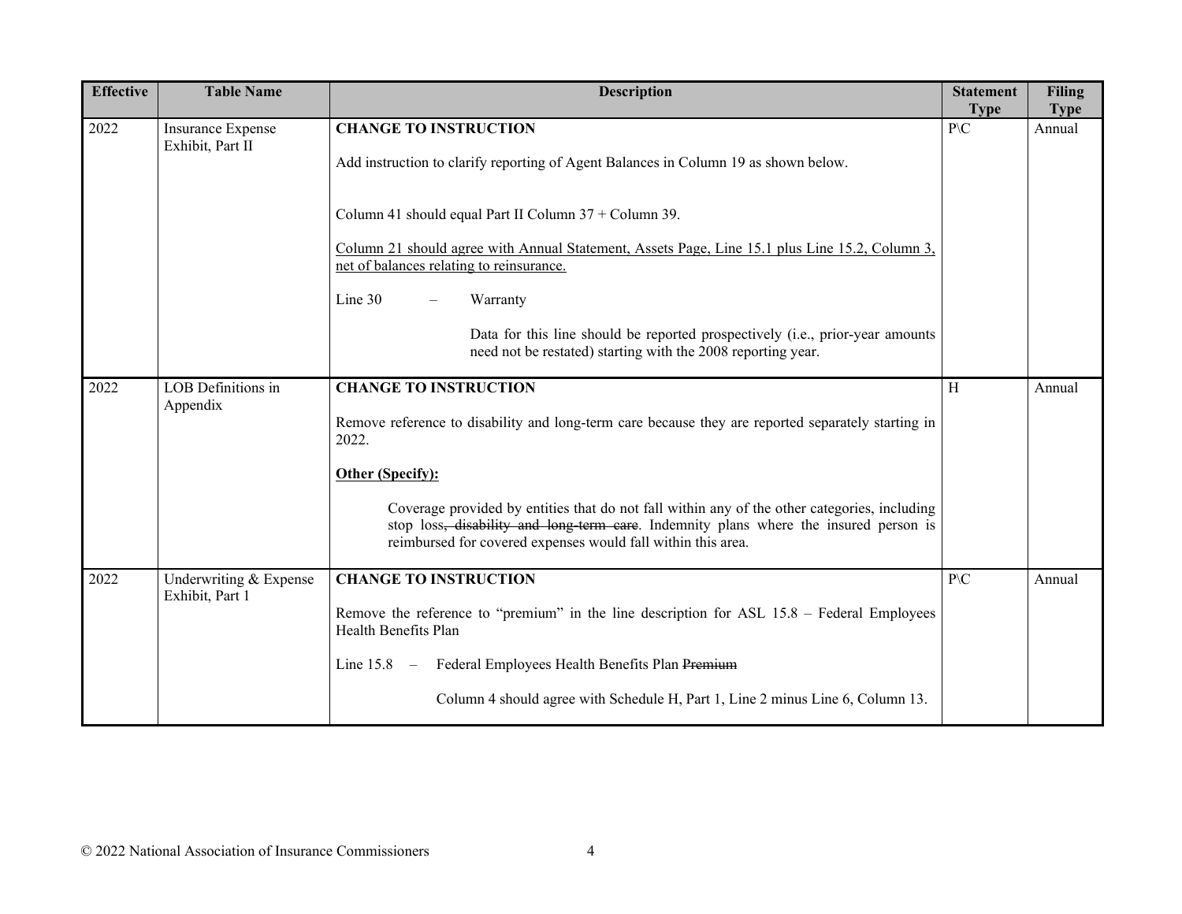| Effective | Table Name | Description | Statement Type | Filing Type |
|---|---|---|---|---|
| 2022 | Insurance Expense Exhibit, Part II | **CHANGE TO INSTRUCTION**<br><br>Add instruction to clarify reporting of Agent Balances in Column 19 as shown below.<br><br>Column 41 should equal Part II Column 37 + Column 39.<br><br><u>Column 21 should agree with Annual Statement, Assets Page, Line 15.1 plus Line 15.2, Column 3, net of balances relating to reinsurance.</u><br><br>Line 30 – Warranty<br><br>Data for this line should be reported prospectively (i.e., prior-year amounts need not be restated) starting with the 2008 reporting year. | P\C | Annual |
| 2022 | LOB Definitions in Appendix | **CHANGE TO INSTRUCTION**<br><br>Remove reference to disability and long-term care because they are reported separately starting in 2022.<br><br>**<u>Other (Specify):</u>**<br><br>Coverage provided by entities that do not fall within any of the other categories, including stop loss~~, disability and long-term care~~. Indemnity plans where the insured person is reimbursed for covered expenses would fall within this area. | H | Annual |
| 2022 | Underwriting & Expense Exhibit, Part 1 | **CHANGE TO INSTRUCTION**<br><br>Remove the reference to "premium" in the line description for ASL 15.8 – Federal Employees Health Benefits Plan<br><br>Line 15.8 – Federal Employees Health Benefits Plan ~~Premium~~<br><br>Column 4 should agree with Schedule H, Part 1, Line 2 minus Line 6, Column 13. | P\C | Annual |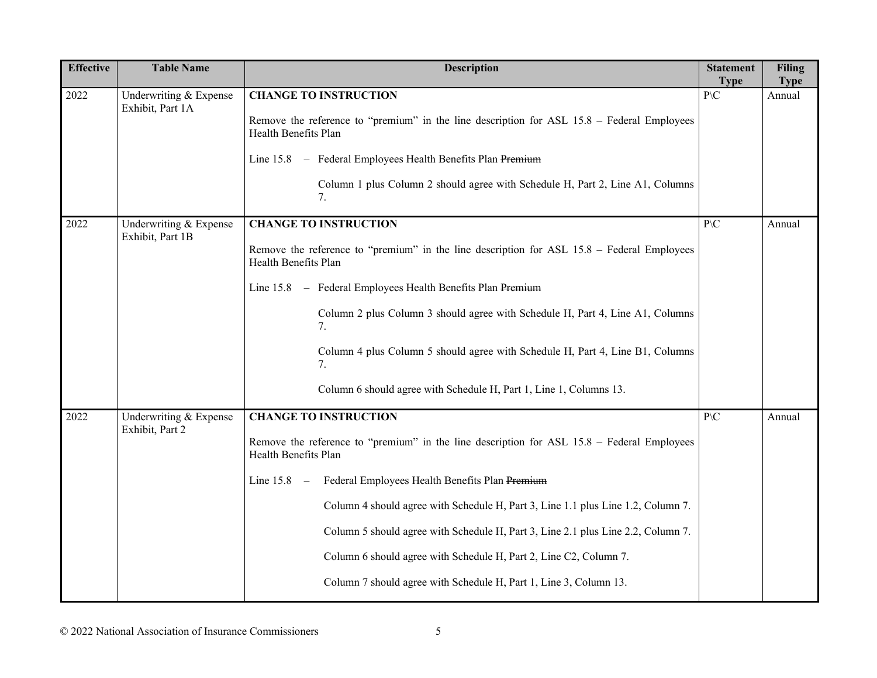| Effective | Table Name | Description | Statement Type | Filing Type |
|---|---|---|---|---|
| 2022 | Underwriting & Expense Exhibit, Part 1A | **CHANGE TO INSTRUCTION**<br><br>Remove the reference to "premium" in the line description for ASL 15.8 – Federal Employees Health Benefits Plan<br><br>Line 15.8 – Federal Employees Health Benefits Plan ~~Premium~~<br><br>Column 1 plus Column 2 should agree with Schedule H, Part 2, Line A1, Columns 7. | P\C | Annual |
| 2022 | Underwriting & Expense Exhibit, Part 1B | **CHANGE TO INSTRUCTION**<br><br>Remove the reference to "premium" in the line description for ASL 15.8 – Federal Employees Health Benefits Plan<br><br>Line 15.8 – Federal Employees Health Benefits Plan ~~Premium~~<br><br>Column 2 plus Column 3 should agree with Schedule H, Part 4, Line A1, Columns 7.<br><br>Column 4 plus Column 5 should agree with Schedule H, Part 4, Line B1, Columns 7.<br><br>Column 6 should agree with Schedule H, Part 1, Line 1, Columns 13. | P\C | Annual |
| 2022 | Underwriting & Expense Exhibit, Part 2 | **CHANGE TO INSTRUCTION**<br><br>Remove the reference to "premium" in the line description for ASL 15.8 – Federal Employees Health Benefits Plan<br><br>Line 15.8 – Federal Employees Health Benefits Plan ~~Premium~~<br><br>Column 4 should agree with Schedule H, Part 3, Line 1.1 plus Line 1.2, Column 7.<br><br>Column 5 should agree with Schedule H, Part 3, Line 2.1 plus Line 2.2, Column 7.<br><br>Column 6 should agree with Schedule H, Part 2, Line C2, Column 7.<br><br>Column 7 should agree with Schedule H, Part 1, Line 3, Column 13. | P\C | Annual |

© 2022 National Association of Insurance Commissioners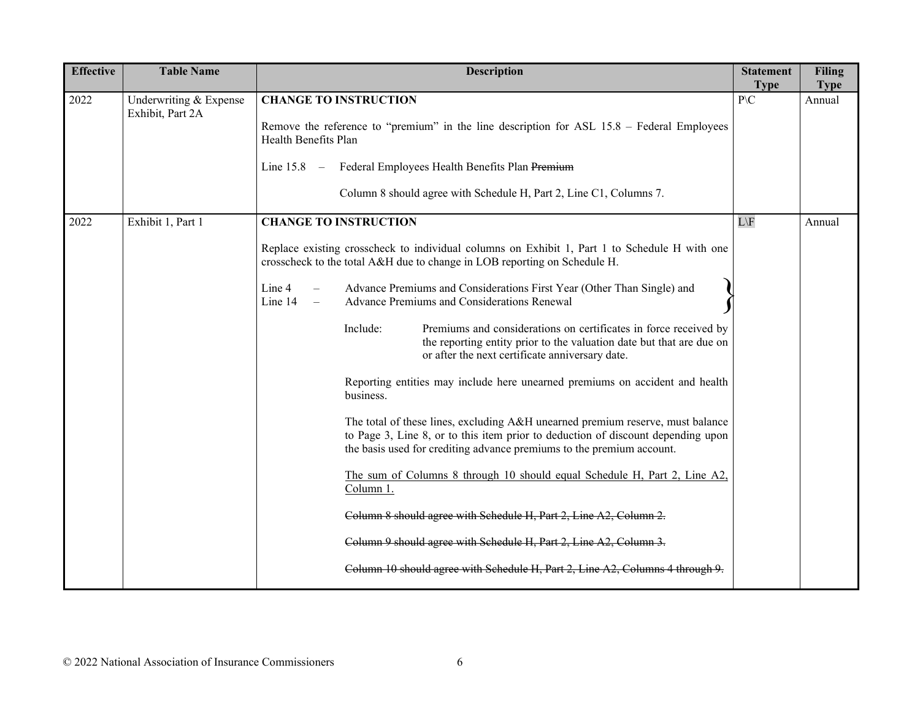| Effective | Table Name | Description | Statement Type | Filing Type |
|---|---|---|---|---|
| 2022 | Underwriting & Expense Exhibit, Part 2A | **CHANGE TO INSTRUCTION**<br><br>Remove the reference to "premium" in the line description for ASL 15.8 – Federal Employees Health Benefits Plan<br><br>Line 15.8 – Federal Employees Health Benefits Plan ~~Premium~~<br><br>Column 8 should agree with Schedule H, Part 2, Line C1, Columns 7. | P\C | Annual |
| 2022 | Exhibit 1, Part 1 | **CHANGE TO INSTRUCTION**<br><br>Replace existing crosscheck to individual columns on Exhibit 1, Part 1 to Schedule H with one crosscheck to the total A&H due to change in LOB reporting on Schedule H.<br><br>Line 4 – Advance Premiums and Considerations First Year (Other Than Single) and<br>Line 14 – Advance Premiums and Considerations Renewal<br><br>Include: Premiums and considerations on certificates in force received by the reporting entity prior to the valuation date but that are due on or after the next certificate anniversary date.<br><br>Reporting entities may include here unearned premiums on accident and health business.<br><br>The total of these lines, excluding A&H unearned premium reserve, must balance to Page 3, Line 8, or to this item prior to deduction of discount depending upon the basis used for crediting advance premiums to the premium account.<br><br><u>The sum of Columns 8 through 10 should equal Schedule H, Part 2, Line A2, Column 1.</u><br><br>~~Column 8 should agree with Schedule H, Part 2, Line A2, Column 2.~~<br><br>~~Column 9 should agree with Schedule H, Part 2, Line A2, Column 3.~~<br><br>~~Column 10 should agree with Schedule H, Part 2, Line A2, Columns 4 through 9.~~ | L\F | Annual |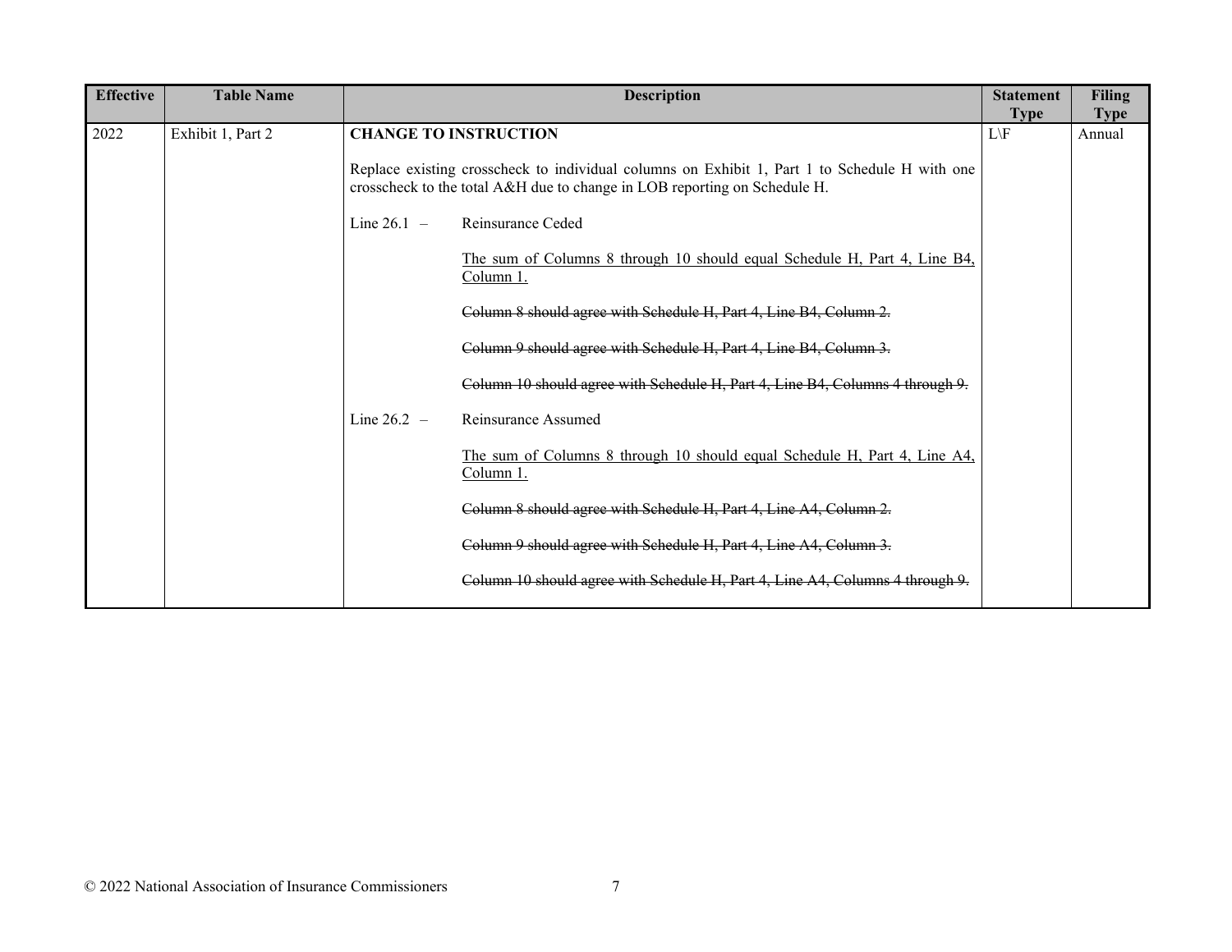| Effective | Table Name | Description | Statement Type | Filing Type |
|---|---|---|---|---|
| 2022 | Exhibit 1, Part 2 | **CHANGE TO INSTRUCTION**<br><br>Replace existing crosscheck to individual columns on Exhibit 1, Part 1 to Schedule H with one crosscheck to the total A&H due to change in LOB reporting on Schedule H.<br><br>Line 26.1 – Reinsurance Ceded<br><br><u>The sum of Columns 8 through 10 should equal Schedule H, Part 4, Line B4, Column 1.</u><br><br>~~Column 8 should agree with Schedule H, Part 4, Line B4, Column 2.~~<br><br>~~Column 9 should agree with Schedule H, Part 4, Line B4, Column 3.~~<br><br>~~Column 10 should agree with Schedule H, Part 4, Line B4, Columns 4 through 9.~~<br><br>Line 26.2 – Reinsurance Assumed<br><br><u>The sum of Columns 8 through 10 should equal Schedule H, Part 4, Line A4, Column 1.</u><br><br>~~Column 8 should agree with Schedule H, Part 4, Line A4, Column 2.~~<br><br>~~Column 9 should agree with Schedule H, Part 4, Line A4, Column 3.~~<br><br>~~Column 10 should agree with Schedule H, Part 4, Line A4, Columns 4 through 9.~~ | L\F | Annual |

© 2022 National Association of Insurance Commissioners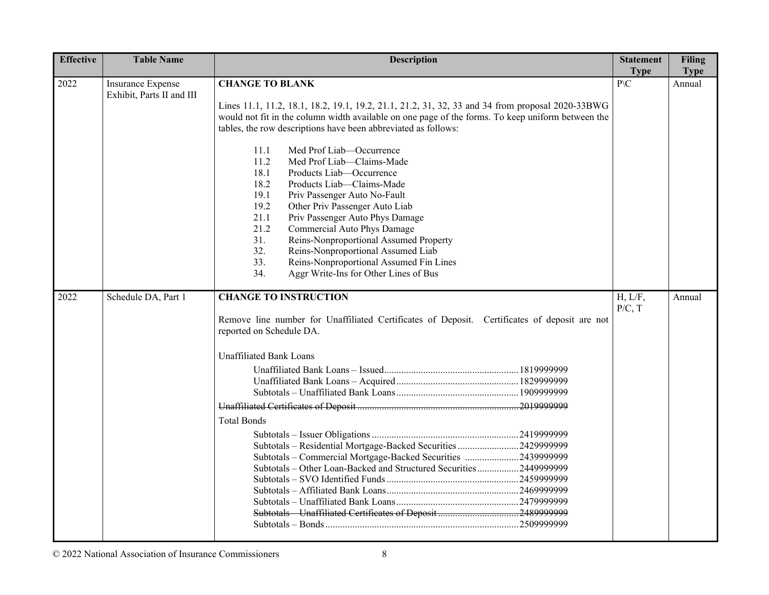| Effective | Table Name | Description | Statement Type | Filing Type |
|---|---|---|---|---|
| 2022 | Insurance Expense Exhibit, Parts II and III | **CHANGE TO BLANK**<br><br>Lines 11.1, 11.2, 18.1, 18.2, 19.1, 19.2, 21.1, 21.2, 31, 32, 33 and 34 from proposal 2020-33BWG would not fit in the column width available on one page of the forms. To keep uniform between the tables, the row descriptions have been abbreviated as follows:<br><br>11.1 Med Prof Liab—Occurrence<br>11.2 Med Prof Liab—Claims-Made<br>18.1 Products Liab—Occurrence<br>18.2 Products Liab—Claims-Made<br>19.1 Priv Passenger Auto No-Fault<br>19.2 Other Priv Passenger Auto Liab<br>21.1 Priv Passenger Auto Phys Damage<br>21.2 Commercial Auto Phys Damage<br>31. Reins-Nonproportional Assumed Property<br>32. Reins-Nonproportional Assumed Liab<br>33. Reins-Nonproportional Assumed Fin Lines<br>34. Aggr Write-Ins for Other Lines of Bus | P\C | Annual |
| 2022 | Schedule DA, Part 1 | **CHANGE TO INSTRUCTION**<br><br>Remove line number for Unaffiliated Certificates of Deposit. Certificates of deposit are not reported on Schedule DA.<br><br>Unaffiliated Bank Loans<br>Unaffiliated Bank Loans – Issued....1819999999<br>Unaffiliated Bank Loans – Acquired....1829999999<br>Subtotals – Unaffiliated Bank Loans....1909999999<br>~~Unaffiliated Certificates of Deposit....2019999999~~<br>Total Bonds<br>Subtotals – Issuer Obligations....2419999999<br>Subtotals – Residential Mortgage-Backed Securities....2429999999<br>Subtotals – Commercial Mortgage-Backed Securities....2439999999<br>Subtotals – Other Loan-Backed and Structured Securities....2449999999<br>Subtotals – SVO Identified Funds....2459999999<br>Subtotals – Affiliated Bank Loans....2469999999<br>Subtotals – Unaffiliated Bank Loans....2479999999<br>~~Subtotals – Unaffiliated Certificates of Deposit....2489999999~~<br>Subtotals – Bonds....2509999999 | H, L/F, P/C, T | Annual |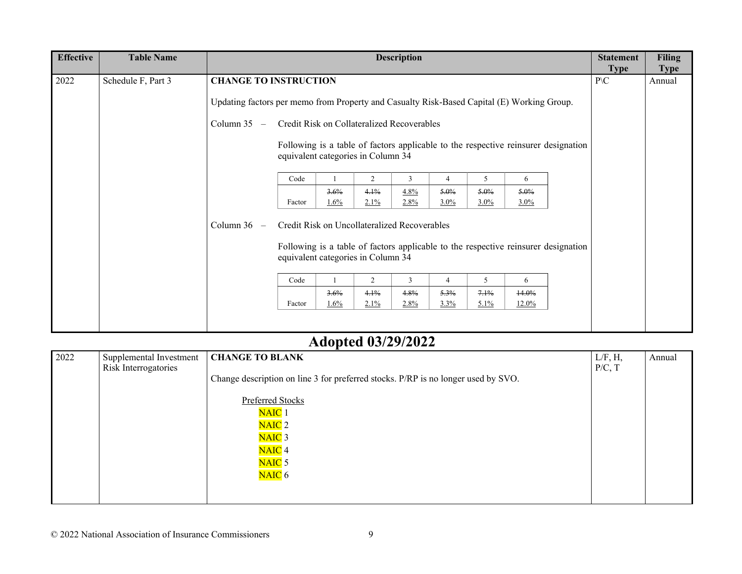| Effective | Table Name | Description | Statement Type | Filing Type |
|---|---|---|---|---|
| 2022 | Schedule F, Part 3 | **CHANGE TO INSTRUCTION**<br><br>Updating factors per memo from Property and Casualty Risk-Based Capital (E) Working Group.<br><br>Column 35 – Credit Risk on Collateralized Recoverables<br><br>Following is a table of factors applicable to the respective reinsurer designation equivalent categories in Column 34<br><br>Code: 1 / 2 / 3 / 4 / 5 / 6<br>Factor: ~~3.6%~~ 1.6% / ~~4.1%~~ 2.1% / ~~4.8%~~ 2.8% / ~~5.0%~~ 3.0% / ~~5.0%~~ 3.0% / ~~5.0%~~ 3.0%<br><br>Column 36 – Credit Risk on Uncollateralized Recoverables<br><br>Following is a table of factors applicable to the respective reinsurer designation equivalent categories in Column 34<br><br>Code: 1 / 2 / 3 / 4 / 5 / 6<br>Factor: ~~3.6%~~ 1.6% / ~~4.1%~~ 2.1% / ~~4.8%~~ 2.8% / ~~5.3%~~ 3.3% / ~~7.1%~~ 5.1% / ~~14.0%~~ 12.0% | P\C | Annual |

## Adopted 03/29/2022

| Effective | Table Name | Description | Statement Type | Filing Type |
|---|---|---|---|---|
| 2022 | Supplemental Investment Risk Interrogatories | **CHANGE TO BLANK**<br><br>Change description on line 3 for preferred stocks. P/RP is no longer used by SVO.<br><br>Preferred Stocks<br>NAIC 1<br>NAIC 2<br>NAIC 3<br>NAIC 4<br>NAIC 5<br>NAIC 6 | L/F, H, P/C, T | Annual |

© 2022 National Association of Insurance Commissioners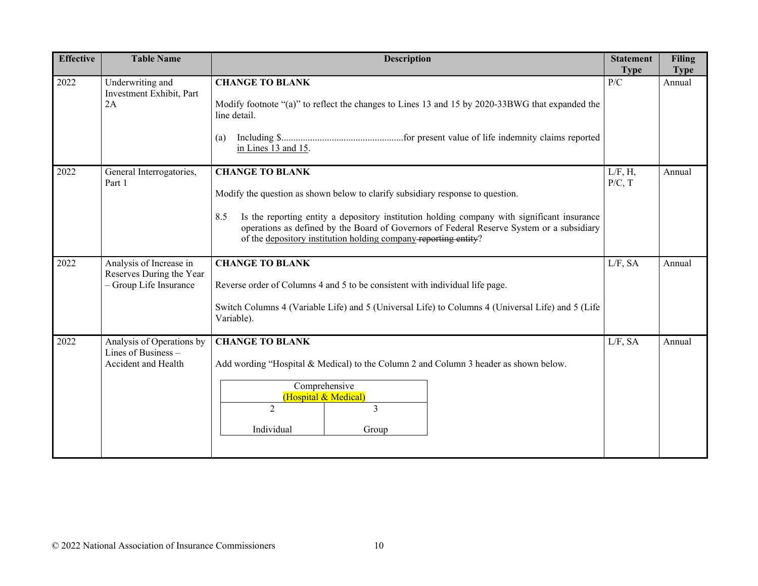| Effective | Table Name | Description | Statement Type | Filing Type |
|---|---|---|---|---|
| 2022 | Underwriting and Investment Exhibit, Part 2A | **CHANGE TO BLANK**<br><br>Modify footnote "(a)" to reflect the changes to Lines 13 and 15 by 2020-33BWG that expanded the line detail.<br><br>(a) Including $..................................................for present value of life indemnity claims reported in Lines 13 and 15. | P/C | Annual |
| 2022 | General Interrogatories, Part 1 | **CHANGE TO BLANK**<br><br>Modify the question as shown below to clarify subsidiary response to question.<br><br>8.5 Is the reporting entity a depository institution holding company with significant insurance operations as defined by the Board of Governors of Federal Reserve System or a subsidiary of the depository institution holding company ~~reporting entity~~? | L/F, H, P/C, T | Annual |
| 2022 | Analysis of Increase in Reserves During the Year – Group Life Insurance | **CHANGE TO BLANK**<br><br>Reverse order of Columns 4 and 5 to be consistent with individual life page.<br><br>Switch Columns 4 (Variable Life) and 5 (Universal Life) to Columns 4 (Universal Life) and 5 (Life Variable). | L/F, SA | Annual |
| 2022 | Analysis of Operations by Lines of Business – Accident and Health | **CHANGE TO BLANK**<br><br>Add wording "Hospital & Medical) to the Column 2 and Column 3 header as shown below.<br><br>Comprehensive (Hospital & Medical): 2 Individual; 3 Group | L/F, SA | Annual |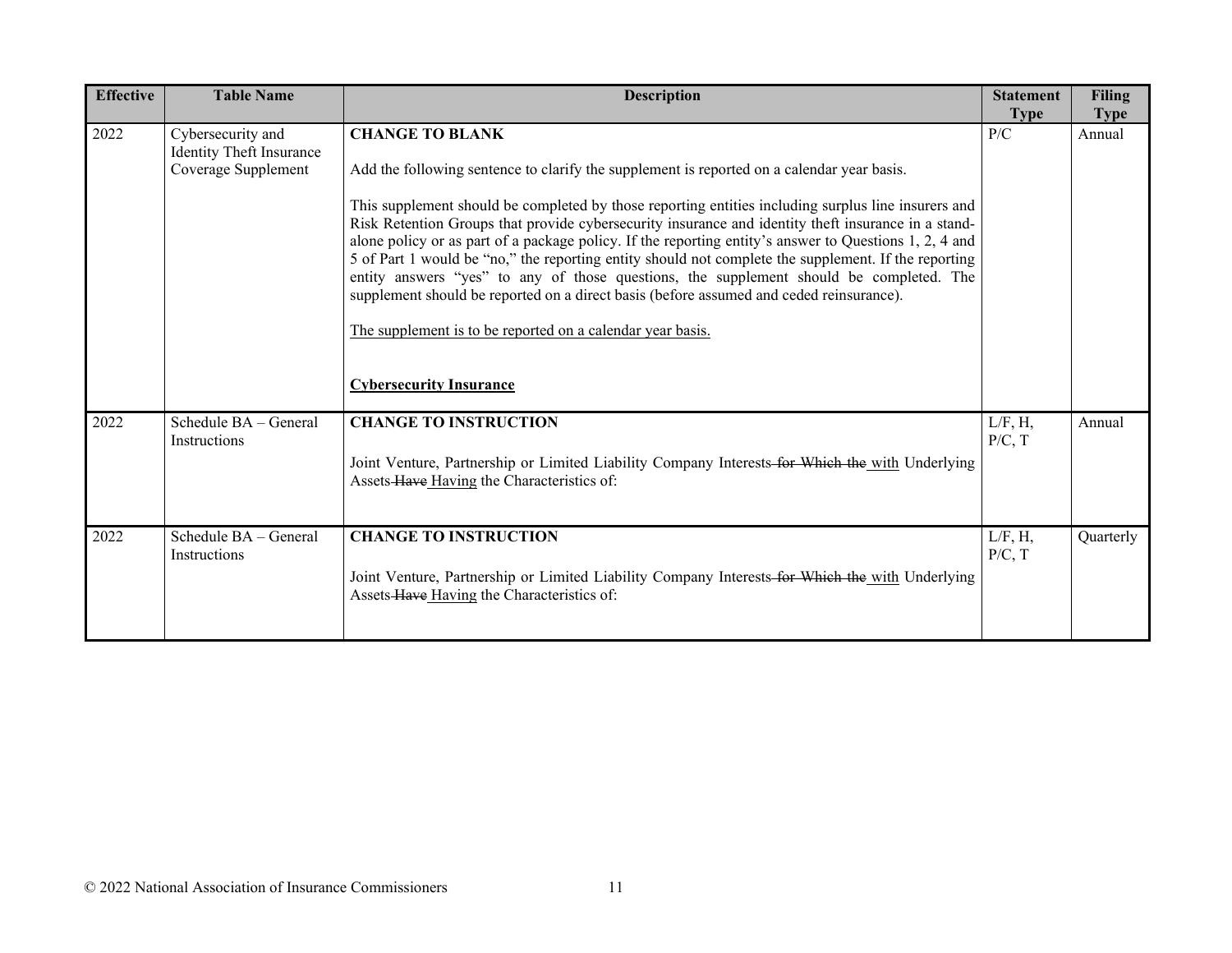| Effective | Table Name | Description | Statement Type | Filing Type |
|---|---|---|---|---|
| 2022 | Cybersecurity and Identity Theft Insurance Coverage Supplement | **CHANGE TO BLANK**<br><br>Add the following sentence to clarify the supplement is reported on a calendar year basis.<br><br>This supplement should be completed by those reporting entities including surplus line insurers and Risk Retention Groups that provide cybersecurity insurance and identity theft insurance in a stand-alone policy or as part of a package policy. If the reporting entity's answer to Questions 1, 2, 4 and 5 of Part 1 would be "no," the reporting entity should not complete the supplement. If the reporting entity answers "yes" to any of those questions, the supplement should be completed. The supplement should be reported on a direct basis (before assumed and ceded reinsurance).<br><br><u>The supplement is to be reported on a calendar year basis.</u><br><br><u>**Cybersecurity Insurance**</u> | P/C | Annual |
| 2022 | Schedule BA – General Instructions | **CHANGE TO INSTRUCTION**<br><br>Joint Venture, Partnership or Limited Liability Company Interests ~~for Which the~~ <u>with</u> Underlying Assets ~~Have~~ <u>Having</u> the Characteristics of: | L/F, H, P/C, T | Annual |
| 2022 | Schedule BA – General Instructions | **CHANGE TO INSTRUCTION**<br><br>Joint Venture, Partnership or Limited Liability Company Interests ~~for Which the~~ <u>with</u> Underlying Assets ~~Have~~ <u>Having</u> the Characteristics of: | L/F, H, P/C, T | Quarterly |

© 2022 National Association of Insurance Commissioners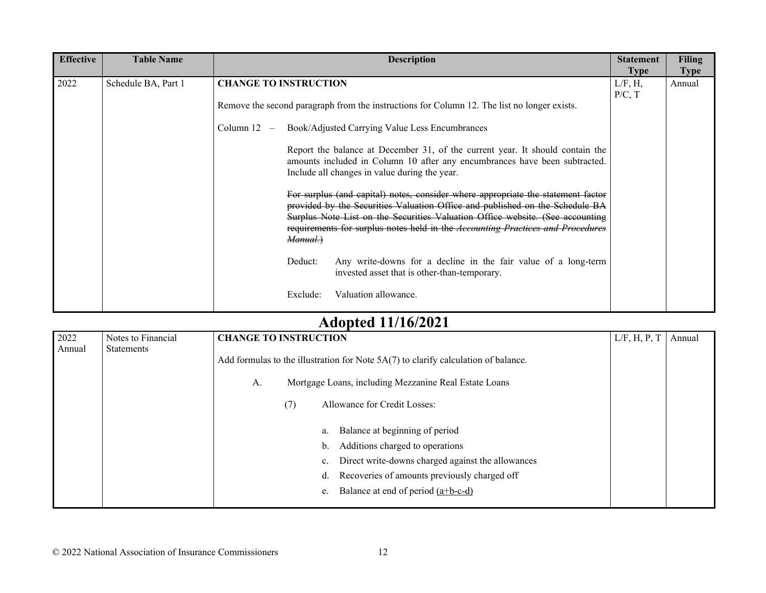| Effective | Table Name | Description | Statement Type | Filing Type |
|---|---|---|---|---|
| 2022 | Schedule BA, Part 1 | **CHANGE TO INSTRUCTION**<br><br>Remove the second paragraph from the instructions for Column 12. The list no longer exists.<br><br>Column 12 – Book/Adjusted Carrying Value Less Encumbrances<br><br>Report the balance at December 31, of the current year. It should contain the amounts included in Column 10 after any encumbrances have been subtracted. Include all changes in value during the year.<br><br>~~For surplus (and capital) notes, consider where appropriate the statement factor provided by the Securities Valuation Office and published on the Schedule BA Surplus Note List on the Securities Valuation Office website. (See accounting requirements for surplus notes held in the *Accounting Practices and Procedures Manual*.)~~<br><br>Deduct: Any write-downs for a decline in the fair value of a long-term invested asset that is other-than-temporary.<br><br>Exclude: Valuation allowance. | L/F, H, P/C, T | Annual |

## Adopted 11/16/2021

| Effective | Table Name | Description | Statement Type | Filing Type |
|---|---|---|---|---|
| 2022 Annual | Notes to Financial Statements | **CHANGE TO INSTRUCTION**<br><br>Add formulas to the illustration for Note 5A(7) to clarify calculation of balance.<br><br>A. Mortgage Loans, including Mezzanine Real Estate Loans<br><br>(7) Allowance for Credit Losses:<br><br>a. Balance at beginning of period<br>b. Additions charged to operations<br>c. Direct write-downs charged against the allowances<br>d. Recoveries of amounts previously charged off<br>e. Balance at end of period <u>(a+b-c-d)</u> | L/F, H, P, T | Annual |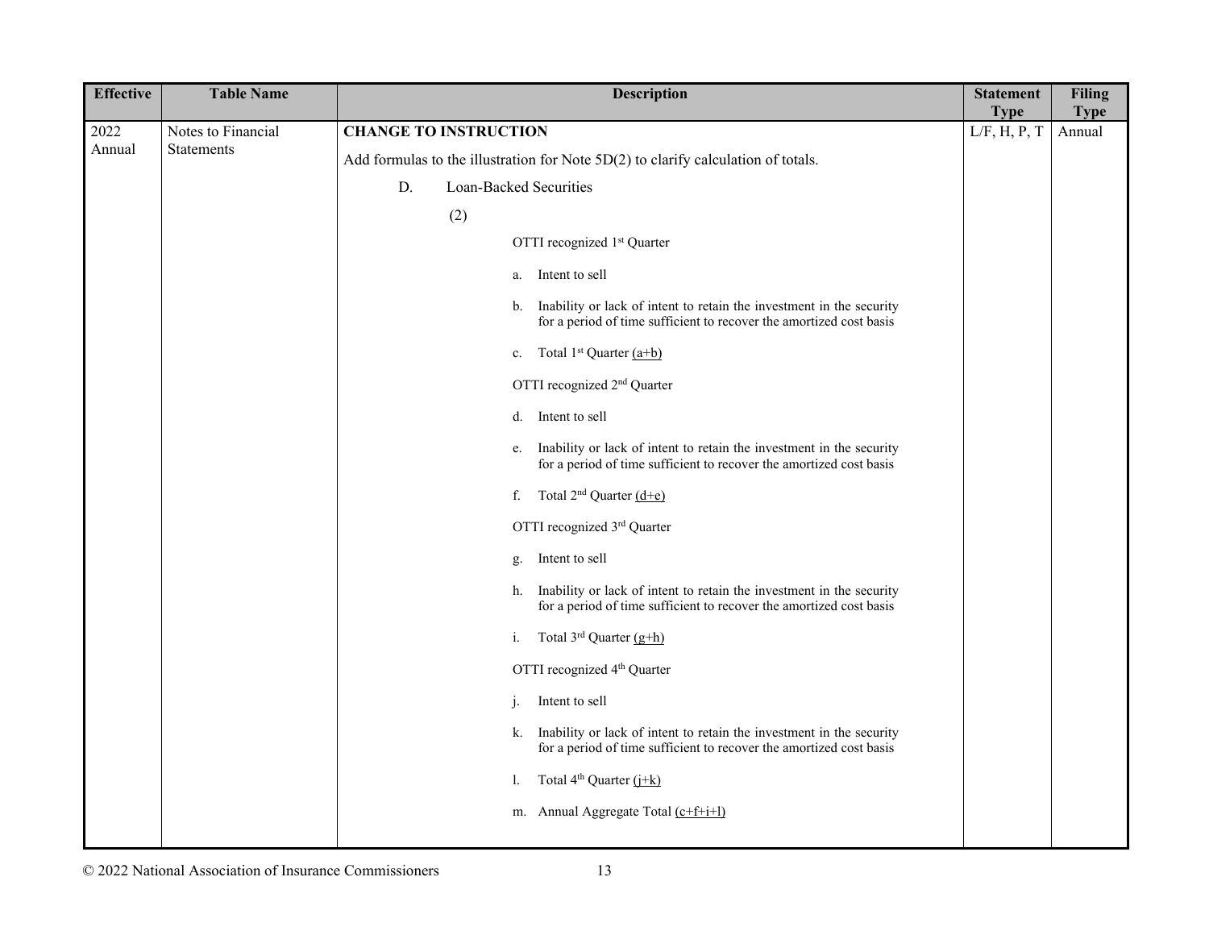| Effective | Table Name | Description | Statement Type | Filing Type |
|---|---|---|---|---|
| 2022 Annual | Notes to Financial Statements | **CHANGE TO INSTRUCTION**<br><br>Add formulas to the illustration for Note 5D(2) to clarify calculation of totals.<br><br>D. Loan-Backed Securities<br><br>(2)<br><br>OTTI recognized 1st Quarter<br><br>a. Intent to sell<br><br>b. Inability or lack of intent to retain the investment in the security for a period of time sufficient to recover the amortized cost basis<br><br>c. Total 1st Quarter (a+b)<br><br>OTTI recognized 2nd Quarter<br><br>d. Intent to sell<br><br>e. Inability or lack of intent to retain the investment in the security for a period of time sufficient to recover the amortized cost basis<br><br>f. Total 2nd Quarter (d+e)<br><br>OTTI recognized 3rd Quarter<br><br>g. Intent to sell<br><br>h. Inability or lack of intent to retain the investment in the security for a period of time sufficient to recover the amortized cost basis<br><br>i. Total 3rd Quarter (g+h)<br><br>OTTI recognized 4th Quarter<br><br>j. Intent to sell<br><br>k. Inability or lack of intent to retain the investment in the security for a period of time sufficient to recover the amortized cost basis<br><br>l. Total 4th Quarter (j+k)<br><br>m. Annual Aggregate Total (c+f+i+l) | L/F, H, P, T | Annual |

© 2022 National Association of Insurance Commissioners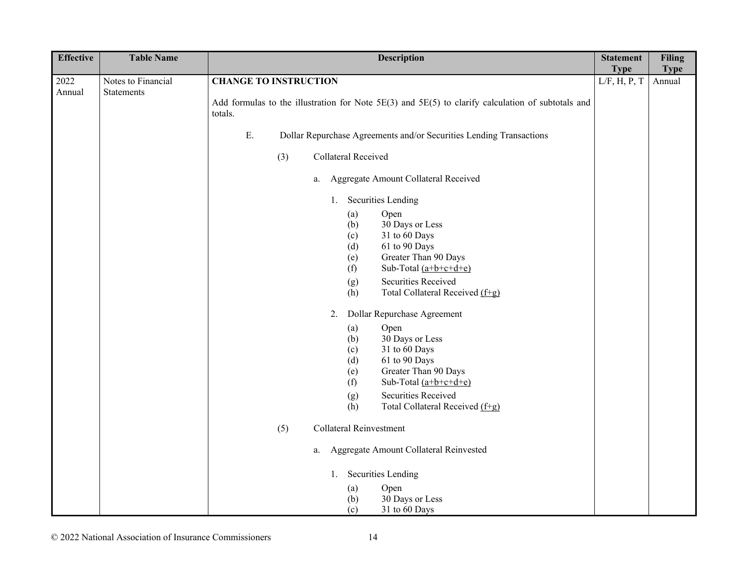| Effective | Table Name | Description | Statement Type | Filing Type |
|---|---|---|---|---|
| 2022 Annual | Notes to Financial Statements | **CHANGE TO INSTRUCTION**<br><br>Add formulas to the illustration for Note 5E(3) and 5E(5) to clarify calculation of subtotals and totals.<br><br>E. Dollar Repurchase Agreements and/or Securities Lending Transactions<br><br>(3) Collateral Received<br><br>a. Aggregate Amount Collateral Received<br><br>1. Securities Lending<br>(a) Open<br>(b) 30 Days or Less<br>(c) 31 to 60 Days<br>(d) 61 to 90 Days<br>(e) Greater Than 90 Days<br>(f) Sub-Total <u>(a+b+c+d+e)</u><br>(g) Securities Received<br>(h) Total Collateral Received <u>(f+g)</u><br><br>2. Dollar Repurchase Agreement<br>(a) Open<br>(b) 30 Days or Less<br>(c) 31 to 60 Days<br>(d) 61 to 90 Days<br>(e) Greater Than 90 Days<br>(f) Sub-Total <u>(a+b+c+d+e)</u><br>(g) Securities Received<br>(h) Total Collateral Received <u>(f+g)</u><br><br>(5) Collateral Reinvestment<br><br>a. Aggregate Amount Collateral Reinvested<br><br>1. Securities Lending<br>(a) Open<br>(b) 30 Days or Less<br>(c) 31 to 60 Days | L/F, H, P, T | Annual |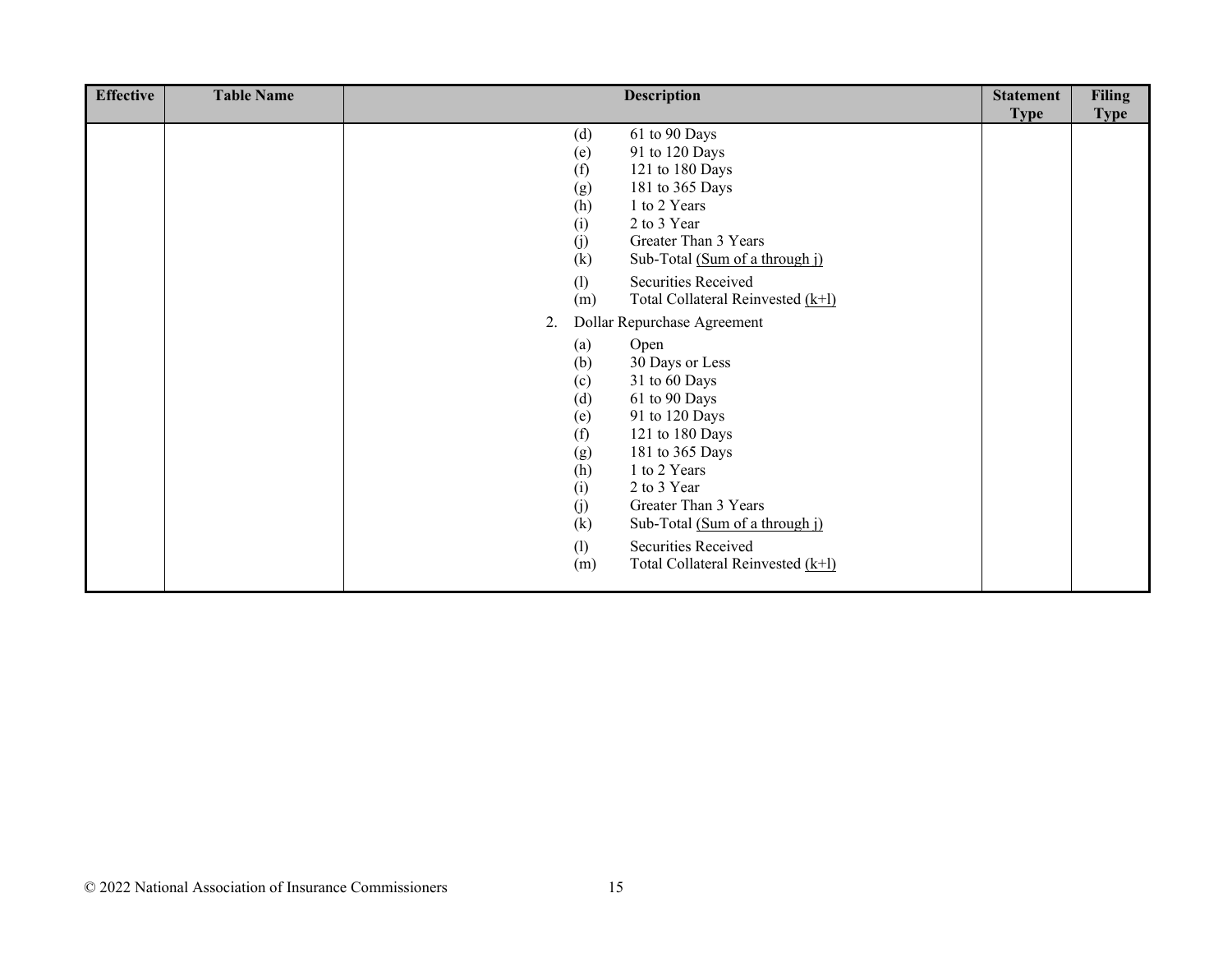| Effective | Table Name | Description | Statement Type | Filing Type |
|---|---|---|---|---|
| | | (d) 61 to 90 Days<br>(e) 91 to 120 Days<br>(f) 121 to 180 Days<br>(g) 181 to 365 Days<br>(h) 1 to 2 Years<br>(i) 2 to 3 Year<br>(j) Greater Than 3 Years<br>(k) Sub-Total <u>(Sum of a through j)</u><br><br>(l) Securities Received<br>(m) Total Collateral Reinvested <u>(k+l)</u><br><br>2. Dollar Repurchase Agreement<br><br>(a) Open<br>(b) 30 Days or Less<br>(c) 31 to 60 Days<br>(d) 61 to 90 Days<br>(e) 91 to 120 Days<br>(f) 121 to 180 Days<br>(g) 181 to 365 Days<br>(h) 1 to 2 Years<br>(i) 2 to 3 Year<br>(j) Greater Than 3 Years<br>(k) Sub-Total <u>(Sum of a through j)</u><br><br>(l) Securities Received<br>(m) Total Collateral Reinvested <u>(k+l)</u> | | |

© 2022 National Association of Insurance Commissioners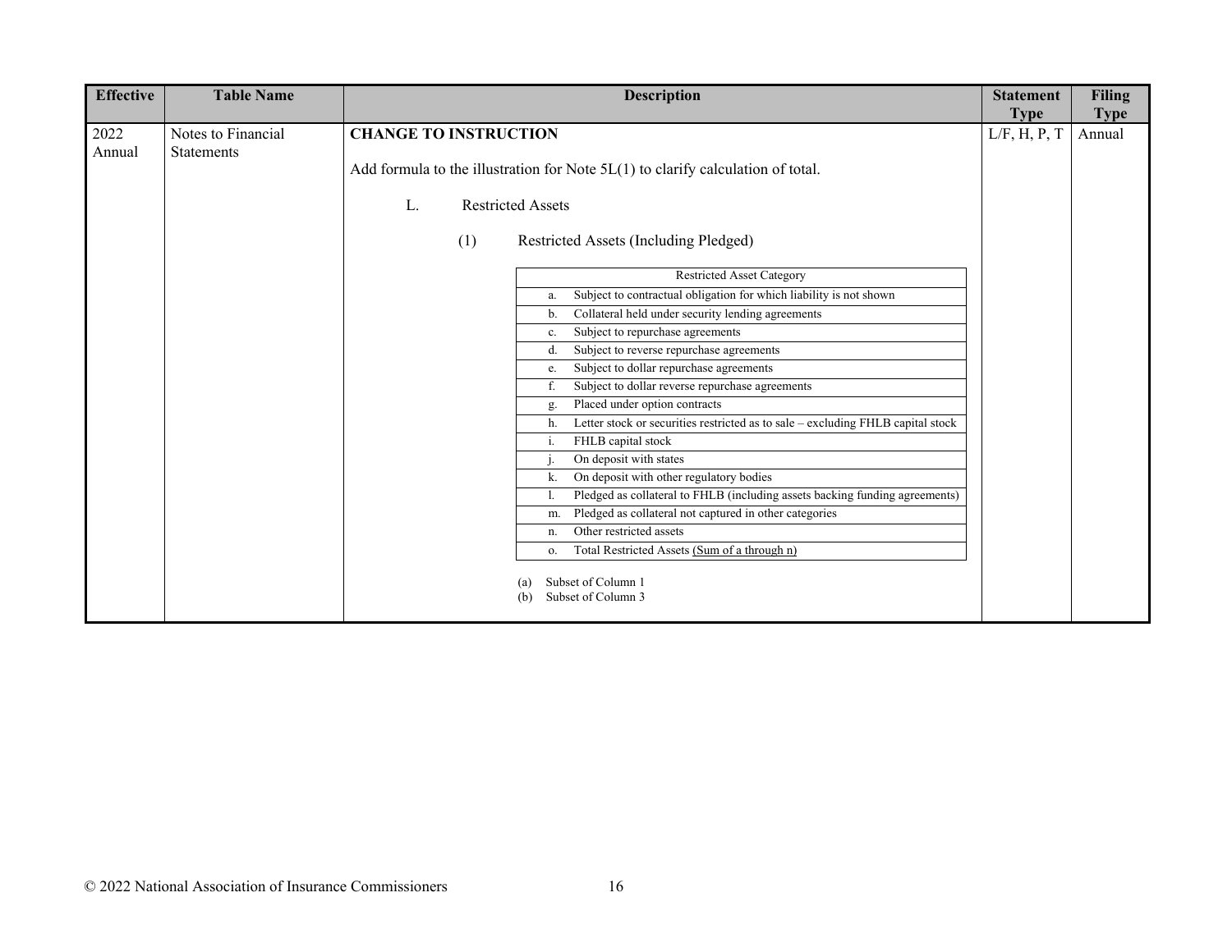| Effective | Table Name | Description | Statement Type | Filing Type |
|---|---|---|---|---|
| 2022 Annual | Notes to Financial Statements | **CHANGE TO INSTRUCTION**<br><br>Add formula to the illustration for Note 5L(1) to clarify calculation of total.<br><br>L. Restricted Assets<br><br>(1) Restricted Assets (Including Pledged)<br><br>Restricted Asset Category<br>a. Subject to contractual obligation for which liability is not shown<br>b. Collateral held under security lending agreements<br>c. Subject to repurchase agreements<br>d. Subject to reverse repurchase agreements<br>e. Subject to dollar repurchase agreements<br>f. Subject to dollar reverse repurchase agreements<br>g. Placed under option contracts<br>h. Letter stock or securities restricted as to sale – excluding FHLB capital stock<br>i. FHLB capital stock<br>j. On deposit with states<br>k. On deposit with other regulatory bodies<br>l. Pledged as collateral to FHLB (including assets backing funding agreements)<br>m. Pledged as collateral not captured in other categories<br>n. Other restricted assets<br>o. Total Restricted Assets <u>(Sum of a through n)</u><br><br>(a) Subset of Column 1<br>(b) Subset of Column 3 | L/F, H, P, T | Annual |

© 2022 National Association of Insurance Commissioners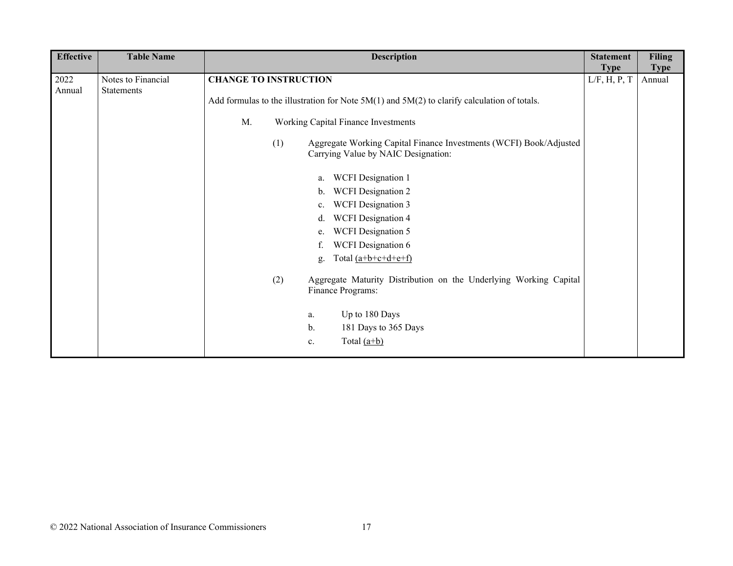| Effective | Table Name | Description | Statement Type | Filing Type |
|---|---|---|---|---|
| 2022 Annual | Notes to Financial Statements | **CHANGE TO INSTRUCTION**<br><br>Add formulas to the illustration for Note 5M(1) and 5M(2) to clarify calculation of totals.<br><br>M. Working Capital Finance Investments<br><br>(1) Aggregate Working Capital Finance Investments (WCFI) Book/Adjusted Carrying Value by NAIC Designation:<br><br>a. WCFI Designation 1<br>b. WCFI Designation 2<br>c. WCFI Designation 3<br>d. WCFI Designation 4<br>e. WCFI Designation 5<br>f. WCFI Designation 6<br>g. Total <u>(a+b+c+d+e+f)</u><br><br>(2) Aggregate Maturity Distribution on the Underlying Working Capital Finance Programs:<br><br>a. Up to 180 Days<br>b. 181 Days to 365 Days<br>c. Total <u>(a+b)</u> | L/F, H, P, T | Annual |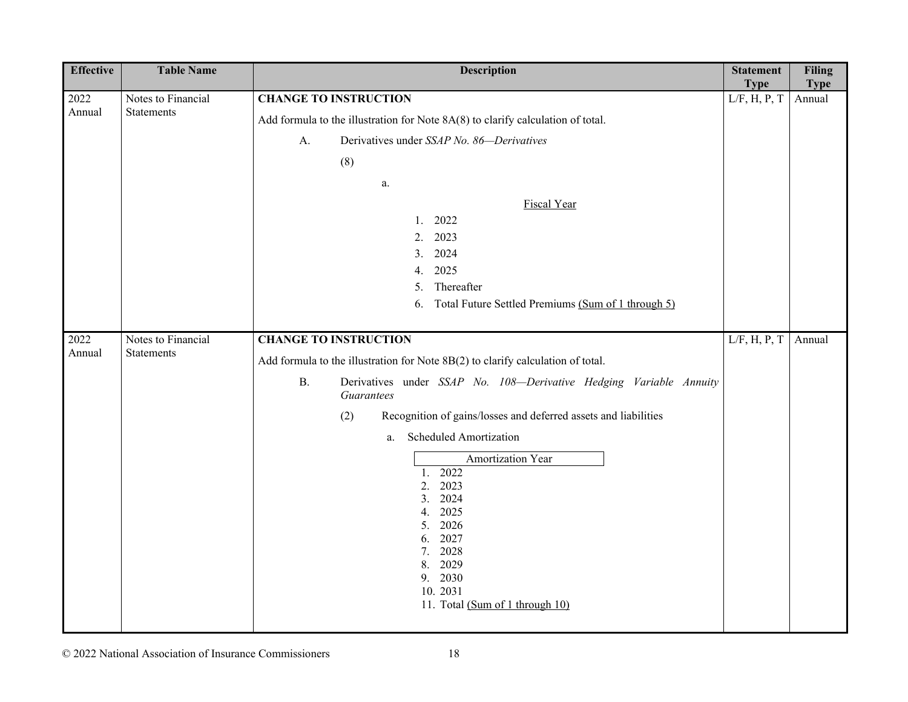| Effective | Table Name | Description | Statement Type | Filing Type |
|---|---|---|---|---|
| 2022 Annual | Notes to Financial Statements | **CHANGE TO INSTRUCTION**<br><br>Add formula to the illustration for Note 8A(8) to clarify calculation of total.<br><br>A. Derivatives under *SSAP No. 86—Derivatives*<br><br>(8)<br><br>a.<br><br><u>Fiscal Year</u><br>1. 2022<br>2. 2023<br>3. 2024<br>4. 2025<br>5. Thereafter<br>6. Total Future Settled Premiums <u>(Sum of 1 through 5)</u> | L/F, H, P, T | Annual |
| 2022 Annual | Notes to Financial Statements | **CHANGE TO INSTRUCTION**<br><br>Add formula to the illustration for Note 8B(2) to clarify calculation of total.<br><br>B. Derivatives under *SSAP No. 108—Derivative Hedging Variable Annuity Guarantees*<br><br>(2) Recognition of gains/losses and deferred assets and liabilities<br><br>a. Scheduled Amortization<br><br>Amortization Year<br>1. 2022<br>2. 2023<br>3. 2024<br>4. 2025<br>5. 2026<br>6. 2027<br>7. 2028<br>8. 2029<br>9. 2030<br>10. 2031<br>11. Total <u>(Sum of 1 through 10)</u> | L/F, H, P, T | Annual |

© 2022 National Association of Insurance Commissioners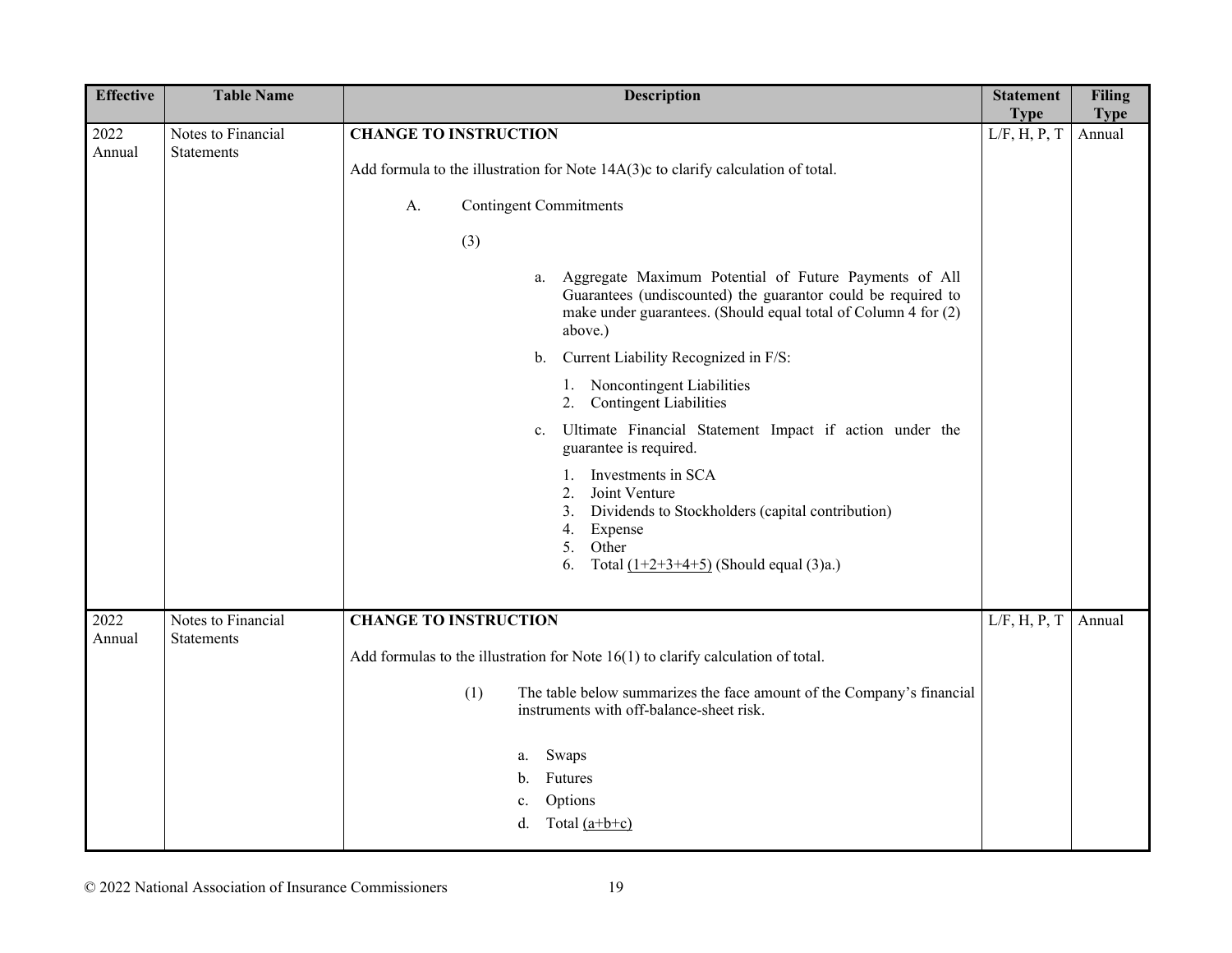| Effective | Table Name | Description | Statement Type | Filing Type |
|---|---|---|---|---|
| 2022 Annual | Notes to Financial Statements | **CHANGE TO INSTRUCTION**<br><br>Add formula to the illustration for Note 14A(3)c to clarify calculation of total.<br><br>A. Contingent Commitments<br><br>(3)<br><br>a. Aggregate Maximum Potential of Future Payments of All Guarantees (undiscounted) the guarantor could be required to make under guarantees. (Should equal total of Column 4 for (2) above.)<br><br>b. Current Liability Recognized in F/S:<br>1. Noncontingent Liabilities<br>2. Contingent Liabilities<br><br>c. Ultimate Financial Statement Impact if action under the guarantee is required.<br>1. Investments in SCA<br>2. Joint Venture<br>3. Dividends to Stockholders (capital contribution)<br>4. Expense<br>5. Other<br>6. Total (1+2+3+4+5) (Should equal (3)a.) | L/F, H, P, T | Annual |
| 2022 Annual | Notes to Financial Statements | **CHANGE TO INSTRUCTION**<br><br>Add formulas to the illustration for Note 16(1) to clarify calculation of total.<br><br>(1) The table below summarizes the face amount of the Company's financial instruments with off-balance-sheet risk.<br><br>a. Swaps<br>b. Futures<br>c. Options<br>d. Total (a+b+c) | L/F, H, P, T | Annual |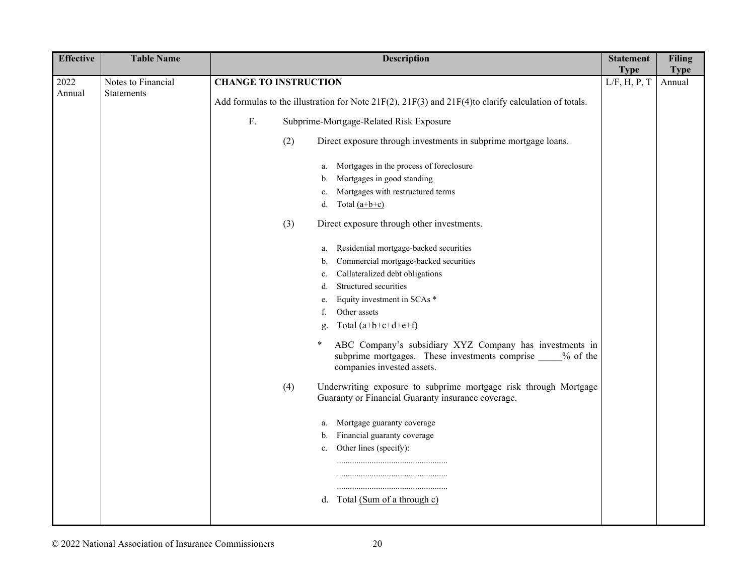| Effective | Table Name | Description | Statement Type | Filing Type |
|---|---|---|---|---|
| 2022 Annual | Notes to Financial Statements | **CHANGE TO INSTRUCTION**<br><br>Add formulas to the illustration for Note 21F(2), 21F(3) and 21F(4)to clarify calculation of totals.<br><br>F. Subprime-Mortgage-Related Risk Exposure<br><br>(2) Direct exposure through investments in subprime mortgage loans.<br><br>a. Mortgages in the process of foreclosure<br>b. Mortgages in good standing<br>c. Mortgages with restructured terms<br>d. Total <u>(a+b+c)</u><br><br>(3) Direct exposure through other investments.<br><br>a. Residential mortgage-backed securities<br>b. Commercial mortgage-backed securities<br>c. Collateralized debt obligations<br>d. Structured securities<br>e. Equity investment in SCAs *<br>f. Other assets<br>g. Total <u>(a+b+c+d+e+f)</u><br><br>* ABC Company's subsidiary XYZ Company has investments in subprime mortgages. These investments comprise _____% of the companies invested assets.<br><br>(4) Underwriting exposure to subprime mortgage risk through Mortgage Guaranty or Financial Guaranty insurance coverage.<br><br>a. Mortgage guaranty coverage<br>b. Financial guaranty coverage<br>c. Other lines (specify):<br>..................................................<br>..................................................<br>..................................................<br>d. Total <u>(Sum of a through c)</u> | L/F, H, P, T | Annual |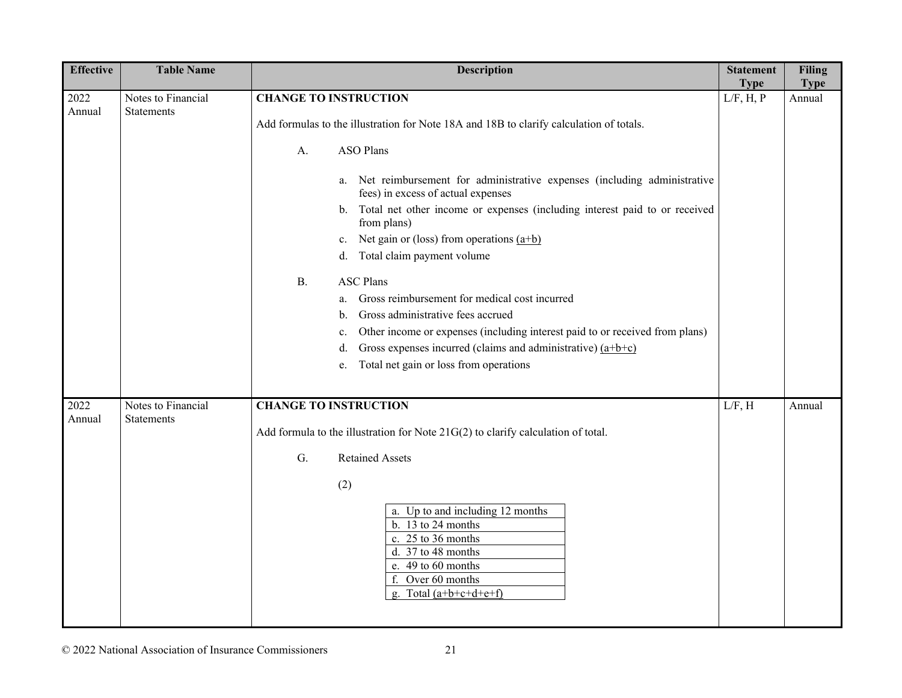| Effective | Table Name | Description | Statement Type | Filing Type |
|---|---|---|---|---|
| 2022 Annual | Notes to Financial Statements | **CHANGE TO INSTRUCTION**<br><br>Add formulas to the illustration for Note 18A and 18B to clarify calculation of totals.<br><br>A. ASO Plans<br><br>a. Net reimbursement for administrative expenses (including administrative fees) in excess of actual expenses<br>b. Total net other income or expenses (including interest paid to or received from plans)<br>c. Net gain or (loss) from operations (a+b)<br>d. Total claim payment volume<br><br>B. ASC Plans<br>a. Gross reimbursement for medical cost incurred<br>b. Gross administrative fees accrued<br>c. Other income or expenses (including interest paid to or received from plans)<br>d. Gross expenses incurred (claims and administrative) (a+b+c)<br>e. Total net gain or loss from operations | L/F, H, P | Annual |
| 2022 Annual | Notes to Financial Statements | **CHANGE TO INSTRUCTION**<br><br>Add formula to the illustration for Note 21G(2) to clarify calculation of total.<br><br>G. Retained Assets<br><br>(2)<br><br>a. Up to and including 12 months<br>b. 13 to 24 months<br>c. 25 to 36 months<br>d. 37 to 48 months<br>e. 49 to 60 months<br>f. Over 60 months<br>g. Total (a+b+c+d+e+f) | L/F, H | Annual |

© 2022 National Association of Insurance Commissioners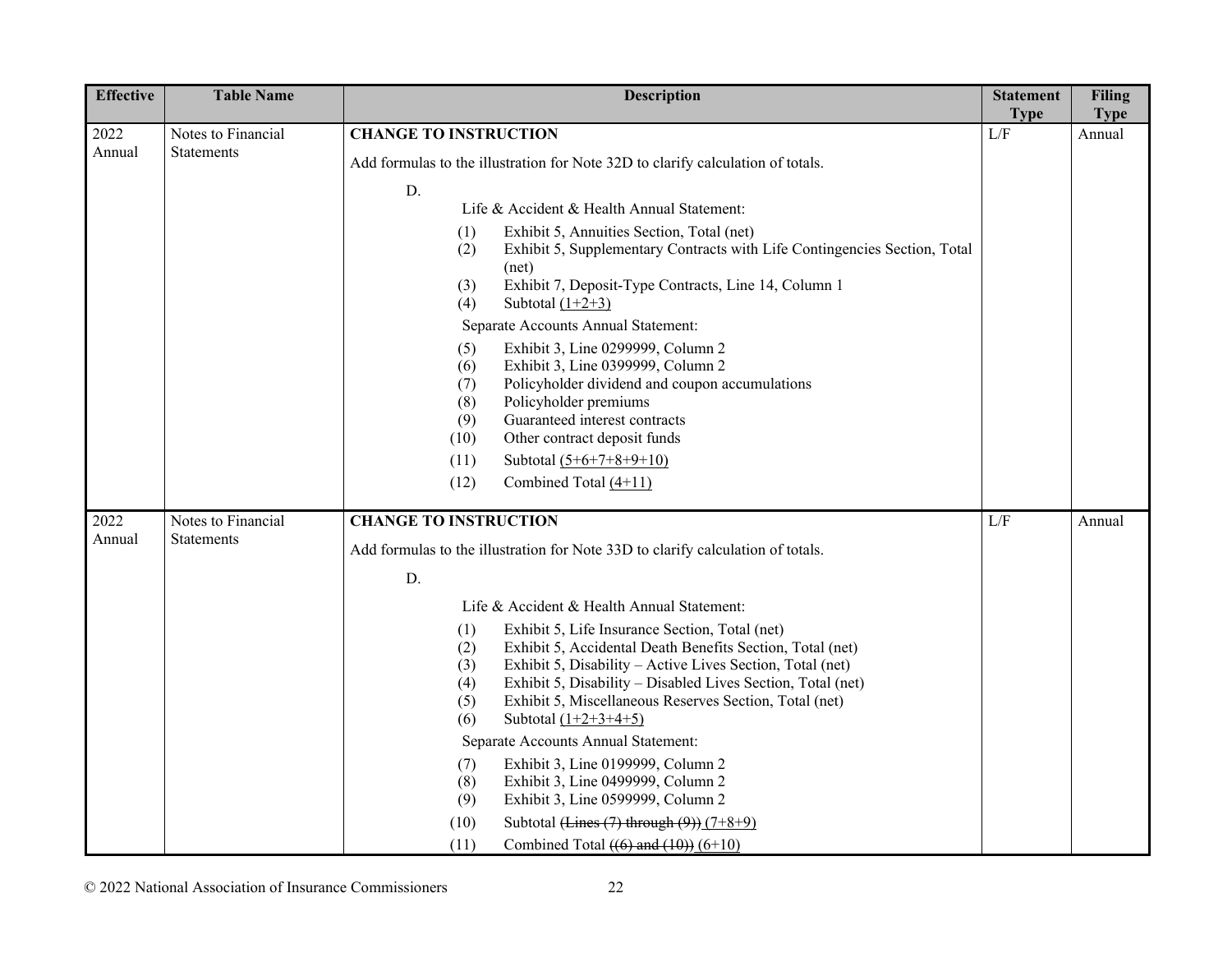| Effective | Table Name | Description | Statement Type | Filing Type |
|---|---|---|---|---|
| 2022 Annual | Notes to Financial Statements | **CHANGE TO INSTRUCTION**<br><br>Add formulas to the illustration for Note 32D to clarify calculation of totals.<br><br>D.<br>Life & Accident & Health Annual Statement:<br>(1) Exhibit 5, Annuities Section, Total (net)<br>(2) Exhibit 5, Supplementary Contracts with Life Contingencies Section, Total (net)<br>(3) Exhibit 7, Deposit-Type Contracts, Line 14, Column 1<br>(4) Subtotal <u>(1+2+3)</u><br>Separate Accounts Annual Statement:<br>(5) Exhibit 3, Line 0299999, Column 2<br>(6) Exhibit 3, Line 0399999, Column 2<br>(7) Policyholder dividend and coupon accumulations<br>(8) Policyholder premiums<br>(9) Guaranteed interest contracts<br>(10) Other contract deposit funds<br>(11) Subtotal <u>(5+6+7+8+9+10)</u><br>(12) Combined Total <u>(4+11)</u> | L/F | Annual |
| 2022 Annual | Notes to Financial Statements | **CHANGE TO INSTRUCTION**<br><br>Add formulas to the illustration for Note 33D to clarify calculation of totals.<br><br>D.<br>Life & Accident & Health Annual Statement:<br>(1) Exhibit 5, Life Insurance Section, Total (net)<br>(2) Exhibit 5, Accidental Death Benefits Section, Total (net)<br>(3) Exhibit 5, Disability – Active Lives Section, Total (net)<br>(4) Exhibit 5, Disability – Disabled Lives Section, Total (net)<br>(5) Exhibit 5, Miscellaneous Reserves Section, Total (net)<br>(6) Subtotal <u>(1+2+3+4+5)</u><br>Separate Accounts Annual Statement:<br>(7) Exhibit 3, Line 0199999, Column 2<br>(8) Exhibit 3, Line 0499999, Column 2<br>(9) Exhibit 3, Line 0599999, Column 2<br>(10) Subtotal ~~(Lines (7) through (9))~~ <u>(7+8+9)</u><br>(11) Combined Total ~~((6) and (10))~~ <u>(6+10)</u> | L/F | Annual |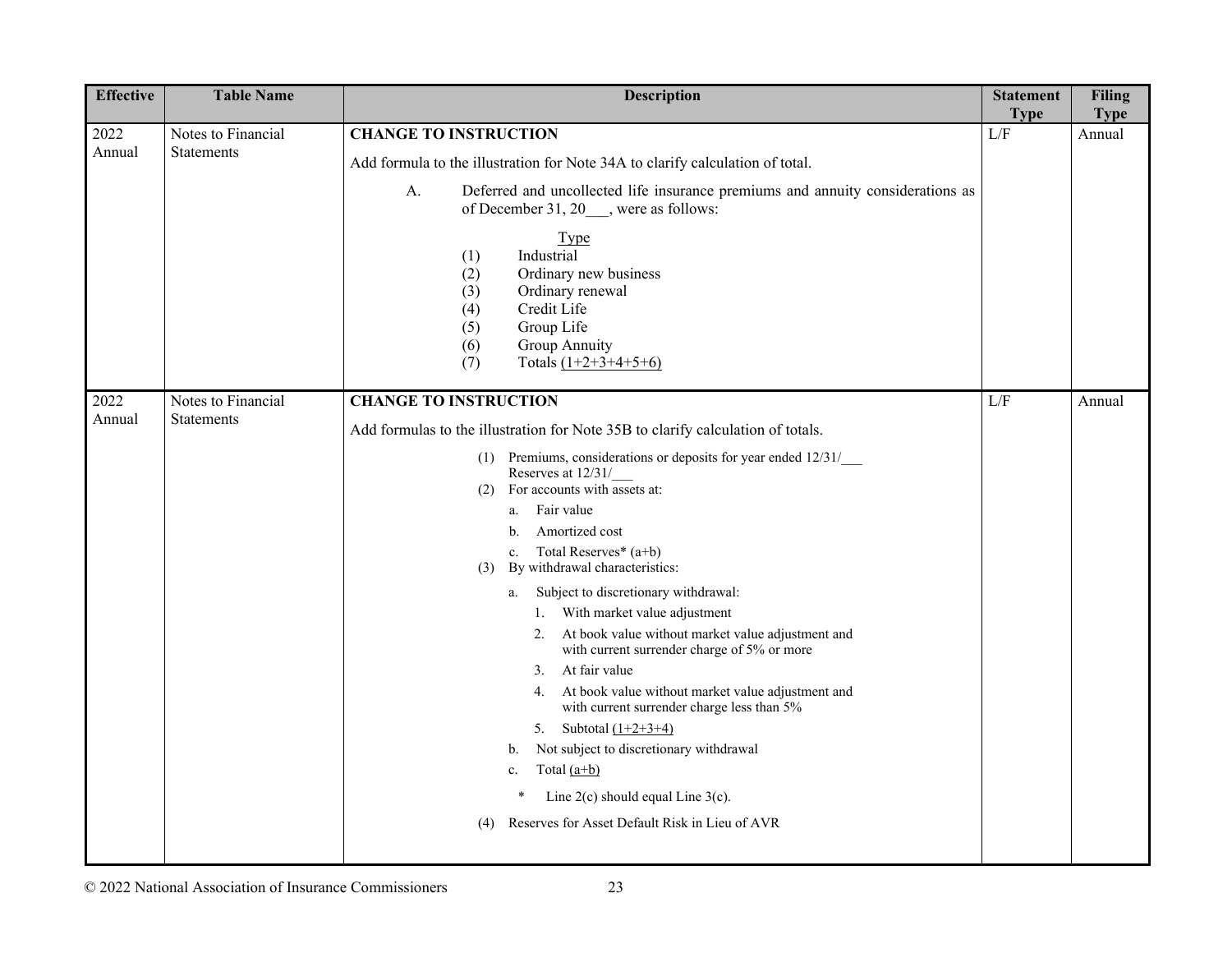| Effective | Table Name | Description | Statement Type | Filing Type |
|---|---|---|---|---|
| 2022 Annual | Notes to Financial Statements | **CHANGE TO INSTRUCTION**<br><br>Add formula to the illustration for Note 34A to clarify calculation of total.<br><br>A. Deferred and uncollected life insurance premiums and annuity considerations as of December 31, 20___, were as follows:<br><br>Type<br>(1) Industrial<br>(2) Ordinary new business<br>(3) Ordinary renewal<br>(4) Credit Life<br>(5) Group Life<br>(6) Group Annuity<br>(7) Totals (1+2+3+4+5+6) | L/F | Annual |
| 2022 Annual | Notes to Financial Statements | **CHANGE TO INSTRUCTION**<br><br>Add formulas to the illustration for Note 35B to clarify calculation of totals.<br><br>(1) Premiums, considerations or deposits for year ended 12/31/___<br>Reserves at 12/31/___<br>(2) For accounts with assets at:<br>a. Fair value<br>b. Amortized cost<br>c. Total Reserves* (a+b)<br>(3) By withdrawal characteristics:<br>a. Subject to discretionary withdrawal:<br>1. With market value adjustment<br>2. At book value without market value adjustment and with current surrender charge of 5% or more<br>3. At fair value<br>4. At book value without market value adjustment and with current surrender charge less than 5%<br>5. Subtotal (1+2+3+4)<br>b. Not subject to discretionary withdrawal<br>c. Total (a+b)<br><br>* Line 2(c) should equal Line 3(c).<br><br>(4) Reserves for Asset Default Risk in Lieu of AVR | L/F | Annual |

© 2022 National Association of Insurance Commissioners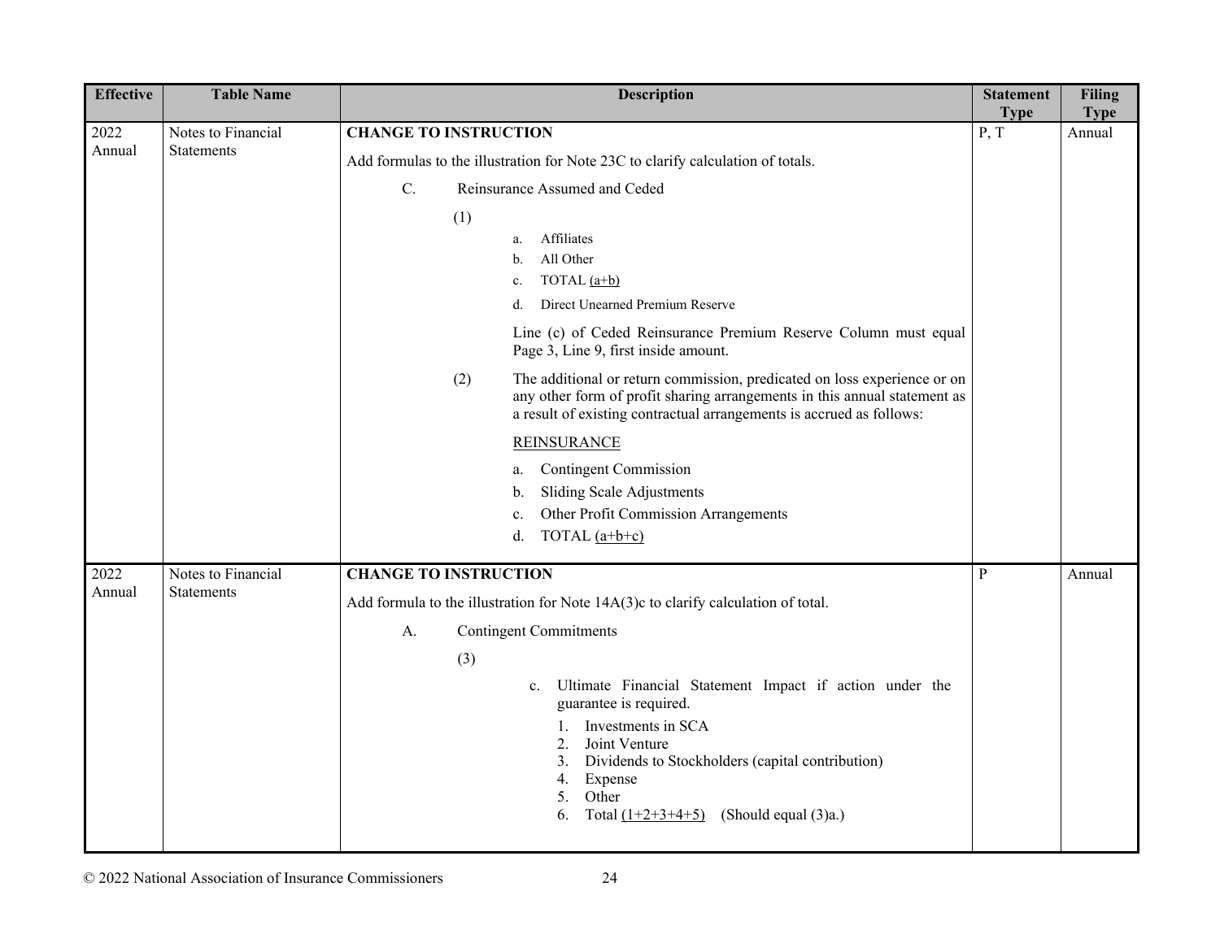| Effective | Table Name | Description | Statement Type | Filing Type |
|---|---|---|---|---|
| 2022 Annual | Notes to Financial Statements | **CHANGE TO INSTRUCTION**<br><br>Add formulas to the illustration for Note 23C to clarify calculation of totals.<br><br>C. Reinsurance Assumed and Ceded<br><br>(1)<br>a. Affiliates<br>b. All Other<br>c. TOTAL <u>(a+b)</u><br>d. Direct Unearned Premium Reserve<br><br>Line (c) of Ceded Reinsurance Premium Reserve Column must equal Page 3, Line 9, first inside amount.<br><br>(2) The additional or return commission, predicated on loss experience or on any other form of profit sharing arrangements in this annual statement as a result of existing contractual arrangements is accrued as follows:<br><br><u>REINSURANCE</u><br>a. Contingent Commission<br>b. Sliding Scale Adjustments<br>c. Other Profit Commission Arrangements<br>d. TOTAL <u>(a+b+c)</u> | P, T | Annual |
| 2022 Annual | Notes to Financial Statements | **CHANGE TO INSTRUCTION**<br><br>Add formula to the illustration for Note 14A(3)c to clarify calculation of total.<br><br>A. Contingent Commitments<br><br>(3)<br><br>c. Ultimate Financial Statement Impact if action under the guarantee is required.<br>1. Investments in SCA<br>2. Joint Venture<br>3. Dividends to Stockholders (capital contribution)<br>4. Expense<br>5. Other<br>6. Total <u>(1+2+3+4+5)</u> (Should equal (3)a.) | P | Annual |

© 2022 National Association of Insurance Commissioners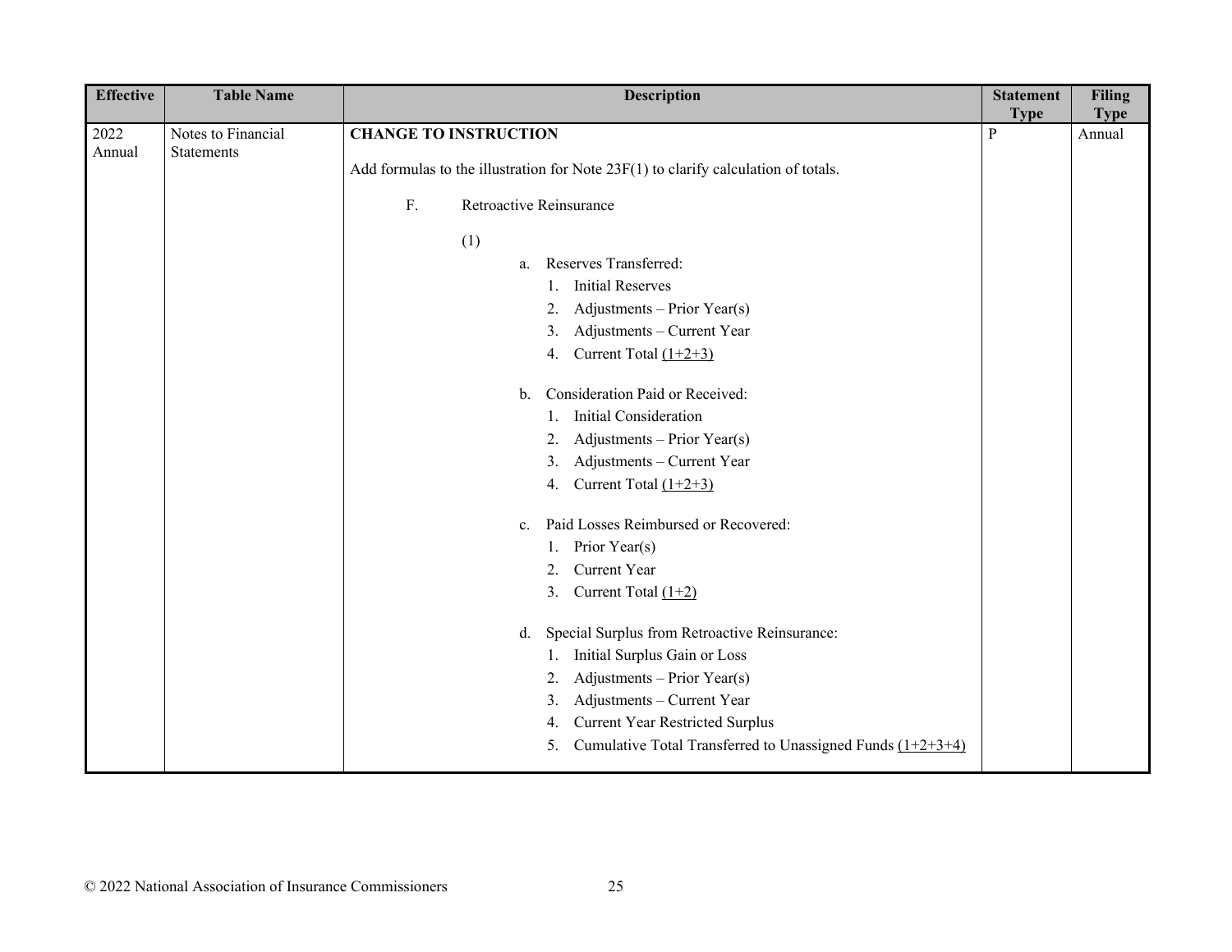| Effective | Table Name | Description | Statement Type | Filing Type |
|---|---|---|---|---|
| 2022 Annual | Notes to Financial Statements | **CHANGE TO INSTRUCTION**<br><br>Add formulas to the illustration for Note 23F(1) to clarify calculation of totals.<br><br>F. Retroactive Reinsurance<br><br>(1)<br>a. Reserves Transferred:<br>1. Initial Reserves<br>2. Adjustments – Prior Year(s)<br>3. Adjustments – Current Year<br>4. Current Total <u>(1+2+3)</u><br><br>b. Consideration Paid or Received:<br>1. Initial Consideration<br>2. Adjustments – Prior Year(s)<br>3. Adjustments – Current Year<br>4. Current Total <u>(1+2+3)</u><br><br>c. Paid Losses Reimbursed or Recovered:<br>1. Prior Year(s)<br>2. Current Year<br>3. Current Total <u>(1+2)</u><br><br>d. Special Surplus from Retroactive Reinsurance:<br>1. Initial Surplus Gain or Loss<br>2. Adjustments – Prior Year(s)<br>3. Adjustments – Current Year<br>4. Current Year Restricted Surplus<br>5. Cumulative Total Transferred to Unassigned Funds <u>(1+2+3+4)</u> | P | Annual |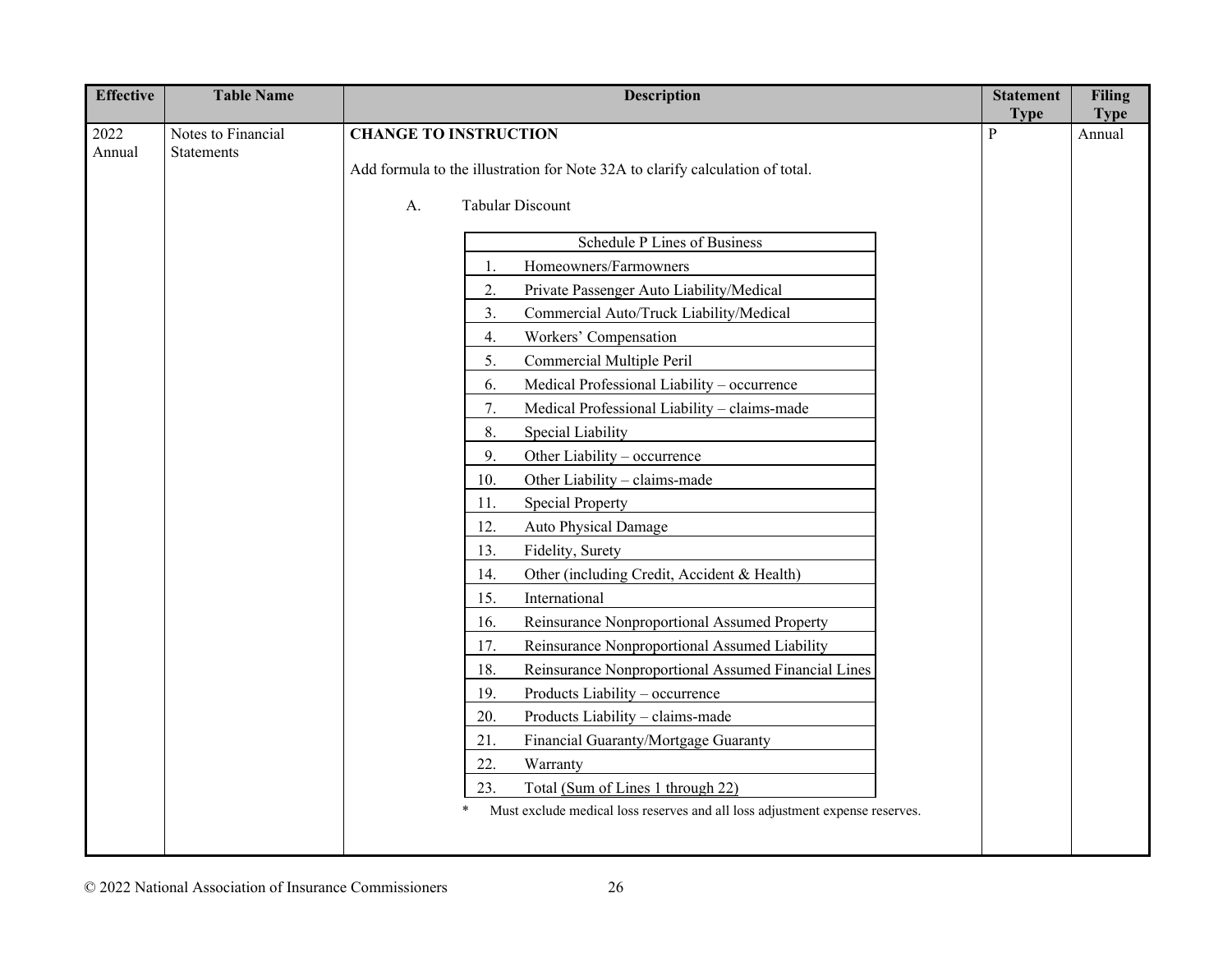| Effective | Table Name | Description | Statement Type | Filing Type |
|---|---|---|---|---|
| 2022 Annual | Notes to Financial Statements | **CHANGE TO INSTRUCTION** | P | Annual |

Add formula to the illustration for Note 32A to clarify calculation of total.

A. Tabular Discount

| Schedule P Lines of Business |
|---|
| 1. Homeowners/Farmowners |
| 2. Private Passenger Auto Liability/Medical |
| 3. Commercial Auto/Truck Liability/Medical |
| 4. Workers' Compensation |
| 5. Commercial Multiple Peril |
| 6. Medical Professional Liability – occurrence |
| 7. Medical Professional Liability – claims-made |
| 8. Special Liability |
| 9. Other Liability – occurrence |
| 10. Other Liability – claims-made |
| 11. Special Property |
| 12. Auto Physical Damage |
| 13. Fidelity, Surety |
| 14. Other (including Credit, Accident & Health) |
| 15. International |
| 16. Reinsurance Nonproportional Assumed Property |
| 17. Reinsurance Nonproportional Assumed Liability |
| 18. Reinsurance Nonproportional Assumed Financial Lines |
| 19. Products Liability – occurrence |
| 20. Products Liability – claims-made |
| 21. Financial Guaranty/Mortgage Guaranty |
| 22. Warranty |
| 23. Total <u>(Sum of Lines 1 through 22)</u> |

\* Must exclude medical loss reserves and all loss adjustment expense reserves.

© 2022 National Association of Insurance Commissioners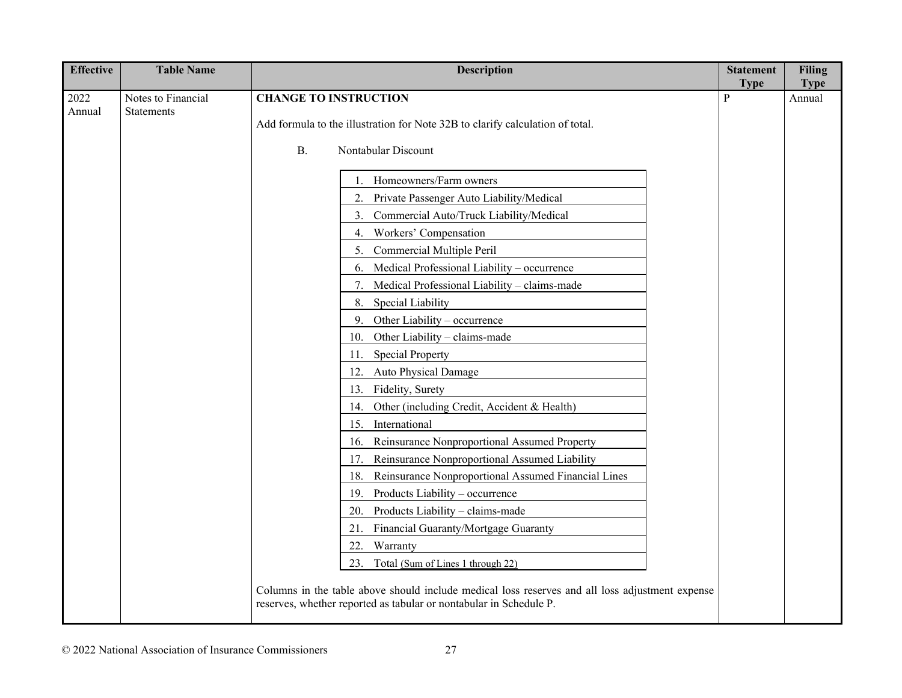| Effective | Table Name | Description | Statement Type | Filing Type |
|---|---|---|---|---|
| 2022 Annual | Notes to Financial Statements | **CHANGE TO INSTRUCTION**<br><br>Add formula to the illustration for Note 32B to clarify calculation of total.<br><br>B. Nontabular Discount<br><br>1. Homeowners/Farm owners<br>2. Private Passenger Auto Liability/Medical<br>3. Commercial Auto/Truck Liability/Medical<br>4. Workers' Compensation<br>5. Commercial Multiple Peril<br>6. Medical Professional Liability – occurrence<br>7. Medical Professional Liability – claims-made<br>8. Special Liability<br>9. Other Liability – occurrence<br>10. Other Liability – claims-made<br>11. Special Property<br>12. Auto Physical Damage<br>13. Fidelity, Surety<br>14. Other (including Credit, Accident & Health)<br>15. International<br>16. Reinsurance Nonproportional Assumed Property<br>17. Reinsurance Nonproportional Assumed Liability<br>18. Reinsurance Nonproportional Assumed Financial Lines<br>19. Products Liability – occurrence<br>20. Products Liability – claims-made<br>21. Financial Guaranty/Mortgage Guaranty<br>22. Warranty<br>23. Total <u>(Sum of Lines 1 through 22)</u><br><br>Columns in the table above should include medical loss reserves and all loss adjustment expense reserves, whether reported as tabular or nontabular in Schedule P. | P | Annual |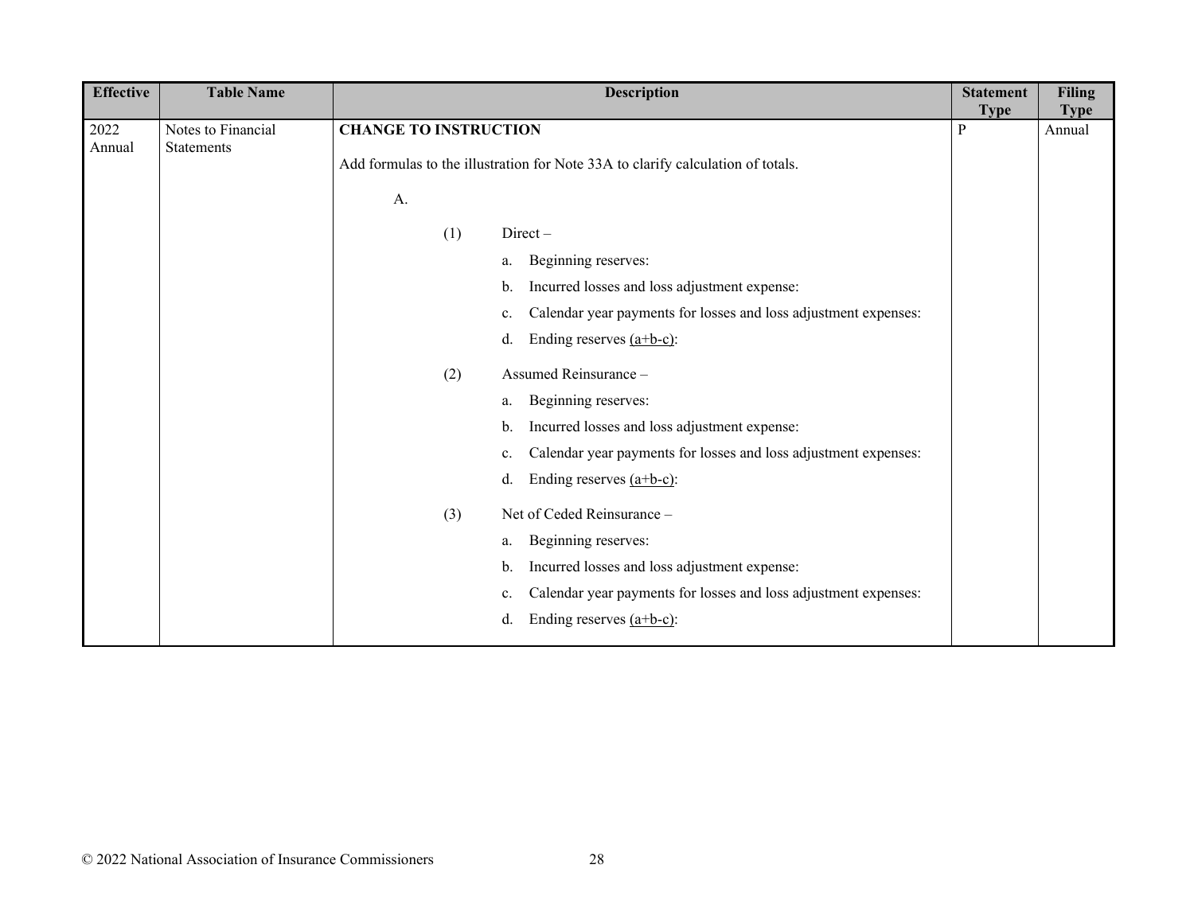| Effective | Table Name | Description | Statement Type | Filing Type |
|---|---|---|---|---|
| 2022 Annual | Notes to Financial Statements | **CHANGE TO INSTRUCTION**<br><br>Add formulas to the illustration for Note 33A to clarify calculation of totals.<br><br>A.<br><br>(1) Direct –<br>a. Beginning reserves:<br>b. Incurred losses and loss adjustment expense:<br>c. Calendar year payments for losses and loss adjustment expenses:<br>d. Ending reserves <u>(a+b-c)</u>:<br><br>(2) Assumed Reinsurance –<br>a. Beginning reserves:<br>b. Incurred losses and loss adjustment expense:<br>c. Calendar year payments for losses and loss adjustment expenses:<br>d. Ending reserves <u>(a+b-c)</u>:<br><br>(3) Net of Ceded Reinsurance –<br>a. Beginning reserves:<br>b. Incurred losses and loss adjustment expense:<br>c. Calendar year payments for losses and loss adjustment expenses:<br>d. Ending reserves <u>(a+b-c)</u>: | P | Annual |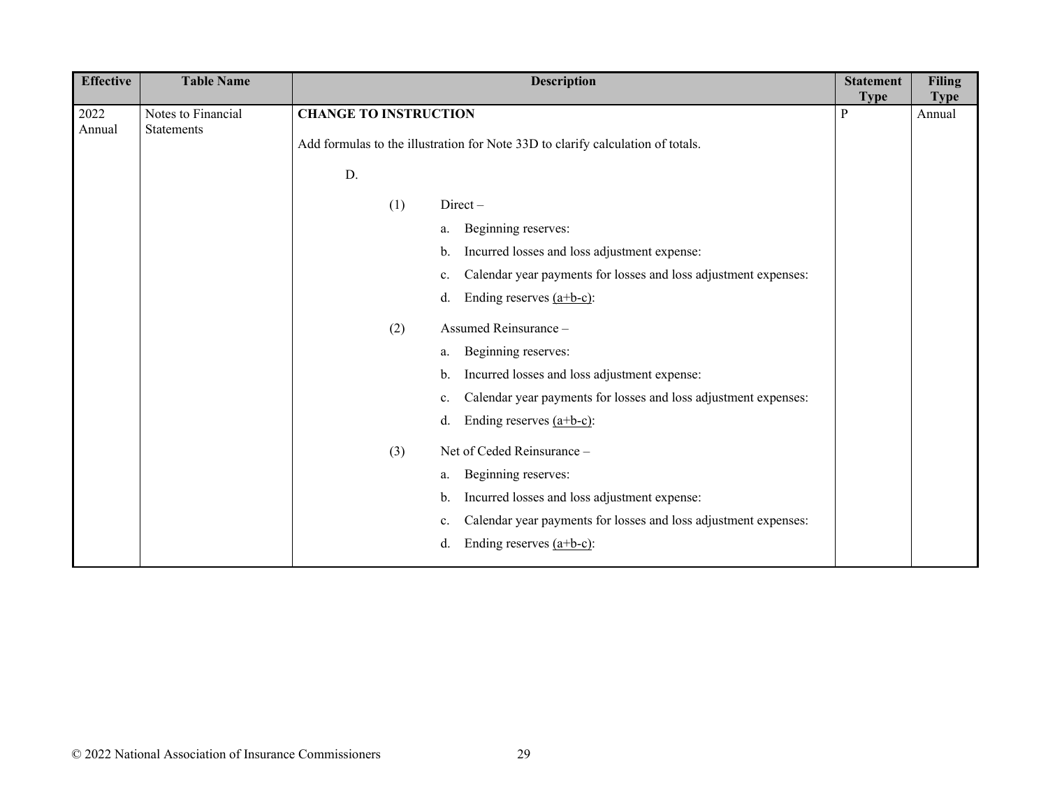| Effective | Table Name | Description | Statement Type | Filing Type |
|---|---|---|---|---|
| 2022 Annual | Notes to Financial Statements | **CHANGE TO INSTRUCTION**<br><br>Add formulas to the illustration for Note 33D to clarify calculation of totals.<br><br>D.<br><br>(1) Direct –<br>a. Beginning reserves:<br>b. Incurred losses and loss adjustment expense:<br>c. Calendar year payments for losses and loss adjustment expenses:<br>d. Ending reserves <u>(a+b-c)</u>:<br><br>(2) Assumed Reinsurance –<br>a. Beginning reserves:<br>b. Incurred losses and loss adjustment expense:<br>c. Calendar year payments for losses and loss adjustment expenses:<br>d. Ending reserves <u>(a+b-c)</u>:<br><br>(3) Net of Ceded Reinsurance –<br>a. Beginning reserves:<br>b. Incurred losses and loss adjustment expense:<br>c. Calendar year payments for losses and loss adjustment expenses:<br>d. Ending reserves <u>(a+b-c)</u>: | P | Annual |

© 2022 National Association of Insurance Commissioners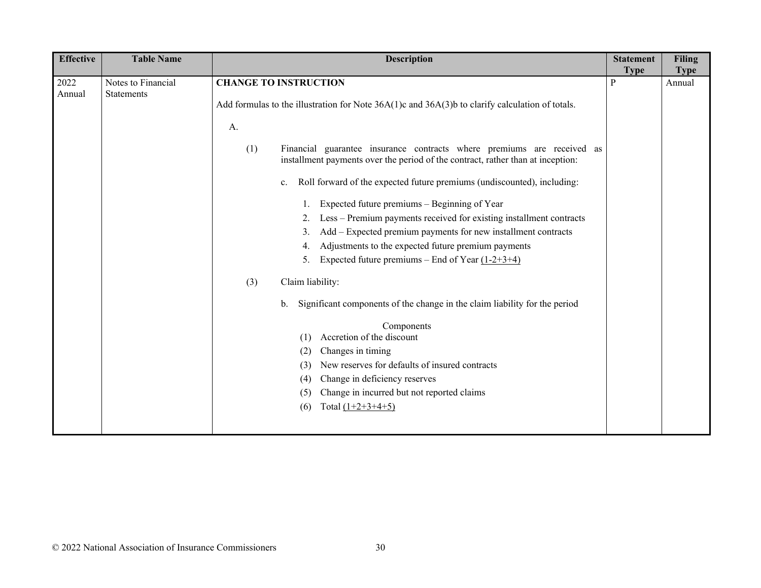| Effective | Table Name | Description | Statement Type | Filing Type |
|---|---|---|---|---|
| 2022 Annual | Notes to Financial Statements | **CHANGE TO INSTRUCTION**<br><br>Add formulas to the illustration for Note 36A(1)c and 36A(3)b to clarify calculation of totals.<br><br>A.<br><br>(1) Financial guarantee insurance contracts where premiums are received as installment payments over the period of the contract, rather than at inception:<br><br>c. Roll forward of the expected future premiums (undiscounted), including:<br><br>1. Expected future premiums – Beginning of Year<br>2. Less – Premium payments received for existing installment contracts<br>3. Add – Expected premium payments for new installment contracts<br>4. Adjustments to the expected future premium payments<br>5. Expected future premiums – End of Year <u>(1-2+3+4)</u><br><br>(3) Claim liability:<br><br>b. Significant components of the change in the claim liability for the period<br><br>Components<br>(1) Accretion of the discount<br>(2) Changes in timing<br>(3) New reserves for defaults of insured contracts<br>(4) Change in deficiency reserves<br>(5) Change in incurred but not reported claims<br>(6) Total <u>(1+2+3+4+5)</u> | P | Annual |

© 2022 National Association of Insurance Commissioners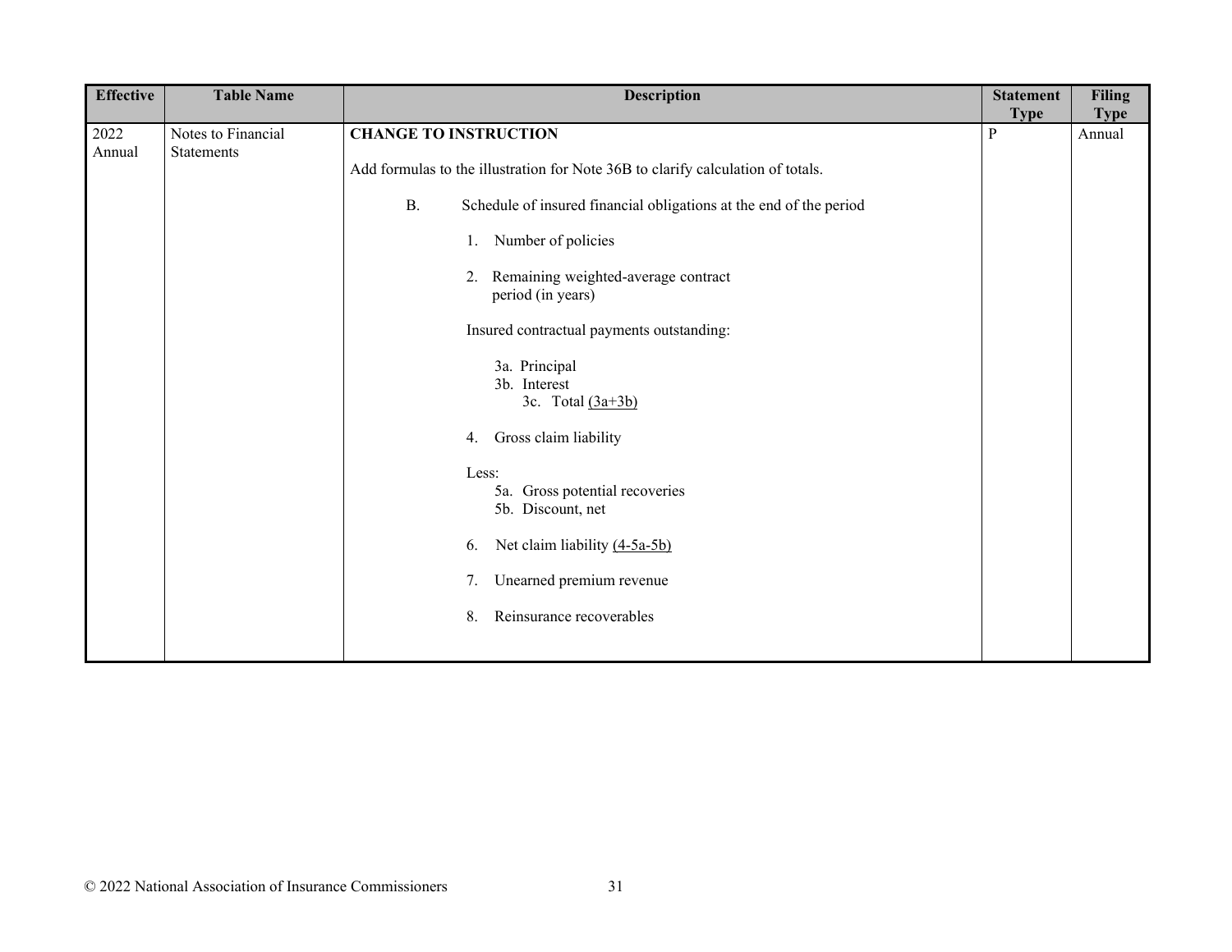| Effective | Table Name | Description | Statement Type | Filing Type |
|---|---|---|---|---|
| 2022 Annual | Notes to Financial Statements | **CHANGE TO INSTRUCTION**<br><br>Add formulas to the illustration for Note 36B to clarify calculation of totals.<br><br>B. Schedule of insured financial obligations at the end of the period<br><br>1. Number of policies<br><br>2. Remaining weighted-average contract period (in years)<br><br>Insured contractual payments outstanding:<br><br>3a. Principal<br>3b. Interest<br>3c. Total <u>(3a+3b)</u><br><br>4. Gross claim liability<br><br>Less:<br>5a. Gross potential recoveries<br>5b. Discount, net<br><br>6. Net claim liability <u>(4-5a-5b)</u><br><br>7. Unearned premium revenue<br><br>8. Reinsurance recoverables | P | Annual |

© 2022 National Association of Insurance Commissioners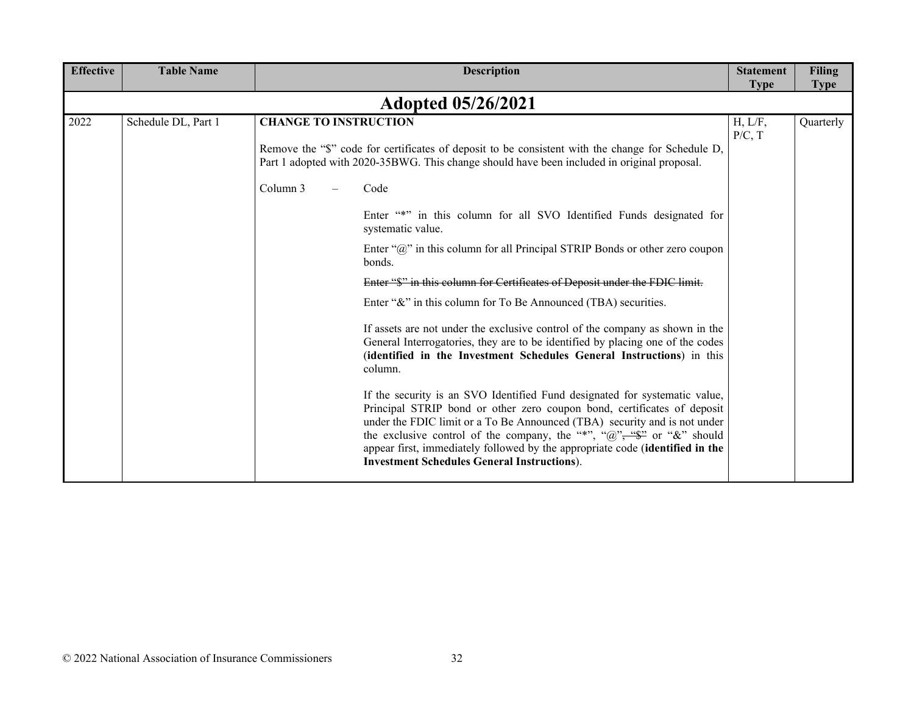| Effective | Table Name | Description | Statement Type | Filing Type |
|---|---|---|---|---|
| **Adopted 05/26/2021** | | | | |
| 2022 | Schedule DL, Part 1 | **CHANGE TO INSTRUCTION**<br><br>Remove the "$" code for certificates of deposit to be consistent with the change for Schedule D, Part 1 adopted with 2020-35BWG. This change should have been included in original proposal.<br><br>Column 3 – Code<br><br>Enter "*" in this column for all SVO Identified Funds designated for systematic value.<br><br>Enter "@" in this column for all Principal STRIP Bonds or other zero coupon bonds.<br><br>~~Enter "$" in this column for Certificates of Deposit under the FDIC limit.~~<br><br>Enter "&" in this column for To Be Announced (TBA) securities.<br><br>If assets are not under the exclusive control of the company as shown in the General Interrogatories, they are to be identified by placing one of the codes (**identified in the Investment Schedules General Instructions**) in this column.<br><br>If the security is an SVO Identified Fund designated for systematic value, Principal STRIP bond or other zero coupon bond, certificates of deposit under the FDIC limit or a To Be Announced (TBA) security and is not under the exclusive control of the company, the "*", "@"~~, "$"~~ or "&" should appear first, immediately followed by the appropriate code (**identified in the Investment Schedules General Instructions**). | H, L/F, P/C, T | Quarterly |

© 2022 National Association of Insurance Commissioners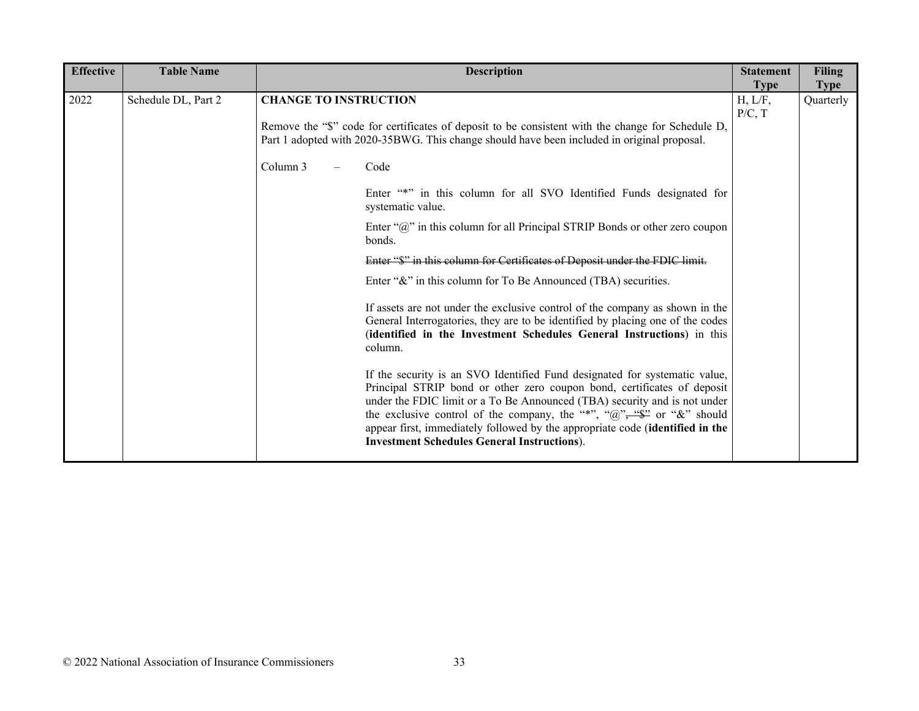| Effective | Table Name | Description | Statement Type | Filing Type |
|---|---|---|---|---|
| 2022 | Schedule DL, Part 2 | **CHANGE TO INSTRUCTION**<br><br>Remove the "$" code for certificates of deposit to be consistent with the change for Schedule D, Part 1 adopted with 2020-35BWG. This change should have been included in original proposal.<br><br>Column 3 – Code<br><br>Enter "*" in this column for all SVO Identified Funds designated for systematic value.<br><br>Enter "@" in this column for all Principal STRIP Bonds or other zero coupon bonds.<br><br>~~Enter "$" in this column for Certificates of Deposit under the FDIC limit.~~<br><br>Enter "&" in this column for To Be Announced (TBA) securities.<br><br>If assets are not under the exclusive control of the company as shown in the General Interrogatories, they are to be identified by placing one of the codes (**identified in the Investment Schedules General Instructions**) in this column.<br><br>If the security is an SVO Identified Fund designated for systematic value, Principal STRIP bond or other zero coupon bond, certificates of deposit under the FDIC limit or a To Be Announced (TBA) security and is not under the exclusive control of the company, the "*", "@"~~, "$"~~ or "&" should appear first, immediately followed by the appropriate code (**identified in the Investment Schedules General Instructions**). | H, L/F, P/C, T | Quarterly |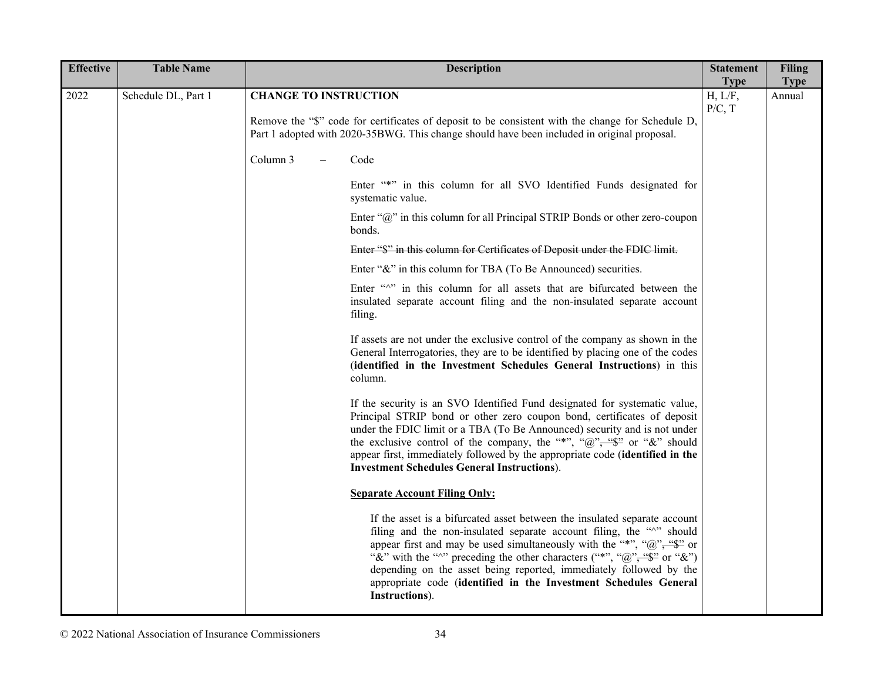| Effective | Table Name | Description | Statement Type | Filing Type |
|---|---|---|---|---|
| 2022 | Schedule DL, Part 1 | **CHANGE TO INSTRUCTION**<br><br>Remove the "$" code for certificates of deposit to be consistent with the change for Schedule D, Part 1 adopted with 2020-35BWG. This change should have been included in original proposal.<br><br>Column 3 – Code<br><br>Enter "*" in this column for all SVO Identified Funds designated for systematic value.<br><br>Enter "@" in this column for all Principal STRIP Bonds or other zero-coupon bonds.<br><br>~~Enter "$" in this column for Certificates of Deposit under the FDIC limit.~~<br><br>Enter "&" in this column for TBA (To Be Announced) securities.<br><br>Enter "^" in this column for all assets that are bifurcated between the insulated separate account filing and the non-insulated separate account filing.<br><br>If assets are not under the exclusive control of the company as shown in the General Interrogatories, they are to be identified by placing one of the codes (**identified in the Investment Schedules General Instructions**) in this column.<br><br>If the security is an SVO Identified Fund designated for systematic value, Principal STRIP bond or other zero coupon bond, certificates of deposit under the FDIC limit or a TBA (To Be Announced) security and is not under the exclusive control of the company, the "*", "@"~~, "$"~~ or "&" should appear first, immediately followed by the appropriate code (**identified in the Investment Schedules General Instructions**).<br><br>**<u>Separate Account Filing Only:</u>**<br><br>If the asset is a bifurcated asset between the insulated separate account filing and the non-insulated separate account filing, the "^" should appear first and may be used simultaneously with the "*", "@"~~, "$"~~ or "&" with the "^" preceding the other characters ("*", "@"~~, "$"~~ or "&") depending on the asset being reported, immediately followed by the appropriate code (**identified in the Investment Schedules General Instructions**). | H, L/F, P/C, T | Annual |

© 2022 National Association of Insurance Commissioners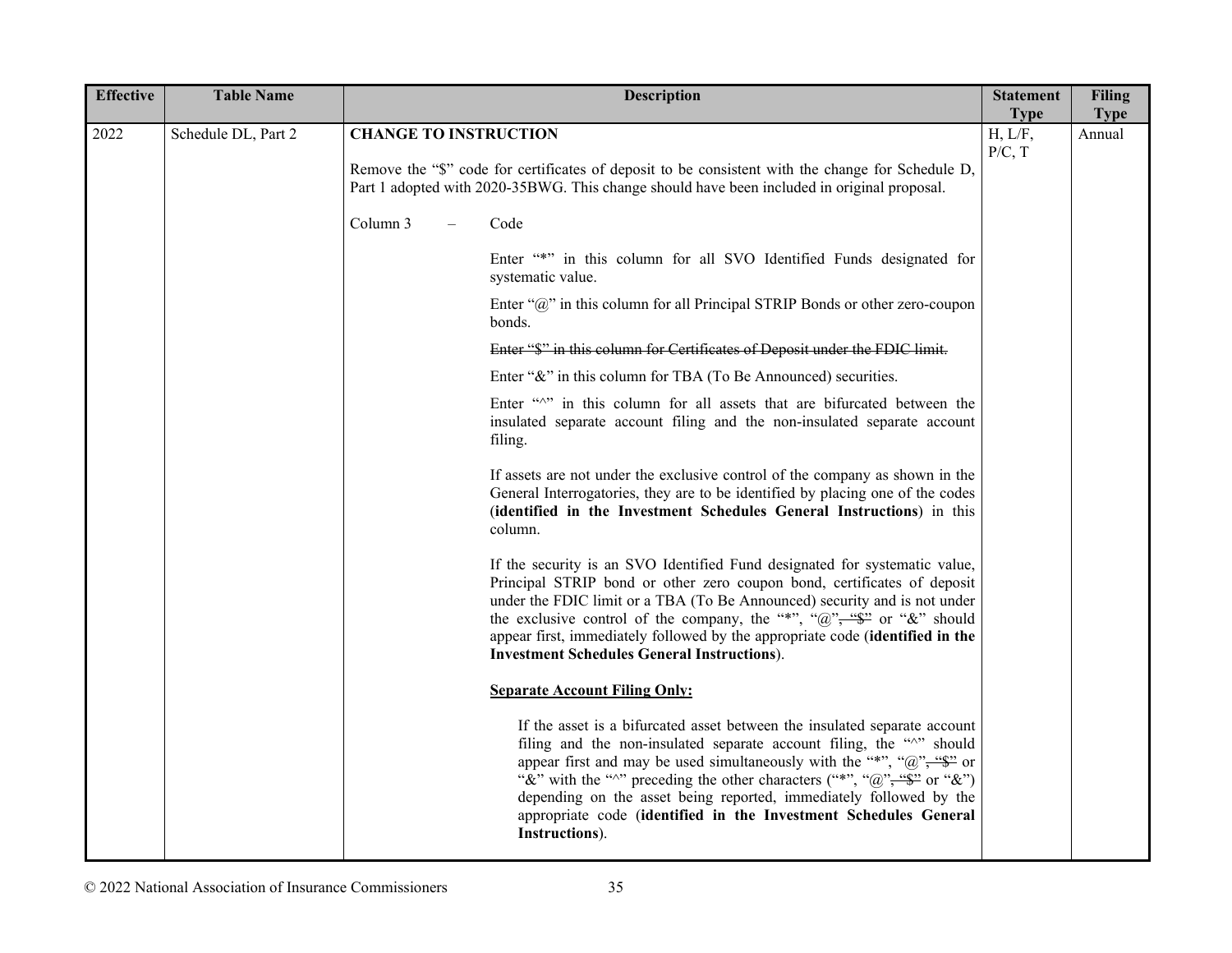| Effective | Table Name | Description | Statement Type | Filing Type |
|---|---|---|---|---|
| 2022 | Schedule DL, Part 2 | **CHANGE TO INSTRUCTION**<br><br>Remove the "$" code for certificates of deposit to be consistent with the change for Schedule D, Part 1 adopted with 2020-35BWG. This change should have been included in original proposal.<br><br>Column 3 – Code<br><br>Enter "*" in this column for all SVO Identified Funds designated for systematic value.<br><br>Enter "@" in this column for all Principal STRIP Bonds or other zero-coupon bonds.<br><br>~~Enter "$" in this column for Certificates of Deposit under the FDIC limit.~~<br><br>Enter "&" in this column for TBA (To Be Announced) securities.<br><br>Enter "^" in this column for all assets that are bifurcated between the insulated separate account filing and the non-insulated separate account filing.<br><br>If assets are not under the exclusive control of the company as shown in the General Interrogatories, they are to be identified by placing one of the codes (**identified in the Investment Schedules General Instructions**) in this column.<br><br>If the security is an SVO Identified Fund designated for systematic value, Principal STRIP bond or other zero coupon bond, certificates of deposit under the FDIC limit or a TBA (To Be Announced) security and is not under the exclusive control of the company, the "*", "@"~~, "$"~~ or "&" should appear first, immediately followed by the appropriate code (**identified in the Investment Schedules General Instructions**).<br><br>**<u>Separate Account Filing Only:</u>**<br><br>If the asset is a bifurcated asset between the insulated separate account filing and the non-insulated separate account filing, the "^" should appear first and may be used simultaneously with the "*", "@"~~, "$"~~ or "&" with the "^" preceding the other characters ("*", "@"~~, "$"~~ or "&") depending on the asset being reported, immediately followed by the appropriate code (**identified in the Investment Schedules General Instructions**). | H, L/F, P/C, T | Annual |

© 2022 National Association of Insurance Commissioners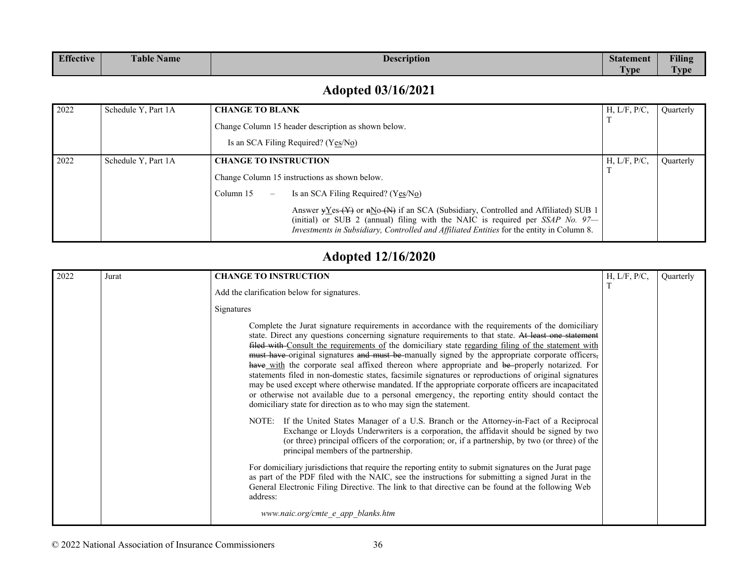| Effective | Table Name | Description | Statement Type | Filing Type |
|---|---|---|---|---|

## Adopted 03/16/2021

| Effective | Table Name | Description | Statement Type | Filing Type |
|---|---|---|---|---|
| 2022 | Schedule Y, Part 1A | **CHANGE TO BLANK**<br><br>Change Column 15 header description as shown below.<br><br>Is an SCA Filing Required? (Yes/No) | H, L/F, P/C, T | Quarterly |
| 2022 | Schedule Y, Part 1A | **CHANGE TO INSTRUCTION**<br><br>Change Column 15 instructions as shown below.<br><br>Column 15 – Is an SCA Filing Required? (Yes/No)<br><br>Answer ~~y~~Yes ~~(Y)~~ or ~~n~~No ~~(N)~~ if an SCA (Subsidiary, Controlled and Affiliated) SUB 1 (initial) or SUB 2 (annual) filing with the NAIC is required per *SSAP No. 97—Investments in Subsidiary, Controlled and Affiliated Entities* for the entity in Column 8. | H, L/F, P/C, T | Quarterly |

## Adopted 12/16/2020

| Effective | Table Name | Description | Statement Type | Filing Type |
|---|---|---|---|---|
| 2022 | Jurat | **CHANGE TO INSTRUCTION**<br><br>Add the clarification below for signatures.<br><br>Signatures<br><br>Complete the Jurat signature requirements in accordance with the requirements of the domiciliary state. Direct any questions concerning signature requirements to that state. ~~At least one statement filed with~~ Consult the requirements of the domiciliary state regarding filing of the statement with ~~must have~~ original signatures ~~and must be~~ manually signed by the appropriate corporate officers~~,~~ ~~have~~ with the corporate seal affixed thereon where appropriate and ~~be~~ properly notarized. For statements filed in non-domestic states, facsimile signatures or reproductions of original signatures may be used except where otherwise mandated. If the appropriate corporate officers are incapacitated or otherwise not available due to a personal emergency, the reporting entity should contact the domiciliary state for direction as to who may sign the statement.<br><br>NOTE: If the United States Manager of a U.S. Branch or the Attorney-in-Fact of a Reciprocal Exchange or Lloyds Underwriters is a corporation, the affidavit should be signed by two (or three) principal officers of the corporation; or, if a partnership, by two (or three) of the principal members of the partnership.<br><br>For domiciliary jurisdictions that require the reporting entity to submit signatures on the Jurat page as part of the PDF filed with the NAIC, see the instructions for submitting a signed Jurat in the General Electronic Filing Directive. The link to that directive can be found at the following Web address:<br><br>*www.naic.org/cmte_e_app_blanks.htm* | H, L/F, P/C, T | Quarterly |

© 2022 National Association of Insurance Commissioners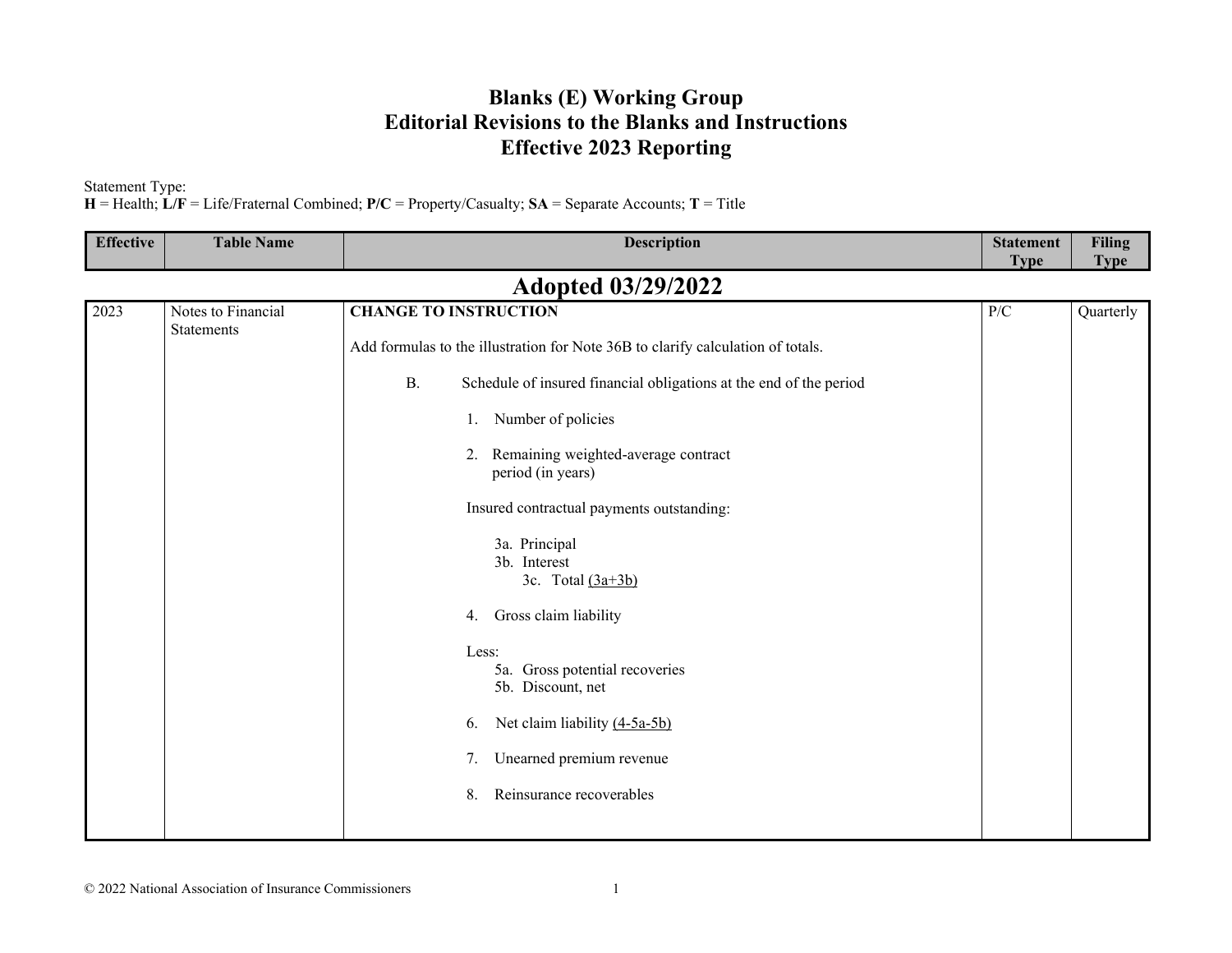# Blanks (E) Working Group
# Editorial Revisions to the Blanks and Instructions
# Effective 2023 Reporting

Statement Type:
**H** = Health; **L/F** = Life/Fraternal Combined; **P/C** = Property/Casualty; **SA** = Separate Accounts; **T** = Title

| Effective | Table Name | Description | Statement Type | Filing Type |
|---|---|---|---|---|
| **Adopted 03/29/2022** | | | | |
| 2023 | Notes to Financial Statements | **CHANGE TO INSTRUCTION**<br><br>Add formulas to the illustration for Note 36B to clarify calculation of totals.<br><br>B. Schedule of insured financial obligations at the end of the period<br><br>1. Number of policies<br><br>2. Remaining weighted-average contract period (in years)<br><br>Insured contractual payments outstanding:<br><br>3a. Principal<br>3b. Interest<br>3c. Total <u>(3a+3b)</u><br><br>4. Gross claim liability<br><br>Less:<br>5a. Gross potential recoveries<br>5b. Discount, net<br><br>6. Net claim liability <u>(4-5a-5b)</u><br><br>7. Unearned premium revenue<br><br>8. Reinsurance recoverables | P/C | Quarterly |

© 2022 National Association of Insurance Commissioners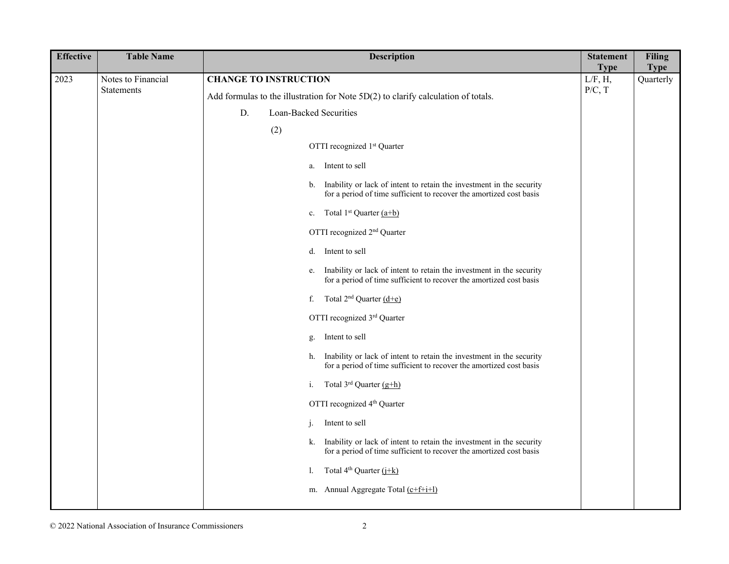| Effective | Table Name | Description | Statement Type | Filing Type |
|---|---|---|---|---|
| 2023 | Notes to Financial Statements | **CHANGE TO INSTRUCTION**<br><br>Add formulas to the illustration for Note 5D(2) to clarify calculation of totals.<br><br>D. Loan-Backed Securities<br><br>(2)<br><br>OTTI recognized 1st Quarter<br><br>a. Intent to sell<br><br>b. Inability or lack of intent to retain the investment in the security for a period of time sufficient to recover the amortized cost basis<br><br>c. Total 1st Quarter <u>(a+b)</u><br><br>OTTI recognized 2nd Quarter<br><br>d. Intent to sell<br><br>e. Inability or lack of intent to retain the investment in the security for a period of time sufficient to recover the amortized cost basis<br><br>f. Total 2nd Quarter <u>(d+e)</u><br><br>OTTI recognized 3rd Quarter<br><br>g. Intent to sell<br><br>h. Inability or lack of intent to retain the investment in the security for a period of time sufficient to recover the amortized cost basis<br><br>i. Total 3rd Quarter <u>(g+h)</u><br><br>OTTI recognized 4th Quarter<br><br>j. Intent to sell<br><br>k. Inability or lack of intent to retain the investment in the security for a period of time sufficient to recover the amortized cost basis<br><br>l. Total 4th Quarter <u>(j+k)</u><br><br>m. Annual Aggregate Total <u>(c+f+i+l)</u> | L/F, H, P/C, T | Quarterly |

© 2022 National Association of Insurance Commissioners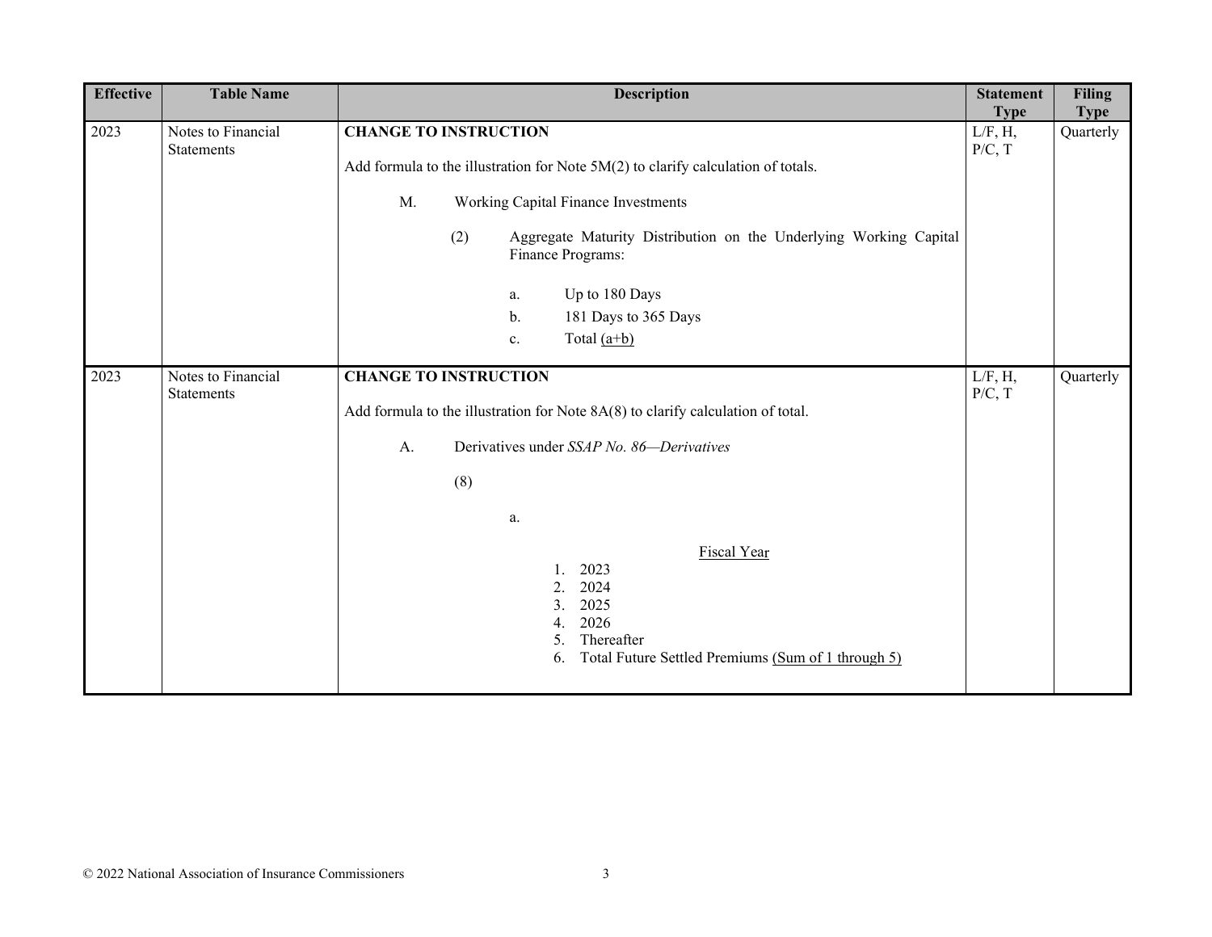| Effective | Table Name | Description | Statement Type | Filing Type |
|---|---|---|---|---|
| 2023 | Notes to Financial Statements | **CHANGE TO INSTRUCTION**<br><br>Add formula to the illustration for Note 5M(2) to clarify calculation of totals.<br><br>M. Working Capital Finance Investments<br><br>(2) Aggregate Maturity Distribution on the Underlying Working Capital Finance Programs:<br><br>a. Up to 180 Days<br>b. 181 Days to 365 Days<br>c. Total <u>(a+b)</u> | L/F, H, P/C, T | Quarterly |
| 2023 | Notes to Financial Statements | **CHANGE TO INSTRUCTION**<br><br>Add formula to the illustration for Note 8A(8) to clarify calculation of total.<br><br>A. Derivatives under *SSAP No. 86—Derivatives*<br><br>(8)<br><br>a.<br><br><u>Fiscal Year</u><br>1. 2023<br>2. 2024<br>3. 2025<br>4. 2026<br>5. Thereafter<br>6. Total Future Settled Premiums <u>(Sum of 1 through 5)</u> | L/F, H, P/C, T | Quarterly |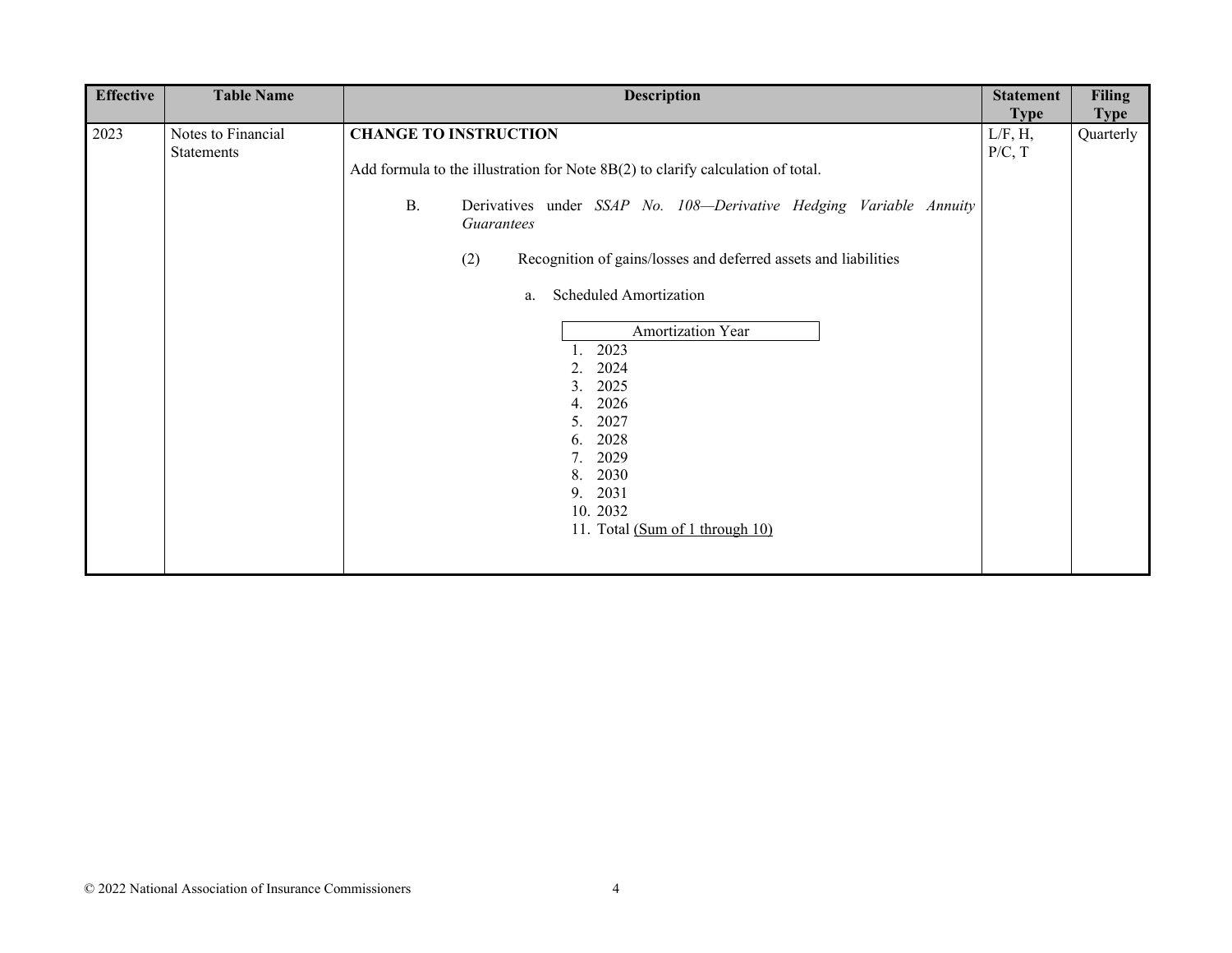| Effective | Table Name | Description | Statement Type | Filing Type |
| --- | --- | --- | --- | --- |
| 2023 | Notes to Financial Statements | **CHANGE TO INSTRUCTION**<br><br>Add formula to the illustration for Note 8B(2) to clarify calculation of total.<br><br>B. Derivatives under *SSAP No. 108—Derivative Hedging Variable Annuity Guarantees*<br><br>(2) Recognition of gains/losses and deferred assets and liabilities<br><br>a. Scheduled Amortization<br><br>Amortization Year<br>1. 2023<br>2. 2024<br>3. 2025<br>4. 2026<br>5. 2027<br>6. 2028<br>7. 2029<br>8. 2030<br>9. 2031<br>10. 2032<br>11. Total <u>(Sum of 1 through 10)</u> | L/F, H, P/C, T | Quarterly |